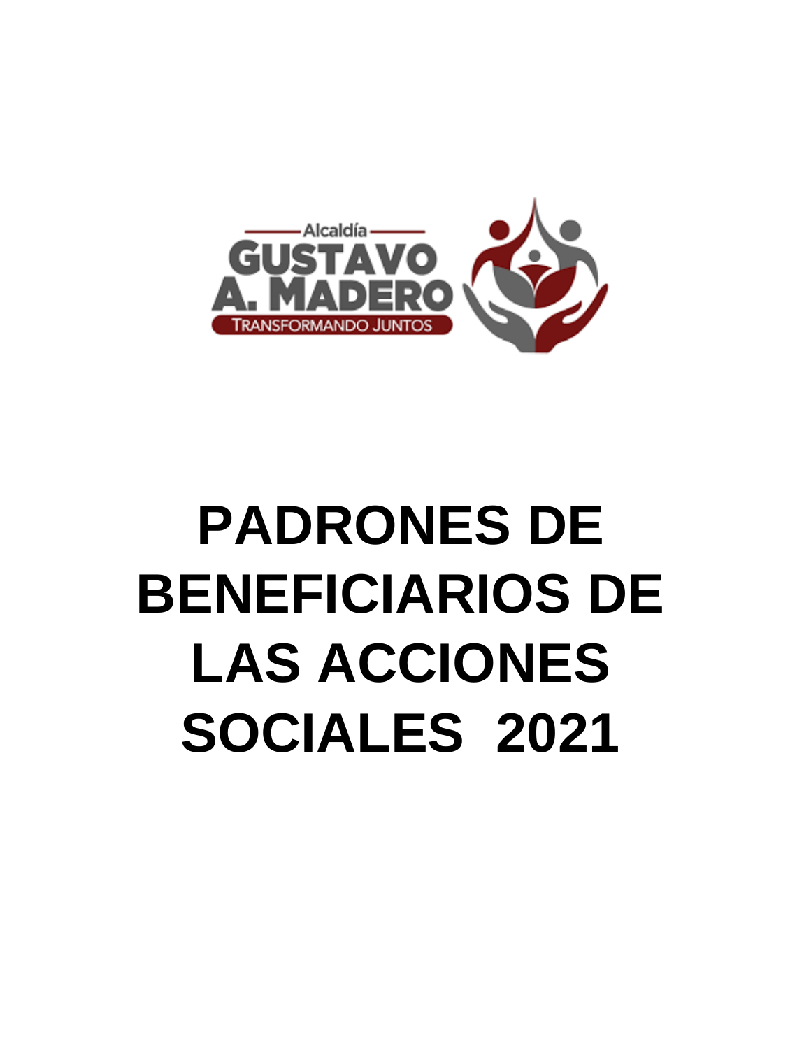Alcaldía

GUSTAVO A. MADERO

TRANSFORMANDO JUNTOS

# PADRONES DE BENEFICIARIOS DE LAS ACCIONES SOCIALES 2021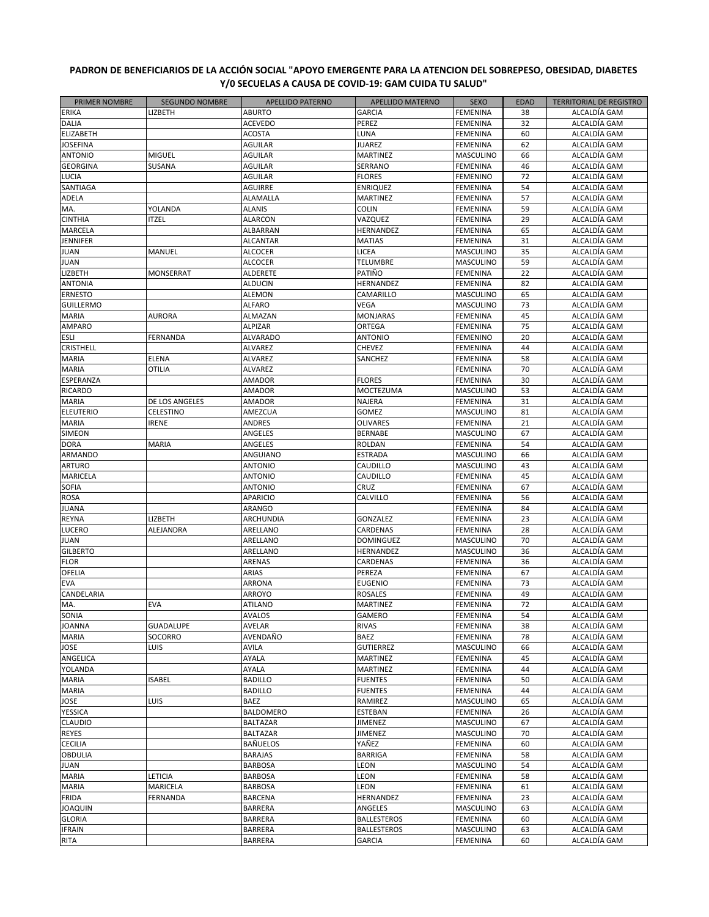**PADRON DE BENEFICIARIOS DE LA ACCIÓN SOCIAL "APOYO EMERGENTE PARA LA ATENCION DEL SOBREPESO, OBESIDAD, DIABETES Y/0 SECUELAS A CAUSA DE COVID-19: GAM CUIDA TU SALUD"**

| PRIMER NOMBRE | SEGUNDO NOMBRE | APELLIDO PATERNO | APELLIDO MATERNO | SEXO | EDAD | TERRITORIAL DE REGISTRO |
|---|---|---|---|---|---|---|
| ERIKA | LIZBETH | ABURTO | GARCIA | FEMENINA | 38 | ALCALDÍA GAM |
| DALIA | | ACEVEDO | PEREZ | FEMENINA | 32 | ALCALDÍA GAM |
| ELIZABETH | | ACOSTA | LUNA | FEMENINA | 60 | ALCALDÍA GAM |
| JOSEFINA | | AGUILAR | JUAREZ | FEMENINA | 62 | ALCALDÍA GAM |
| ANTONIO | MIGUEL | AGUILAR | MARTINEZ | MASCULINO | 66 | ALCALDÍA GAM |
| GEORGINA | SUSANA | AGUILAR | SERRANO | FEMENINA | 46 | ALCALDÍA GAM |
| LUCIA | | AGUILAR | FLORES | FEMENINO | 72 | ALCALDÍA GAM |
| SANTIAGA | | AGUIRRE | ENRIQUEZ | FEMENINA | 54 | ALCALDÍA GAM |
| ADELA | | ALAMALLA | MARTINEZ | FEMENINA | 57 | ALCALDÍA GAM |
| MA. | YOLANDA | ALANIS | COLIN | FEMENINA | 59 | ALCALDÍA GAM |
| CINTHIA | ITZEL | ALARCON | VAZQUEZ | FEMENINA | 29 | ALCALDÍA GAM |
| MARCELA | | ALBARRAN | HERNANDEZ | FEMENINA | 65 | ALCALDÍA GAM |
| JENNIFER | | ALCANTAR | MATIAS | FEMENINA | 31 | ALCALDÍA GAM |
| JUAN | MANUEL | ALCOCER | LICEA | MASCULINO | 35 | ALCALDÍA GAM |
| JUAN | | ALCOCER | TELUMBRE | MASCULINO | 59 | ALCALDÍA GAM |
| LIZBETH | MONSERRAT | ALDERETE | PATIÑO | FEMENINA | 22 | ALCALDÍA GAM |
| ANTONIA | | ALDUCIN | HERNANDEZ | FEMENINA | 82 | ALCALDÍA GAM |
| ERNESTO | | ALEMON | CAMARILLO | MASCULINO | 65 | ALCALDÍA GAM |
| GUILLERMO | | ALFARO | VEGA | MASCULINO | 73 | ALCALDÍA GAM |
| MARIA | AURORA | ALMAZAN | MONJARAS | FEMENINA | 45 | ALCALDÍA GAM |
| AMPARO | | ALPIZAR | ORTEGA | FEMENINA | 75 | ALCALDÍA GAM |
| ESLI | FERNANDA | ALVARADO | ANTONIO | FEMENINO | 20 | ALCALDÍA GAM |
| CRISTHELL | | ALVAREZ | CHEVEZ | FEMENINA | 44 | ALCALDÍA GAM |
| MARIA | ELENA | ALVAREZ | SANCHEZ | FEMENINA | 58 | ALCALDÍA GAM |
| MARIA | OTILIA | ALVAREZ | | FEMENINA | 70 | ALCALDÍA GAM |
| ESPERANZA | | AMADOR | FLORES | FEMENINA | 30 | ALCALDÍA GAM |
| RICARDO | | AMADOR | MOCTEZUMA | MASCULINO | 53 | ALCALDÍA GAM |
| MARIA | DE LOS ANGELES | AMADOR | NAJERA | FEMENINA | 31 | ALCALDÍA GAM |
| ELEUTERIO | CELESTINO | AMEZCUA | GOMEZ | MASCULINO | 81 | ALCALDÍA GAM |
| MARIA | IRENE | ANDRES | OLIVARES | FEMENINA | 21 | ALCALDÍA GAM |
| SIMEON | | ANGELES | BERNABE | MASCULINO | 67 | ALCALDÍA GAM |
| DORA | MARIA | ANGELES | ROLDAN | FEMENINA | 54 | ALCALDÍA GAM |
| ARMANDO | | ANGUIANO | ESTRADA | MASCULINO | 66 | ALCALDÍA GAM |
| ARTURO | | ANTONIO | CAUDILLO | MASCULINO | 43 | ALCALDÍA GAM |
| MARICELA | | ANTONIO | CAUDILLO | FEMENINA | 45 | ALCALDÍA GAM |
| SOFIA | | ANTONIO | CRUZ | FEMENINA | 67 | ALCALDÍA GAM |
| ROSA | | APARICIO | CALVILLO | FEMENINA | 56 | ALCALDÍA GAM |
| JUANA | | ARANGO | | FEMENINA | 84 | ALCALDÍA GAM |
| REYNA | LIZBETH | ARCHUNDIA | GONZALEZ | FEMENINA | 23 | ALCALDÍA GAM |
| LUCERO | ALEJANDRA | ARELLANO | CARDENAS | FEMENINA | 28 | ALCALDÍA GAM |
| JUAN | | ARELLANO | DOMINGUEZ | MASCULINO | 70 | ALCALDÍA GAM |
| GILBERTO | | ARELLANO | HERNANDEZ | MASCULINO | 36 | ALCALDÍA GAM |
| FLOR | | ARENAS | CARDENAS | FEMENINA | 36 | ALCALDÍA GAM |
| OFELIA | | ARIAS | PEREZA | FEMENINA | 67 | ALCALDÍA GAM |
| EVA | | ARRONA | EUGENIO | FEMENINA | 73 | ALCALDÍA GAM |
| CANDELARIA | | ARROYO | ROSALES | FEMENINA | 49 | ALCALDÍA GAM |
| MA. | EVA | ATILANO | MARTINEZ | FEMENINA | 72 | ALCALDÍA GAM |
| SONIA | | AVALOS | GAMERO | FEMENINA | 54 | ALCALDÍA GAM |
| JOANNA | GUADALUPE | AVELAR | RIVAS | FEMENINA | 38 | ALCALDÍA GAM |
| MARIA | SOCORRO | AVENDAÑO | BAEZ | FEMENINA | 78 | ALCALDÍA GAM |
| JOSE | LUIS | AVILA | GUTIERREZ | MASCULINO | 66 | ALCALDÍA GAM |
| ANGELICA | | AYALA | MARTINEZ | FEMENINA | 45 | ALCALDÍA GAM |
| YOLANDA | | AYALA | MARTINEZ | FEMENINA | 44 | ALCALDÍA GAM |
| MARIA | ISABEL | BADILLO | FUENTES | FEMENINA | 50 | ALCALDÍA GAM |
| MARIA | | BADILLO | FUENTES | FEMENINA | 44 | ALCALDÍA GAM |
| JOSE | LUIS | BAEZ | RAMIREZ | MASCULINO | 65 | ALCALDÍA GAM |
| YESSICA | | BALDOMERO | ESTEBAN | FEMENINA | 26 | ALCALDÍA GAM |
| CLAUDIO | | BALTAZAR | JIMENEZ | MASCULINO | 67 | ALCALDÍA GAM |
| REYES | | BALTAZAR | JIMENEZ | MASCULINO | 70 | ALCALDÍA GAM |
| CECILIA | | BAÑUELOS | YAÑEZ | FEMENINA | 60 | ALCALDÍA GAM |
| OBDULIA | | BARAJAS | BARRIGA | FEMENINA | 58 | ALCALDÍA GAM |
| JUAN | | BARBOSA | LEON | MASCULINO | 54 | ALCALDÍA GAM |
| MARIA | LETICIA | BARBOSA | LEON | FEMENINA | 58 | ALCALDÍA GAM |
| MARIA | MARICELA | BARBOSA | LEON | FEMENINA | 61 | ALCALDÍA GAM |
| FRIDA | FERNANDA | BARCENA | HERNANDEZ | FEMENINA | 23 | ALCALDÍA GAM |
| JOAQUIN | | BARRERA | ANGELES | MASCULINO | 63 | ALCALDÍA GAM |
| GLORIA | | BARRERA | BALLESTEROS | FEMENINA | 60 | ALCALDÍA GAM |
| IFRAIN | | BARRERA | BALLESTEROS | MASCULINO | 63 | ALCALDÍA GAM |
| RITA | | BARRERA | GARCIA | FEMENINA | 60 | ALCALDÍA GAM |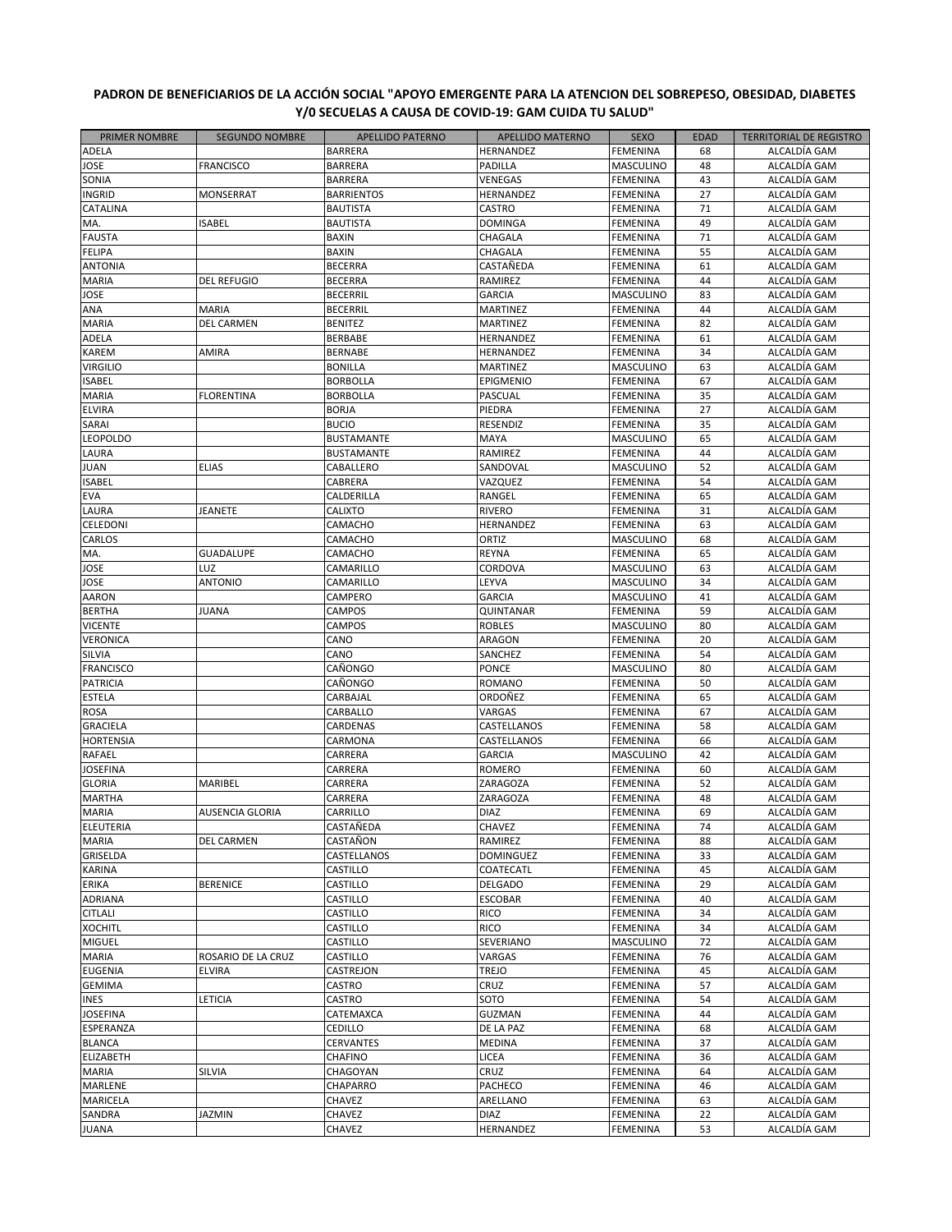**PADRON DE BENEFICIARIOS DE LA ACCIÓN SOCIAL "APOYO EMERGENTE PARA LA ATENCION DEL SOBREPESO, OBESIDAD, DIABETES Y/0 SECUELAS A CAUSA DE COVID-19: GAM CUIDA TU SALUD"**

| PRIMER NOMBRE | SEGUNDO NOMBRE | APELLIDO PATERNO | APELLIDO MATERNO | SEXO | EDAD | TERRITORIAL DE REGISTRO |
|---|---|---|---|---|---|---|
| ADELA | | BARRERA | HERNANDEZ | FEMENINA | 68 | ALCALDÍA GAM |
| JOSE | FRANCISCO | BARRERA | PADILLA | MASCULINO | 48 | ALCALDÍA GAM |
| SONIA | | BARRERA | VENEGAS | FEMENINA | 43 | ALCALDÍA GAM |
| INGRID | MONSERRAT | BARRIENTOS | HERNANDEZ | FEMENINA | 27 | ALCALDÍA GAM |
| CATALINA | | BAUTISTA | CASTRO | FEMENINA | 71 | ALCALDÍA GAM |
| MA. | ISABEL | BAUTISTA | DOMINGA | FEMENINA | 49 | ALCALDÍA GAM |
| FAUSTA | | BAXIN | CHAGALA | FEMENINA | 71 | ALCALDÍA GAM |
| FELIPA | | BAXIN | CHAGALA | FEMENINA | 55 | ALCALDÍA GAM |
| ANTONIA | | BECERRA | CASTAÑEDA | FEMENINA | 61 | ALCALDÍA GAM |
| MARIA | DEL REFUGIO | BECERRA | RAMIREZ | FEMENINA | 44 | ALCALDÍA GAM |
| JOSE | | BECERRIL | GARCIA | MASCULINO | 83 | ALCALDÍA GAM |
| ANA | MARIA | BECERRIL | MARTINEZ | FEMENINA | 44 | ALCALDÍA GAM |
| MARIA | DEL CARMEN | BENITEZ | MARTINEZ | FEMENINA | 82 | ALCALDÍA GAM |
| ADELA | | BERBABE | HERNANDEZ | FEMENINA | 61 | ALCALDÍA GAM |
| KAREM | AMIRA | BERNABE | HERNANDEZ | FEMENINA | 34 | ALCALDÍA GAM |
| VIRGILIO | | BONILLA | MARTINEZ | MASCULINO | 63 | ALCALDÍA GAM |
| ISABEL | | BORBOLLA | EPIGMENIO | FEMENINA | 67 | ALCALDÍA GAM |
| MARIA | FLORENTINA | BORBOLLA | PASCUAL | FEMENINA | 35 | ALCALDÍA GAM |
| ELVIRA | | BORJA | PIEDRA | FEMENINA | 27 | ALCALDÍA GAM |
| SARAI | | BUCIO | RESENDIZ | FEMENINA | 35 | ALCALDÍA GAM |
| LEOPOLDO | | BUSTAMANTE | MAYA | MASCULINO | 65 | ALCALDÍA GAM |
| LAURA | | BUSTAMANTE | RAMIREZ | FEMENINA | 44 | ALCALDÍA GAM |
| JUAN | ELIAS | CABALLERO | SANDOVAL | MASCULINO | 52 | ALCALDÍA GAM |
| ISABEL | | CABRERA | VAZQUEZ | FEMENINA | 54 | ALCALDÍA GAM |
| EVA | | CALDERILLA | RANGEL | FEMENINA | 65 | ALCALDÍA GAM |
| LAURA | JEANETE | CALIXTO | RIVERO | FEMENINA | 31 | ALCALDÍA GAM |
| CELEDONI | | CAMACHO | HERNANDEZ | FEMENINA | 63 | ALCALDÍA GAM |
| CARLOS | | CAMACHO | ORTIZ | MASCULINO | 68 | ALCALDÍA GAM |
| MA. | GUADALUPE | CAMACHO | REYNA | FEMENINA | 65 | ALCALDÍA GAM |
| JOSE | LUZ | CAMARILLO | CORDOVA | MASCULINO | 63 | ALCALDÍA GAM |
| JOSE | ANTONIO | CAMARILLO | LEYVA | MASCULINO | 34 | ALCALDÍA GAM |
| AARON | | CAMPERO | GARCIA | MASCULINO | 41 | ALCALDÍA GAM |
| BERTHA | JUANA | CAMPOS | QUINTANAR | FEMENINA | 59 | ALCALDÍA GAM |
| VICENTE | | CAMPOS | ROBLES | MASCULINO | 80 | ALCALDÍA GAM |
| VERONICA | | CANO | ARAGON | FEMENINA | 20 | ALCALDÍA GAM |
| SILVIA | | CANO | SANCHEZ | FEMENINA | 54 | ALCALDÍA GAM |
| FRANCISCO | | CAÑONGO | PONCE | MASCULINO | 80 | ALCALDÍA GAM |
| PATRICIA | | CAÑONGO | ROMANO | FEMENINA | 50 | ALCALDÍA GAM |
| ESTELA | | CARBAJAL | ORDOÑEZ | FEMENINA | 65 | ALCALDÍA GAM |
| ROSA | | CARBALLO | VARGAS | FEMENINA | 67 | ALCALDÍA GAM |
| GRACIELA | | CARDENAS | CASTELLANOS | FEMENINA | 58 | ALCALDÍA GAM |
| HORTENSIA | | CARMONA | CASTELLANOS | FEMENINA | 66 | ALCALDÍA GAM |
| RAFAEL | | CARRERA | GARCIA | MASCULINO | 42 | ALCALDÍA GAM |
| JOSEFINA | | CARRERA | ROMERO | FEMENINA | 60 | ALCALDÍA GAM |
| GLORIA | MARIBEL | CARRERA | ZARAGOZA | FEMENINA | 52 | ALCALDÍA GAM |
| MARTHA | | CARRERA | ZARAGOZA | FEMENINA | 48 | ALCALDÍA GAM |
| MARIA | AUSENCIA GLORIA | CARRILLO | DIAZ | FEMENINA | 69 | ALCALDÍA GAM |
| ELEUTERIA | | CASTAÑEDA | CHAVEZ | FEMENINA | 74 | ALCALDÍA GAM |
| MARIA | DEL CARMEN | CASTAÑON | RAMIREZ | FEMENINA | 88 | ALCALDÍA GAM |
| GRISELDA | | CASTELLANOS | DOMINGUEZ | FEMENINA | 33 | ALCALDÍA GAM |
| KARINA | | CASTILLO | COATECATL | FEMENINA | 45 | ALCALDÍA GAM |
| ERIKA | BERENICE | CASTILLO | DELGADO | FEMENINA | 29 | ALCALDÍA GAM |
| ADRIANA | | CASTILLO | ESCOBAR | FEMENINA | 40 | ALCALDÍA GAM |
| CITLALI | | CASTILLO | RICO | FEMENINA | 34 | ALCALDÍA GAM |
| XOCHITL | | CASTILLO | RICO | FEMENINA | 34 | ALCALDÍA GAM |
| MIGUEL | | CASTILLO | SEVERIANO | MASCULINO | 72 | ALCALDÍA GAM |
| MARIA | ROSARIO DE LA CRUZ | CASTILLO | VARGAS | FEMENINA | 76 | ALCALDÍA GAM |
| EUGENIA | ELVIRA | CASTREJON | TREJO | FEMENINA | 45 | ALCALDÍA GAM |
| GEMIMA | | CASTRO | CRUZ | FEMENINA | 57 | ALCALDÍA GAM |
| INES | LETICIA | CASTRO | SOTO | FEMENINA | 54 | ALCALDÍA GAM |
| JOSEFINA | | CATEMAXCA | GUZMAN | FEMENINA | 44 | ALCALDÍA GAM |
| ESPERANZA | | CEDILLO | DE LA PAZ | FEMENINA | 68 | ALCALDÍA GAM |
| BLANCA | | CERVANTES | MEDINA | FEMENINA | 37 | ALCALDÍA GAM |
| ELIZABETH | | CHAFINO | LICEA | FEMENINA | 36 | ALCALDÍA GAM |
| MARIA | SILVIA | CHAGOYAN | CRUZ | FEMENINA | 64 | ALCALDÍA GAM |
| MARLENE | | CHAPARRO | PACHECO | FEMENINA | 46 | ALCALDÍA GAM |
| MARICELA | | CHAVEZ | ARELLANO | FEMENINA | 63 | ALCALDÍA GAM |
| SANDRA | JAZMIN | CHAVEZ | DIAZ | FEMENINA | 22 | ALCALDÍA GAM |
| JUANA | | CHAVEZ | HERNANDEZ | FEMENINA | 53 | ALCALDÍA GAM |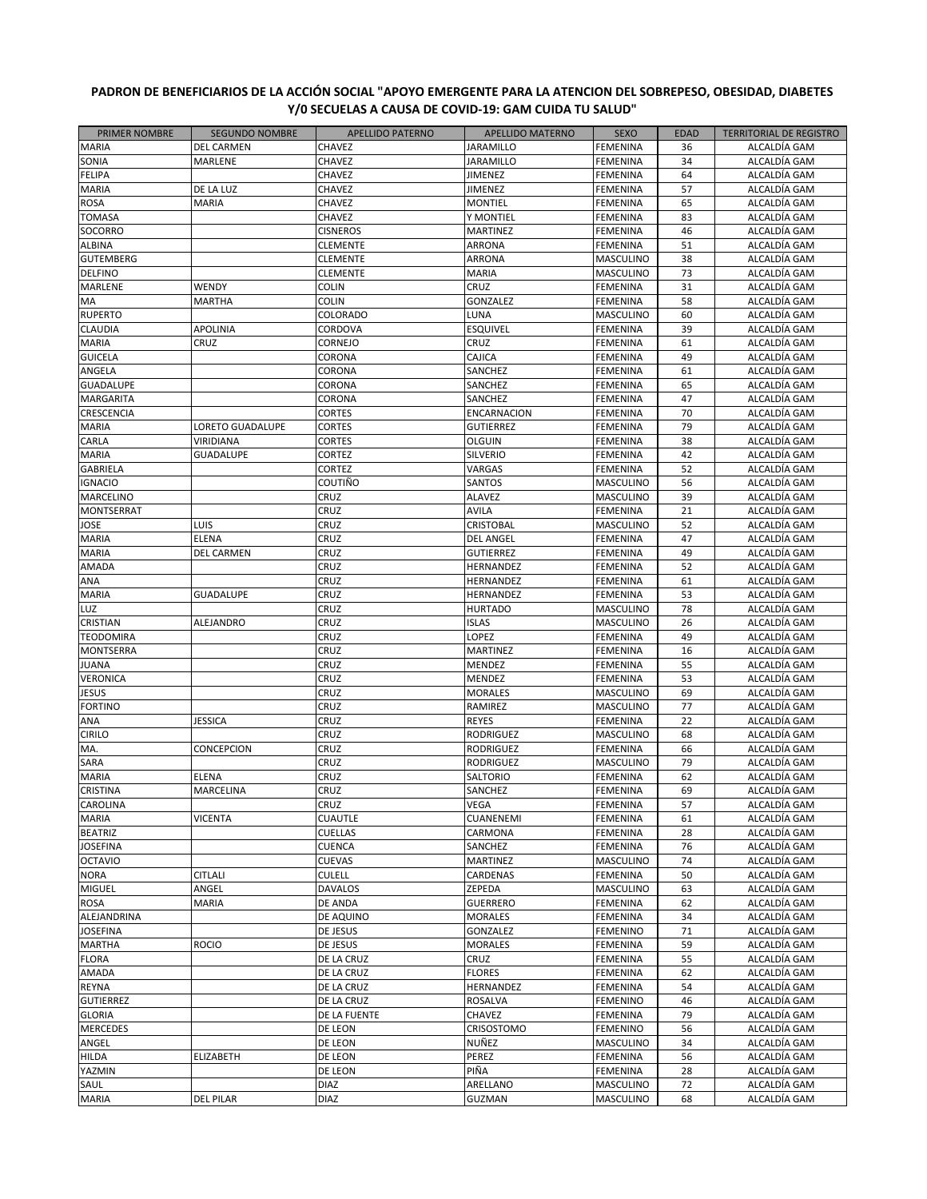**PADRON DE BENEFICIARIOS DE LA ACCIÓN SOCIAL "APOYO EMERGENTE PARA LA ATENCION DEL SOBREPESO, OBESIDAD, DIABETES Y/0 SECUELAS A CAUSA DE COVID-19: GAM CUIDA TU SALUD"**

| PRIMER NOMBRE | SEGUNDO NOMBRE | APELLIDO PATERNO | APELLIDO MATERNO | SEXO | EDAD | TERRITORIAL DE REGISTRO |
|---|---|---|---|---|---|---|
| MARIA | DEL CARMEN | CHAVEZ | JARAMILLO | FEMENINA | 36 | ALCALDÍA GAM |
| SONIA | MARLENE | CHAVEZ | JARAMILLO | FEMENINA | 34 | ALCALDÍA GAM |
| FELIPA | | CHAVEZ | JIMENEZ | FEMENINA | 64 | ALCALDÍA GAM |
| MARIA | DE LA LUZ | CHAVEZ | JIMENEZ | FEMENINA | 57 | ALCALDÍA GAM |
| ROSA | MARIA | CHAVEZ | MONTIEL | FEMENINA | 65 | ALCALDÍA GAM |
| TOMASA | | CHAVEZ | Y MONTIEL | FEMENINA | 83 | ALCALDÍA GAM |
| SOCORRO | | CISNEROS | MARTINEZ | FEMENINA | 46 | ALCALDÍA GAM |
| ALBINA | | CLEMENTE | ARRONA | FEMENINA | 51 | ALCALDÍA GAM |
| GUTEMBERG | | CLEMENTE | ARRONA | MASCULINO | 38 | ALCALDÍA GAM |
| DELFINO | | CLEMENTE | MARIA | MASCULINO | 73 | ALCALDÍA GAM |
| MARLENE | WENDY | COLIN | CRUZ | FEMENINA | 31 | ALCALDÍA GAM |
| MA | MARTHA | COLIN | GONZALEZ | FEMENINA | 58 | ALCALDÍA GAM |
| RUPERTO | | COLORADO | LUNA | MASCULINO | 60 | ALCALDÍA GAM |
| CLAUDIA | APOLINIA | CORDOVA | ESQUIVEL | FEMENINA | 39 | ALCALDÍA GAM |
| MARIA | CRUZ | CORNEJO | CRUZ | FEMENINA | 61 | ALCALDÍA GAM |
| GUICELA | | CORONA | CAJICA | FEMENINA | 49 | ALCALDÍA GAM |
| ANGELA | | CORONA | SANCHEZ | FEMENINA | 61 | ALCALDÍA GAM |
| GUADALUPE | | CORONA | SANCHEZ | FEMENINA | 65 | ALCALDÍA GAM |
| MARGARITA | | CORONA | SANCHEZ | FEMENINA | 47 | ALCALDÍA GAM |
| CRESCENCIA | | CORTES | ENCARNACION | FEMENINA | 70 | ALCALDÍA GAM |
| MARIA | LORETO GUADALUPE | CORTES | GUTIERREZ | FEMENINA | 79 | ALCALDÍA GAM |
| CARLA | VIRIDIANA | CORTES | OLGUIN | FEMENINA | 38 | ALCALDÍA GAM |
| MARIA | GUADALUPE | CORTEZ | SILVERIO | FEMENINA | 42 | ALCALDÍA GAM |
| GABRIELA | | CORTEZ | VARGAS | FEMENINA | 52 | ALCALDÍA GAM |
| IGNACIO | | COUTIÑO | SANTOS | MASCULINO | 56 | ALCALDÍA GAM |
| MARCELINO | | CRUZ | ALAVEZ | MASCULINO | 39 | ALCALDÍA GAM |
| MONTSERRAT | | CRUZ | AVILA | FEMENINA | 21 | ALCALDÍA GAM |
| JOSE | LUIS | CRUZ | CRISTOBAL | MASCULINO | 52 | ALCALDÍA GAM |
| MARIA | ELENA | CRUZ | DEL ANGEL | FEMENINA | 47 | ALCALDÍA GAM |
| MARIA | DEL CARMEN | CRUZ | GUTIERREZ | FEMENINA | 49 | ALCALDÍA GAM |
| AMADA | | CRUZ | HERNANDEZ | FEMENINA | 52 | ALCALDÍA GAM |
| ANA | | CRUZ | HERNANDEZ | FEMENINA | 61 | ALCALDÍA GAM |
| MARIA | GUADALUPE | CRUZ | HERNANDEZ | FEMENINA | 53 | ALCALDÍA GAM |
| LUZ | | CRUZ | HURTADO | MASCULINO | 78 | ALCALDÍA GAM |
| CRISTIAN | ALEJANDRO | CRUZ | ISLAS | MASCULINO | 26 | ALCALDÍA GAM |
| TEODOMIRA | | CRUZ | LOPEZ | FEMENINA | 49 | ALCALDÍA GAM |
| MONTSERRA | | CRUZ | MARTINEZ | FEMENINA | 16 | ALCALDÍA GAM |
| JUANA | | CRUZ | MENDEZ | FEMENINA | 55 | ALCALDÍA GAM |
| VERONICA | | CRUZ | MENDEZ | FEMENINA | 53 | ALCALDÍA GAM |
| JESUS | | CRUZ | MORALES | MASCULINO | 69 | ALCALDÍA GAM |
| FORTINO | | CRUZ | RAMIREZ | MASCULINO | 77 | ALCALDÍA GAM |
| ANA | JESSICA | CRUZ | REYES | FEMENINA | 22 | ALCALDÍA GAM |
| CIRILO | | CRUZ | RODRIGUEZ | MASCULINO | 68 | ALCALDÍA GAM |
| MA. | CONCEPCION | CRUZ | RODRIGUEZ | FEMENINA | 66 | ALCALDÍA GAM |
| SARA | | CRUZ | RODRIGUEZ | MASCULINO | 79 | ALCALDÍA GAM |
| MARIA | ELENA | CRUZ | SALTORIO | FEMENINA | 62 | ALCALDÍA GAM |
| CRISTINA | MARCELINA | CRUZ | SANCHEZ | FEMENINA | 69 | ALCALDÍA GAM |
| CAROLINA | | CRUZ | VEGA | FEMENINA | 57 | ALCALDÍA GAM |
| MARIA | VICENTA | CUAUTLE | CUANENEMI | FEMENINA | 61 | ALCALDÍA GAM |
| BEATRIZ | | CUELLAS | CARMONA | FEMENINA | 28 | ALCALDÍA GAM |
| JOSEFINA | | CUENCA | SANCHEZ | FEMENINA | 76 | ALCALDÍA GAM |
| OCTAVIO | | CUEVAS | MARTINEZ | MASCULINO | 74 | ALCALDÍA GAM |
| NORA | CITLALI | CULELL | CARDENAS | FEMENINA | 50 | ALCALDÍA GAM |
| MIGUEL | ANGEL | DAVALOS | ZEPEDA | MASCULINO | 63 | ALCALDÍA GAM |
| ROSA | MARIA | DE ANDA | GUERRERO | FEMENINA | 62 | ALCALDÍA GAM |
| ALEJANDRINA | | DE AQUINO | MORALES | FEMENINA | 34 | ALCALDÍA GAM |
| JOSEFINA | | DE JESUS | GONZALEZ | FEMENINO | 71 | ALCALDÍA GAM |
| MARTHA | ROCIO | DE JESUS | MORALES | FEMENINA | 59 | ALCALDÍA GAM |
| FLORA | | DE LA CRUZ | CRUZ | FEMENINA | 55 | ALCALDÍA GAM |
| AMADA | | DE LA CRUZ | FLORES | FEMENINA | 62 | ALCALDÍA GAM |
| REYNA | | DE LA CRUZ | HERNANDEZ | FEMENINA | 54 | ALCALDÍA GAM |
| GUTIERREZ | | DE LA CRUZ | ROSALVA | FEMENINO | 46 | ALCALDÍA GAM |
| GLORIA | | DE LA FUENTE | CHAVEZ | FEMENINA | 79 | ALCALDÍA GAM |
| MERCEDES | | DE LEON | CRISOSTOMO | FEMENINO | 56 | ALCALDÍA GAM |
| ANGEL | | DE LEON | NUÑEZ | MASCULINO | 34 | ALCALDÍA GAM |
| HILDA | ELIZABETH | DE LEON | PEREZ | FEMENINA | 56 | ALCALDÍA GAM |
| YAZMIN | | DE LEON | PIÑA | FEMENINA | 28 | ALCALDÍA GAM |
| SAUL | | DIAZ | ARELLANO | MASCULINO | 72 | ALCALDÍA GAM |
| MARIA | DEL PILAR | DIAZ | GUZMAN | MASCULINO | 68 | ALCALDÍA GAM |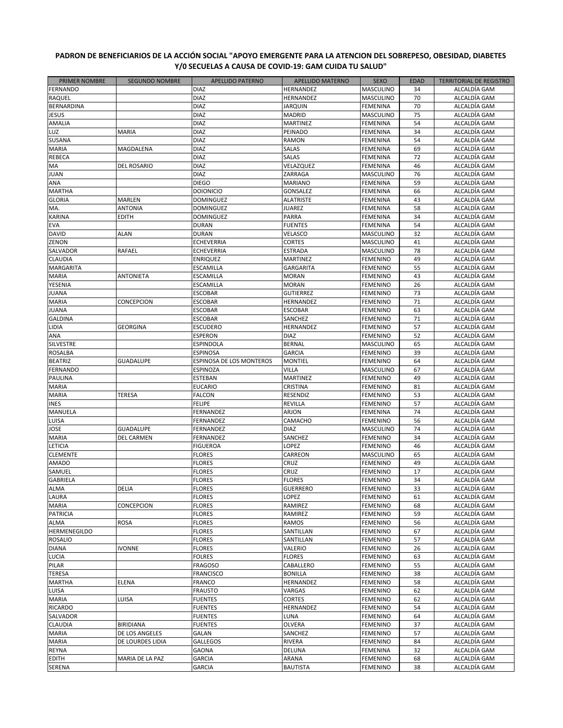**PADRON DE BENEFICIARIOS DE LA ACCIÓN SOCIAL "APOYO EMERGENTE PARA LA ATENCION DEL SOBREPESO, OBESIDAD, DIABETES Y/0 SECUELAS A CAUSA DE COVID-19: GAM CUIDA TU SALUD"**

| PRIMER NOMBRE | SEGUNDO NOMBRE | APELLIDO PATERNO | APELLIDO MATERNO | SEXO | EDAD | TERRITORIAL DE REGISTRO |
|---|---|---|---|---|---|---|
| FERNANDO | | DIAZ | HERNANDEZ | MASCULINO | 34 | ALCALDÍA GAM |
| RAQUEL | | DIAZ | HERNANDEZ | MASCULINO | 70 | ALCALDÍA GAM |
| BERNARDINA | | DIAZ | JARQUIN | FEMENINA | 70 | ALCALDÍA GAM |
| JESUS | | DIAZ | MADRID | MASCULINO | 75 | ALCALDÍA GAM |
| AMALIA | | DIAZ | MARTINEZ | FEMENINA | 54 | ALCALDÍA GAM |
| LUZ | MARIA | DIAZ | PEINADO | FEMENINA | 34 | ALCALDÍA GAM |
| SUSANA | | DIAZ | RAMON | FEMENINA | 54 | ALCALDÍA GAM |
| MARIA | MAGDALENA | DIAZ | SALAS | FEMENINA | 69 | ALCALDÍA GAM |
| REBECA | | DIAZ | SALAS | FEMENINA | 72 | ALCALDÍA GAM |
| MA | DEL ROSARIO | DIAZ | VELAZQUEZ | FEMENINA | 46 | ALCALDÍA GAM |
| JUAN | | DIAZ | ZARRAGA | MASCULINO | 76 | ALCALDÍA GAM |
| ANA | | DIEGO | MARIANO | FEMENINA | 59 | ALCALDÍA GAM |
| MARTHA | | DOIONICIO | GONSALEZ | FEMENINA | 66 | ALCALDÍA GAM |
| GLORIA | MARLEN | DOMINGUEZ | ALATRISTE | FEMENINA | 43 | ALCALDÍA GAM |
| MA. | ANTONIA | DOMINGUEZ | JUAREZ | FEMENINA | 58 | ALCALDÍA GAM |
| KARINA | EDITH | DOMINGUEZ | PARRA | FEMENINA | 34 | ALCALDÍA GAM |
| EVA | | DURAN | FUENTES | FEMENINA | 54 | ALCALDÍA GAM |
| DAVID | ALAN | DURAN | VELASCO | MASCULINO | 32 | ALCALDÍA GAM |
| ZENON | | ECHEVERRIA | CORTES | MASCULINO | 41 | ALCALDÍA GAM |
| SALVADOR | RAFAEL | ECHEVERRIA | ESTRADA | MASCULINO | 78 | ALCALDÍA GAM |
| CLAUDIA | | ENRIQUEZ | MARTINEZ | FEMENINO | 49 | ALCALDÍA GAM |
| MARGARITA | | ESCAMILLA | GARGARITA | FEMENINO | 55 | ALCALDÍA GAM |
| MARIA | ANTONIETA | ESCAMILLA | MORAN | FEMENINO | 43 | ALCALDÍA GAM |
| YESENIA | | ESCAMILLA | MORAN | FEMENINO | 26 | ALCALDÍA GAM |
| JUANA | | ESCOBAR | GUTIERREZ | FEMENINO | 73 | ALCALDÍA GAM |
| MARIA | CONCEPCION | ESCOBAR | HERNANDEZ | FEMENINO | 71 | ALCALDÍA GAM |
| JUANA | | ESCOBAR | ESCOBAR | FEMENINO | 63 | ALCALDÍA GAM |
| GALDINA | | ESCOBAR | SANCHEZ | FEMENINO | 71 | ALCALDÍA GAM |
| LIDIA | GEORGINA | ESCUDERO | HERNANDEZ | FEMENINO | 57 | ALCALDÍA GAM |
| ANA | | ESPERON | DIAZ | FEMENINO | 52 | ALCALDÍA GAM |
| SILVESTRE | | ESPINDOLA | BERNAL | MASCULINO | 65 | ALCALDÍA GAM |
| ROSALBA | | ESPINOSA | GARCIA | FEMENINO | 39 | ALCALDÍA GAM |
| BEATRIZ | GUADALUPE | ESPINOSA DE LOS MONTEROS | MONTIEL | FEMENINO | 64 | ALCALDÍA GAM |
| FERNANDO | | ESPINOZA | VILLA | MASCULINO | 67 | ALCALDÍA GAM |
| PAULINA | | ESTEBAN | MARTINEZ | FEMENINO | 49 | ALCALDÍA GAM |
| MARIA | | EUCARIO | CRISTINA | FEMENINO | 81 | ALCALDÍA GAM |
| MARIA | TERESA | FALCON | RESENDIZ | FEMENINO | 53 | ALCALDÍA GAM |
| INES | | FELIPE | REVILLA | FEMENINO | 57 | ALCALDÍA GAM |
| MANUELA | | FERNANDEZ | ARJON | FEMENINA | 74 | ALCALDÍA GAM |
| LUISA | | FERNANDEZ | CAMACHO | FEMENINO | 56 | ALCALDÍA GAM |
| JOSE | GUADALUPE | FERNANDEZ | DIAZ | MASCULINO | 74 | ALCALDÍA GAM |
| MARIA | DEL CARMEN | FERNANDEZ | SANCHEZ | FEMENINO | 34 | ALCALDÍA GAM |
| LETICIA | | FIGUEROA | LOPEZ | FEMENINO | 46 | ALCALDÍA GAM |
| CLEMENTE | | FLORES | CARREON | MASCULINO | 65 | ALCALDÍA GAM |
| AMADO | | FLORES | CRUZ | FEMENINO | 49 | ALCALDÍA GAM |
| SAMUEL | | FLORES | CRUZ | FEMENINO | 17 | ALCALDÍA GAM |
| GABRIELA | | FLORES | FLORES | FEMENINO | 34 | ALCALDÍA GAM |
| ALMA | DELIA | FLORES | GUERRERO | FEMENINO | 33 | ALCALDÍA GAM |
| LAURA | | FLORES | LOPEZ | FEMENINO | 61 | ALCALDÍA GAM |
| MARIA | CONCEPCION | FLORES | RAMIREZ | FEMENINO | 68 | ALCALDÍA GAM |
| PATRICIA | | FLORES | RAMIREZ | FEMENINO | 59 | ALCALDÍA GAM |
| ALMA | ROSA | FLORES | RAMOS | FEMENINO | 56 | ALCALDÍA GAM |
| HERMENEGILDO | | FLORES | SANTILLAN | FEMENINO | 67 | ALCALDÍA GAM |
| ROSALIO | | FLORES | SANTILLAN | FEMENINO | 57 | ALCALDÍA GAM |
| DIANA | IVONNE | FLORES | VALERIO | FEMENINO | 26 | ALCALDÍA GAM |
| LUCIA | | FOLRES | FLORES | FEMENINO | 63 | ALCALDÍA GAM |
| PILAR | | FRAGOSO | CABALLERO | FEMENINO | 55 | ALCALDÍA GAM |
| TERESA | | FRANCISCO | BONILLA | FEMENINO | 38 | ALCALDÍA GAM |
| MARTHA | ELENA | FRANCO | HERNANDEZ | FEMENINO | 58 | ALCALDÍA GAM |
| LUISA | | FRAUSTO | VARGAS | FEMENINO | 62 | ALCALDÍA GAM |
| MARIA | LUISA | FUENTES | CORTES | FEMENINO | 62 | ALCALDÍA GAM |
| RICARDO | | FUENTES | HERNANDEZ | FEMENINO | 54 | ALCALDÍA GAM |
| SALVADOR | | FUENTES | LUNA | FEMENINO | 64 | ALCALDÍA GAM |
| CLAUDIA | BIRIDIANA | FUENTES | OLVERA | FEMENINO | 37 | ALCALDÍA GAM |
| MARIA | DE LOS ANGELES | GALAN | SANCHEZ | FEMENINO | 57 | ALCALDÍA GAM |
| MARIA | DE LOURDES LIDIA | GALLEGOS | RIVERA | FEMENINO | 84 | ALCALDÍA GAM |
| REYNA | | GAONA | DELUNA | FEMENINA | 32 | ALCALDÍA GAM |
| EDITH | MARIA DE LA PAZ | GARCIA | ARANA | FEMENINO | 68 | ALCALDÍA GAM |
| SERENA | | GARCIA | BAUTISTA | FEMENINO | 38 | ALCALDÍA GAM |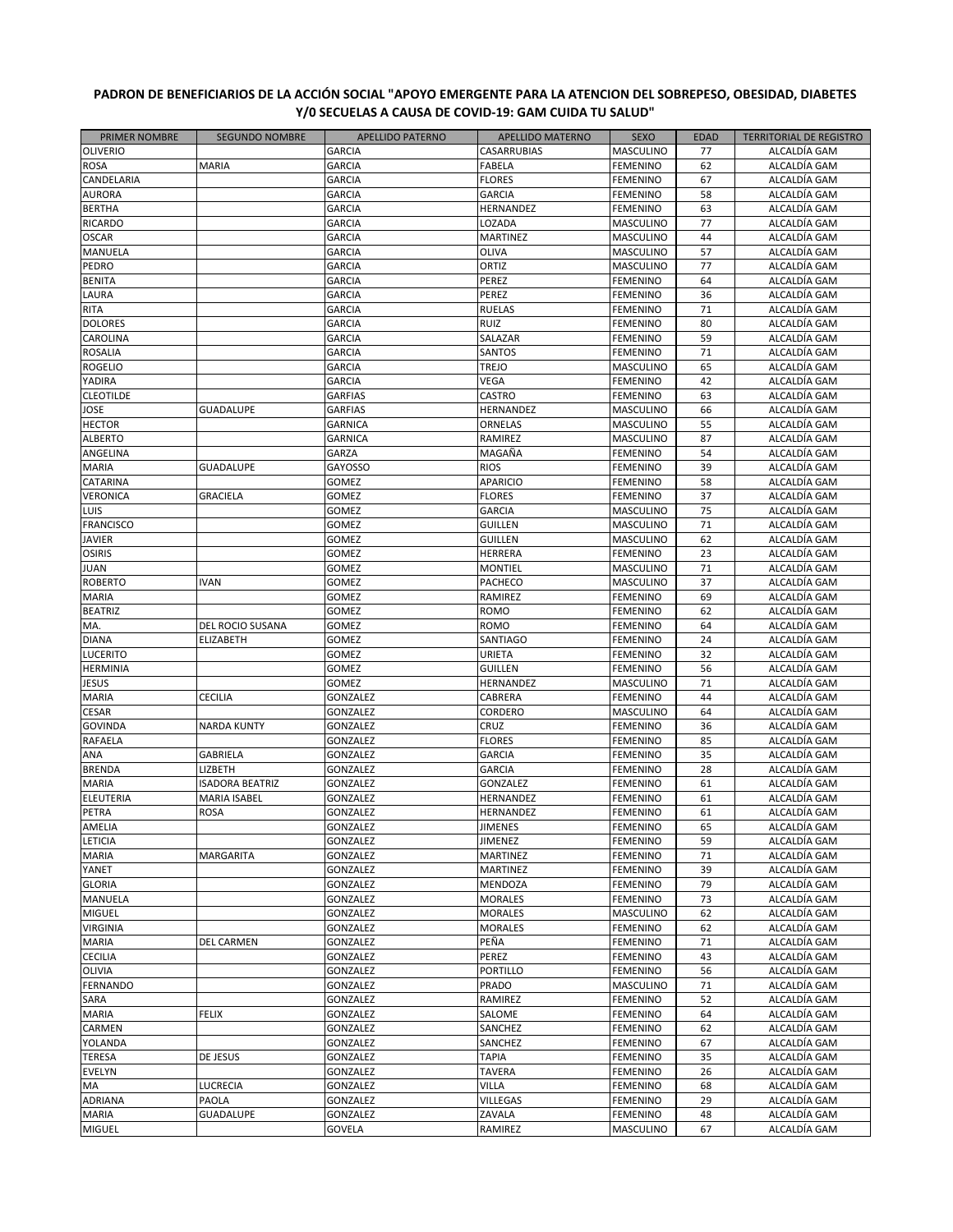**PADRON DE BENEFICIARIOS DE LA ACCIÓN SOCIAL "APOYO EMERGENTE PARA LA ATENCION DEL SOBREPESO, OBESIDAD, DIABETES Y/0 SECUELAS A CAUSA DE COVID-19: GAM CUIDA TU SALUD"**

| PRIMER NOMBRE | SEGUNDO NOMBRE | APELLIDO PATERNO | APELLIDO MATERNO | SEXO | EDAD | TERRITORIAL DE REGISTRO |
|---|---|---|---|---|---|---|
| OLIVERIO | | GARCIA | CASARRUBIAS | MASCULINO | 77 | ALCALDÍA GAM |
| ROSA | MARIA | GARCIA | FABELA | FEMENINO | 62 | ALCALDÍA GAM |
| CANDELARIA | | GARCIA | FLORES | FEMENINO | 67 | ALCALDÍA GAM |
| AURORA | | GARCIA | GARCIA | FEMENINO | 58 | ALCALDÍA GAM |
| BERTHA | | GARCIA | HERNANDEZ | FEMENINO | 63 | ALCALDÍA GAM |
| RICARDO | | GARCIA | LOZADA | MASCULINO | 77 | ALCALDÍA GAM |
| OSCAR | | GARCIA | MARTINEZ | MASCULINO | 44 | ALCALDÍA GAM |
| MANUELA | | GARCIA | OLIVA | MASCULINO | 57 | ALCALDÍA GAM |
| PEDRO | | GARCIA | ORTIZ | MASCULINO | 77 | ALCALDÍA GAM |
| BENITA | | GARCIA | PEREZ | FEMENINO | 64 | ALCALDÍA GAM |
| LAURA | | GARCIA | PEREZ | FEMENINO | 36 | ALCALDÍA GAM |
| RITA | | GARCIA | RUELAS | FEMENINO | 71 | ALCALDÍA GAM |
| DOLORES | | GARCIA | RUIZ | FEMENINO | 80 | ALCALDÍA GAM |
| CAROLINA | | GARCIA | SALAZAR | FEMENINO | 59 | ALCALDÍA GAM |
| ROSALIA | | GARCIA | SANTOS | FEMENINO | 71 | ALCALDÍA GAM |
| ROGELIO | | GARCIA | TREJO | MASCULINO | 65 | ALCALDÍA GAM |
| YADIRA | | GARCIA | VEGA | FEMENINO | 42 | ALCALDÍA GAM |
| CLEOTILDE | | GARFIAS | CASTRO | FEMENINO | 63 | ALCALDÍA GAM |
| JOSE | GUADALUPE | GARFIAS | HERNANDEZ | MASCULINO | 66 | ALCALDÍA GAM |
| HECTOR | | GARNICA | ORNELAS | MASCULINO | 55 | ALCALDÍA GAM |
| ALBERTO | | GARNICA | RAMIREZ | MASCULINO | 87 | ALCALDÍA GAM |
| ANGELINA | | GARZA | MAGAÑA | FEMENINO | 54 | ALCALDÍA GAM |
| MARIA | GUADALUPE | GAYOSSO | RIOS | FEMENINO | 39 | ALCALDÍA GAM |
| CATARINA | | GOMEZ | APARICIO | FEMENINO | 58 | ALCALDÍA GAM |
| VERONICA | GRACIELA | GOMEZ | FLORES | FEMENINO | 37 | ALCALDÍA GAM |
| LUIS | | GOMEZ | GARCIA | MASCULINO | 75 | ALCALDÍA GAM |
| FRANCISCO | | GOMEZ | GUILLEN | MASCULINO | 71 | ALCALDÍA GAM |
| JAVIER | | GOMEZ | GUILLEN | MASCULINO | 62 | ALCALDÍA GAM |
| OSIRIS | | GOMEZ | HERRERA | FEMENINO | 23 | ALCALDÍA GAM |
| JUAN | | GOMEZ | MONTIEL | MASCULINO | 71 | ALCALDÍA GAM |
| ROBERTO | IVAN | GOMEZ | PACHECO | MASCULINO | 37 | ALCALDÍA GAM |
| MARIA | | GOMEZ | RAMIREZ | FEMENINO | 69 | ALCALDÍA GAM |
| BEATRIZ | | GOMEZ | ROMO | FEMENINO | 62 | ALCALDÍA GAM |
| MA. | DEL ROCIO SUSANA | GOMEZ | ROMO | FEMENINO | 64 | ALCALDÍA GAM |
| DIANA | ELIZABETH | GOMEZ | SANTIAGO | FEMENINO | 24 | ALCALDÍA GAM |
| LUCERITO | | GOMEZ | URIETA | FEMENINO | 32 | ALCALDÍA GAM |
| HERMINIA | | GOMEZ | GUILLEN | FEMENINO | 56 | ALCALDÍA GAM |
| JESUS | | GOMEZ | HERNANDEZ | MASCULINO | 71 | ALCALDÍA GAM |
| MARIA | CECILIA | GONZALEZ | CABRERA | FEMENINO | 44 | ALCALDÍA GAM |
| CESAR | | GONZALEZ | CORDERO | MASCULINO | 64 | ALCALDÍA GAM |
| GOVINDA | NARDA KUNTY | GONZALEZ | CRUZ | FEMENINO | 36 | ALCALDÍA GAM |
| RAFAELA | | GONZALEZ | FLORES | FEMENINO | 85 | ALCALDÍA GAM |
| ANA | GABRIELA | GONZALEZ | GARCIA | FEMENINO | 35 | ALCALDÍA GAM |
| BRENDA | LIZBETH | GONZALEZ | GARCIA | FEMENINO | 28 | ALCALDÍA GAM |
| MARIA | ISADORA BEATRIZ | GONZALEZ | GONZALEZ | FEMENINO | 61 | ALCALDÍA GAM |
| ELEUTERIA | MARIA ISABEL | GONZALEZ | HERNANDEZ | FEMENINO | 61 | ALCALDÍA GAM |
| PETRA | ROSA | GONZALEZ | HERNANDEZ | FEMENINO | 61 | ALCALDÍA GAM |
| AMELIA | | GONZALEZ | JIMENES | FEMENINO | 65 | ALCALDÍA GAM |
| LETICIA | | GONZALEZ | JIMENEZ | FEMENINO | 59 | ALCALDÍA GAM |
| MARIA | MARGARITA | GONZALEZ | MARTINEZ | FEMENINO | 71 | ALCALDÍA GAM |
| YANET | | GONZALEZ | MARTINEZ | FEMENINO | 39 | ALCALDÍA GAM |
| GLORIA | | GONZALEZ | MENDOZA | FEMENINO | 79 | ALCALDÍA GAM |
| MANUELA | | GONZALEZ | MORALES | FEMENINO | 73 | ALCALDÍA GAM |
| MIGUEL | | GONZALEZ | MORALES | MASCULINO | 62 | ALCALDÍA GAM |
| VIRGINIA | | GONZALEZ | MORALES | FEMENINO | 62 | ALCALDÍA GAM |
| MARIA | DEL CARMEN | GONZALEZ | PEÑA | FEMENINO | 71 | ALCALDÍA GAM |
| CECILIA | | GONZALEZ | PEREZ | FEMENINO | 43 | ALCALDÍA GAM |
| OLIVIA | | GONZALEZ | PORTILLO | FEMENINO | 56 | ALCALDÍA GAM |
| FERNANDO | | GONZALEZ | PRADO | MASCULINO | 71 | ALCALDÍA GAM |
| SARA | | GONZALEZ | RAMIREZ | FEMENINO | 52 | ALCALDÍA GAM |
| MARIA | FELIX | GONZALEZ | SALOME | FEMENINO | 64 | ALCALDÍA GAM |
| CARMEN | | GONZALEZ | SANCHEZ | FEMENINO | 62 | ALCALDÍA GAM |
| YOLANDA | | GONZALEZ | SANCHEZ | FEMENINO | 67 | ALCALDÍA GAM |
| TERESA | DE JESUS | GONZALEZ | TAPIA | FEMENINO | 35 | ALCALDÍA GAM |
| EVELYN | | GONZALEZ | TAVERA | FEMENINO | 26 | ALCALDÍA GAM |
| MA | LUCRECIA | GONZALEZ | VILLA | FEMENINO | 68 | ALCALDÍA GAM |
| ADRIANA | PAOLA | GONZALEZ | VILLEGAS | FEMENINO | 29 | ALCALDÍA GAM |
| MARIA | GUADALUPE | GONZALEZ | ZAVALA | FEMENINO | 48 | ALCALDÍA GAM |
| MIGUEL | | GOVELA | RAMIREZ | MASCULINO | 67 | ALCALDÍA GAM |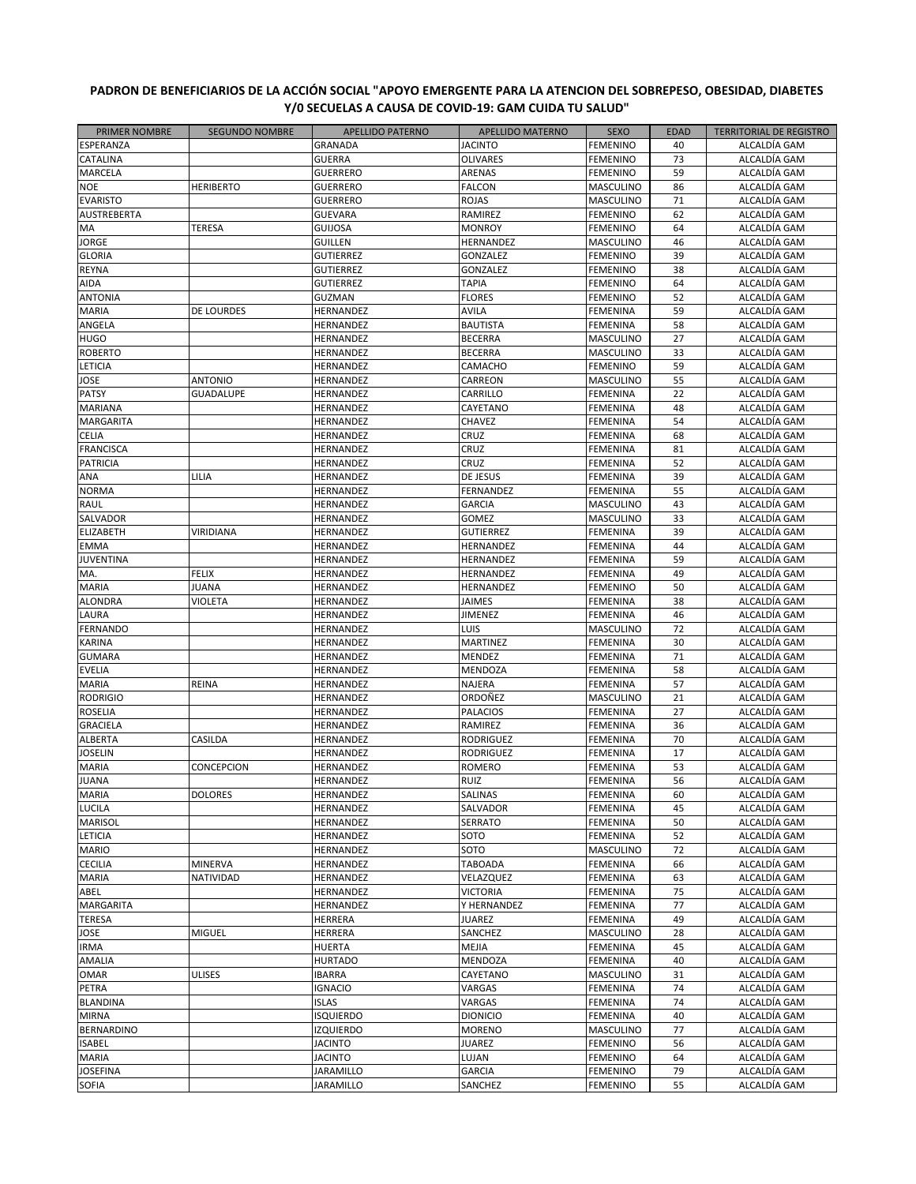## PADRON DE BENEFICIARIOS DE LA ACCIÓN SOCIAL "APOYO EMERGENTE PARA LA ATENCION DEL SOBREPESO, OBESIDAD, DIABETES Y/0 SECUELAS A CAUSA DE COVID-19: GAM CUIDA TU SALUD"

| PRIMER NOMBRE | SEGUNDO NOMBRE | APELLIDO PATERNO | APELLIDO MATERNO | SEXO | EDAD | TERRITORIAL DE REGISTRO |
|---|---|---|---|---|---|---|
| ESPERANZA | | GRANADA | JACINTO | FEMENINO | 40 | ALCALDÍA GAM |
| CATALINA | | GUERRA | OLIVARES | FEMENINO | 73 | ALCALDÍA GAM |
| MARCELA | | GUERRERO | ARENAS | FEMENINO | 59 | ALCALDÍA GAM |
| NOE | HERIBERTO | GUERRERO | FALCON | MASCULINO | 86 | ALCALDÍA GAM |
| EVARISTO | | GUERRERO | ROJAS | MASCULINO | 71 | ALCALDÍA GAM |
| AUSTREBERTA | | GUEVARA | RAMIREZ | FEMENINO | 62 | ALCALDÍA GAM |
| MA | TERESA | GUIJOSA | MONROY | FEMENINO | 64 | ALCALDÍA GAM |
| JORGE | | GUILLEN | HERNANDEZ | MASCULINO | 46 | ALCALDÍA GAM |
| GLORIA | | GUTIERREZ | GONZALEZ | FEMENINO | 39 | ALCALDÍA GAM |
| REYNA | | GUTIERREZ | GONZALEZ | FEMENINO | 38 | ALCALDÍA GAM |
| AIDA | | GUTIERREZ | TAPIA | FEMENINO | 64 | ALCALDÍA GAM |
| ANTONIA | | GUZMAN | FLORES | FEMENINO | 52 | ALCALDÍA GAM |
| MARIA | DE LOURDES | HERNANDEZ | AVILA | FEMENINA | 59 | ALCALDÍA GAM |
| ANGELA | | HERNANDEZ | BAUTISTA | FEMENINA | 58 | ALCALDÍA GAM |
| HUGO | | HERNANDEZ | BECERRA | MASCULINO | 27 | ALCALDÍA GAM |
| ROBERTO | | HERNANDEZ | BECERRA | MASCULINO | 33 | ALCALDÍA GAM |
| LETICIA | | HERNANDEZ | CAMACHO | FEMENINO | 59 | ALCALDÍA GAM |
| JOSE | ANTONIO | HERNANDEZ | CARREON | MASCULINO | 55 | ALCALDÍA GAM |
| PATSY | GUADALUPE | HERNANDEZ | CARRILLO | FEMENINA | 22 | ALCALDÍA GAM |
| MARIANA | | HERNANDEZ | CAYETANO | FEMENINA | 48 | ALCALDÍA GAM |
| MARGARITA | | HERNANDEZ | CHAVEZ | FEMENINA | 54 | ALCALDÍA GAM |
| CELIA | | HERNANDEZ | CRUZ | FEMENINA | 68 | ALCALDÍA GAM |
| FRANCISCA | | HERNANDEZ | CRUZ | FEMENINA | 81 | ALCALDÍA GAM |
| PATRICIA | | HERNANDEZ | CRUZ | FEMENINA | 52 | ALCALDÍA GAM |
| ANA | LILIA | HERNANDEZ | DE JESUS | FEMENINA | 39 | ALCALDÍA GAM |
| NORMA | | HERNANDEZ | FERNANDEZ | FEMENINA | 55 | ALCALDÍA GAM |
| RAUL | | HERNANDEZ | GARCIA | MASCULINO | 43 | ALCALDÍA GAM |
| SALVADOR | | HERNANDEZ | GOMEZ | MASCULINO | 33 | ALCALDÍA GAM |
| ELIZABETH | VIRIDIANA | HERNANDEZ | GUTIERREZ | FEMENINA | 39 | ALCALDÍA GAM |
| EMMA | | HERNANDEZ | HERNANDEZ | FEMENINA | 44 | ALCALDÍA GAM |
| JUVENTINA | | HERNANDEZ | HERNANDEZ | FEMENINA | 59 | ALCALDÍA GAM |
| MA. | FELIX | HERNANDEZ | HERNANDEZ | FEMENINA | 49 | ALCALDÍA GAM |
| MARIA | JUANA | HERNANDEZ | HERNANDEZ | FEMENINO | 50 | ALCALDÍA GAM |
| ALONDRA | VIOLETA | HERNANDEZ | JAIMES | FEMENINA | 38 | ALCALDÍA GAM |
| LAURA | | HERNANDEZ | JIMENEZ | FEMENINA | 46 | ALCALDÍA GAM |
| FERNANDO | | HERNANDEZ | LUIS | MASCULINO | 72 | ALCALDÍA GAM |
| KARINA | | HERNANDEZ | MARTINEZ | FEMENINA | 30 | ALCALDÍA GAM |
| GUMARA | | HERNANDEZ | MENDEZ | FEMENINA | 71 | ALCALDÍA GAM |
| EVELIA | | HERNANDEZ | MENDOZA | FEMENINA | 58 | ALCALDÍA GAM |
| MARIA | REINA | HERNANDEZ | NAJERA | FEMENINA | 57 | ALCALDÍA GAM |
| RODRIGIO | | HERNANDEZ | ORDOÑEZ | MASCULINO | 21 | ALCALDÍA GAM |
| ROSELIA | | HERNANDEZ | PALACIOS | FEMENINA | 27 | ALCALDÍA GAM |
| GRACIELA | | HERNANDEZ | RAMIREZ | FEMENINA | 36 | ALCALDÍA GAM |
| ALBERTA | CASILDA | HERNANDEZ | RODRIGUEZ | FEMENINA | 70 | ALCALDÍA GAM |
| JOSELIN | | HERNANDEZ | RODRIGUEZ | FEMENINA | 17 | ALCALDÍA GAM |
| MARIA | CONCEPCION | HERNANDEZ | ROMERO | FEMENINA | 53 | ALCALDÍA GAM |
| JUANA | | HERNANDEZ | RUIZ | FEMENINA | 56 | ALCALDÍA GAM |
| MARIA | DOLORES | HERNANDEZ | SALINAS | FEMENINA | 60 | ALCALDÍA GAM |
| LUCILA | | HERNANDEZ | SALVADOR | FEMENINA | 45 | ALCALDÍA GAM |
| MARISOL | | HERNANDEZ | SERRATO | FEMENINA | 50 | ALCALDÍA GAM |
| LETICIA | | HERNANDEZ | SOTO | FEMENINA | 52 | ALCALDÍA GAM |
| MARIO | | HERNANDEZ | SOTO | MASCULINO | 72 | ALCALDÍA GAM |
| CECILIA | MINERVA | HERNANDEZ | TABOADA | FEMENINA | 66 | ALCALDÍA GAM |
| MARIA | NATIVIDAD | HERNANDEZ | VELAZQUEZ | FEMENINA | 63 | ALCALDÍA GAM |
| ABEL | | HERNANDEZ | VICTORIA | FEMENINA | 75 | ALCALDÍA GAM |
| MARGARITA | | HERNANDEZ | Y HERNANDEZ | FEMENINA | 77 | ALCALDÍA GAM |
| TERESA | | HERRERA | JUAREZ | FEMENINA | 49 | ALCALDÍA GAM |
| JOSE | MIGUEL | HERRERA | SANCHEZ | MASCULINO | 28 | ALCALDÍA GAM |
| IRMA | | HUERTA | MEJIA | FEMENINA | 45 | ALCALDÍA GAM |
| AMALIA | | HURTADO | MENDOZA | FEMENINA | 40 | ALCALDÍA GAM |
| OMAR | ULISES | IBARRA | CAYETANO | MASCULINO | 31 | ALCALDÍA GAM |
| PETRA | | IGNACIO | VARGAS | FEMENINA | 74 | ALCALDÍA GAM |
| BLANDINA | | ISLAS | VARGAS | FEMENINA | 74 | ALCALDÍA GAM |
| MIRNA | | ISQUIERDO | DIONICIO | FEMENINA | 40 | ALCALDÍA GAM |
| BERNARDINO | | IZQUIERDO | MORENO | MASCULINO | 77 | ALCALDÍA GAM |
| ISABEL | | JACINTO | JUAREZ | FEMENINO | 56 | ALCALDÍA GAM |
| MARIA | | JACINTO | LUJAN | FEMENINO | 64 | ALCALDÍA GAM |
| JOSEFINA | | JARAMILLO | GARCIA | FEMENINO | 79 | ALCALDÍA GAM |
| SOFIA | | JARAMILLO | SANCHEZ | FEMENINO | 55 | ALCALDÍA GAM |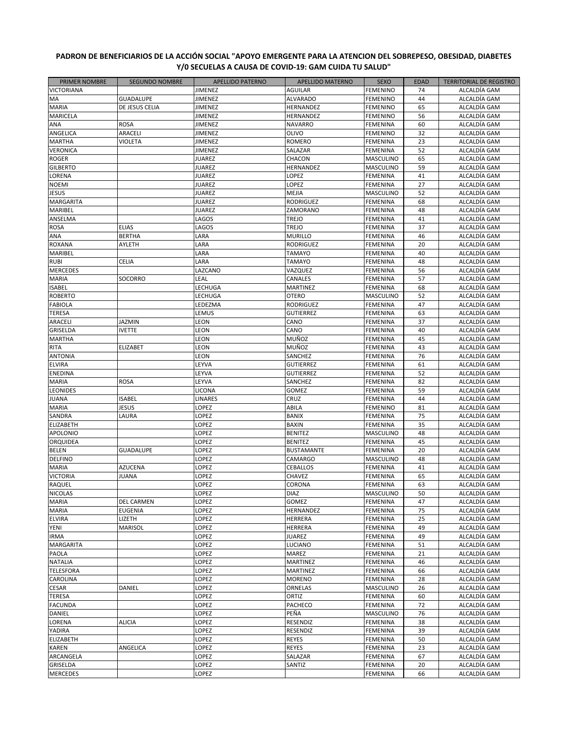**PADRON DE BENEFICIARIOS DE LA ACCIÓN SOCIAL "APOYO EMERGENTE PARA LA ATENCION DEL SOBREPESO, OBESIDAD, DIABETES Y/0 SECUELAS A CAUSA DE COVID-19: GAM CUIDA TU SALUD"**

| PRIMER NOMBRE | SEGUNDO NOMBRE | APELLIDO PATERNO | APELLIDO MATERNO | SEXO | EDAD | TERRITORIAL DE REGISTRO |
|---|---|---|---|---|---|---|
| VICTORIANA | | JIMENEZ | AGUILAR | FEMENINO | 74 | ALCALDÍA GAM |
| MA | GUADALUPE | JIMENEZ | ALVARADO | FEMENINO | 44 | ALCALDÍA GAM |
| MARIA | DE JESUS CELIA | JIMENEZ | HERNANDEZ | FEMENINO | 65 | ALCALDÍA GAM |
| MARICELA | | JIMENEZ | HERNANDEZ | FEMENINO | 56 | ALCALDÍA GAM |
| ANA | ROSA | JIMENEZ | NAVARRO | FEMENINO | 60 | ALCALDÍA GAM |
| ANGELICA | ARACELI | JIMENEZ | OLIVO | FEMENINO | 32 | ALCALDÍA GAM |
| MARTHA | VIOLETA | JIMENEZ | ROMERO | FEMENINA | 23 | ALCALDÍA GAM |
| VERONICA | | JIMENEZ | SALAZAR | FEMENINA | 52 | ALCALDÍA GAM |
| ROGER | | JUAREZ | CHACON | MASCULINO | 65 | ALCALDÍA GAM |
| GILBERTO | | JUAREZ | HERNANDEZ | MASCULINO | 59 | ALCALDÍA GAM |
| LORENA | | JUAREZ | LOPEZ | FEMENINA | 41 | ALCALDÍA GAM |
| NOEMI | | JUAREZ | LOPEZ | FEMENINA | 27 | ALCALDÍA GAM |
| JESUS | | JUAREZ | MEJIA | MASCULINO | 52 | ALCALDÍA GAM |
| MARGARITA | | JUAREZ | RODRIGUEZ | FEMENINA | 68 | ALCALDÍA GAM |
| MARIBEL | | JUAREZ | ZAMORANO | FEMENINA | 48 | ALCALDÍA GAM |
| ANSELMA | | LAGOS | TREJO | FEMENINA | 41 | ALCALDÍA GAM |
| ROSA | ELIAS | LAGOS | TREJO | FEMENINA | 37 | ALCALDÍA GAM |
| ANA | BERTHA | LARA | MURILLO | FEMENINA | 46 | ALCALDÍA GAM |
| ROXANA | AYLETH | LARA | RODRIGUEZ | FEMENINA | 20 | ALCALDÍA GAM |
| MARIBEL | | LARA | TAMAYO | FEMENINA | 40 | ALCALDÍA GAM |
| RUBI | CELIA | LARA | TAMAYO | FEMENINA | 48 | ALCALDÍA GAM |
| MERCEDES | | LAZCANO | VAZQUEZ | FEMENINA | 56 | ALCALDÍA GAM |
| MARIA | SOCORRO | LEAL | CANALES | FEMENINA | 57 | ALCALDÍA GAM |
| ISABEL | | LECHUGA | MARTINEZ | FEMENINA | 68 | ALCALDÍA GAM |
| ROBERTO | | LECHUGA | OTERO | MASCULINO | 52 | ALCALDÍA GAM |
| FABIOLA | | LEDEZMA | RODRIGUEZ | FEMENINA | 47 | ALCALDÍA GAM |
| TERESA | | LEMUS | GUTIERREZ | FEMENINA | 63 | ALCALDÍA GAM |
| ARACELI | JAZMIN | LEON | CANO | FEMENINA | 37 | ALCALDÍA GAM |
| GRISELDA | IVETTE | LEON | CANO | FEMENINA | 40 | ALCALDÍA GAM |
| MARTHA | | LEON | MUÑOZ | FEMENINA | 45 | ALCALDÍA GAM |
| RITA | ELIZABET | LEON | MUÑOZ | FEMENINA | 43 | ALCALDÍA GAM |
| ANTONIA | | LEON | SANCHEZ | FEMENINA | 76 | ALCALDÍA GAM |
| ELVIRA | | LEYVA | GUTIERREZ | FEMENINA | 61 | ALCALDÍA GAM |
| ENEDINA | | LEYVA | GUTIERREZ | FEMENINA | 52 | ALCALDÍA GAM |
| MARIA | ROSA | LEYVA | SANCHEZ | FEMENINA | 82 | ALCALDÍA GAM |
| LEONIDES | | LICONA | GOMEZ | FEMENINA | 59 | ALCALDÍA GAM |
| JUANA | ISABEL | LINARES | CRUZ | FEMENINA | 44 | ALCALDÍA GAM |
| MARIA | JESUS | LOPEZ | ABILA | FEMENINO | 81 | ALCALDÍA GAM |
| SANDRA | LAURA | LOPEZ | BANIX | FEMENINA | 75 | ALCALDÍA GAM |
| ELIZABETH | | LOPEZ | BAXIN | FEMENINA | 35 | ALCALDÍA GAM |
| APOLONIO | | LOPEZ | BENITEZ | MASCULINO | 48 | ALCALDÍA GAM |
| ORQUIDEA | | LOPEZ | BENITEZ | FEMENINA | 45 | ALCALDÍA GAM |
| BELEN | GUADALUPE | LOPEZ | BUSTAMANTE | FEMENINA | 20 | ALCALDÍA GAM |
| DELFINO | | LOPEZ | CAMARGO | MASCULINO | 48 | ALCALDÍA GAM |
| MARIA | AZUCENA | LOPEZ | CEBALLOS | FEMENINA | 41 | ALCALDÍA GAM |
| VICTORIA | JUANA | LOPEZ | CHAVEZ | FEMENINA | 65 | ALCALDÍA GAM |
| RAQUEL | | LOPEZ | CORONA | FEMENINA | 63 | ALCALDÍA GAM |
| NICOLAS | | LOPEZ | DIAZ | MASCULINO | 50 | ALCALDÍA GAM |
| MARIA | DEL CARMEN | LOPEZ | GOMEZ | FEMENINA | 47 | ALCALDÍA GAM |
| MARIA | EUGENIA | LOPEZ | HERNANDEZ | FEMENINA | 75 | ALCALDÍA GAM |
| ELVIRA | LIZETH | LOPEZ | HERRERA | FEMENINA | 25 | ALCALDÍA GAM |
| YENI | MARISOL | LOPEZ | HERRERA | FEMENINA | 49 | ALCALDÍA GAM |
| IRMA | | LOPEZ | JUAREZ | FEMENINA | 49 | ALCALDÍA GAM |
| MARGARITA | | LOPEZ | LUCIANO | FEMENINA | 51 | ALCALDÍA GAM |
| PAOLA | | LOPEZ | MAREZ | FEMENINA | 21 | ALCALDÍA GAM |
| NATALIA | | LOPEZ | MARTINEZ | FEMENINA | 46 | ALCALDÍA GAM |
| TELESFORA | | LOPEZ | MARTINEZ | FEMENINA | 66 | ALCALDÍA GAM |
| CAROLINA | | LOPEZ | MORENO | FEMENINA | 28 | ALCALDÍA GAM |
| CESAR | DANIEL | LOPEZ | ORNELAS | MASCULINO | 26 | ALCALDÍA GAM |
| TERESA | | LOPEZ | ORTIZ | FEMENINA | 60 | ALCALDÍA GAM |
| FACUNDA | | LOPEZ | PACHECO | FEMENINA | 72 | ALCALDÍA GAM |
| DANIEL | | LOPEZ | PEÑA | MASCULINO | 76 | ALCALDÍA GAM |
| LORENA | ALICIA | LOPEZ | RESENDIZ | FEMENINA | 38 | ALCALDÍA GAM |
| YADIRA | | LOPEZ | RESENDIZ | FEMENINA | 39 | ALCALDÍA GAM |
| ELIZABETH | | LOPEZ | REYES | FEMENINA | 50 | ALCALDÍA GAM |
| KAREN | ANGELICA | LOPEZ | REYES | FEMENINA | 23 | ALCALDÍA GAM |
| ARCANGELA | | LOPEZ | SALAZAR | FEMENINA | 67 | ALCALDÍA GAM |
| GRISELDA | | LOPEZ | SANTIZ | FEMENINA | 20 | ALCALDÍA GAM |
| MERCEDES | | LOPEZ | | FEMENINA | 66 | ALCALDÍA GAM |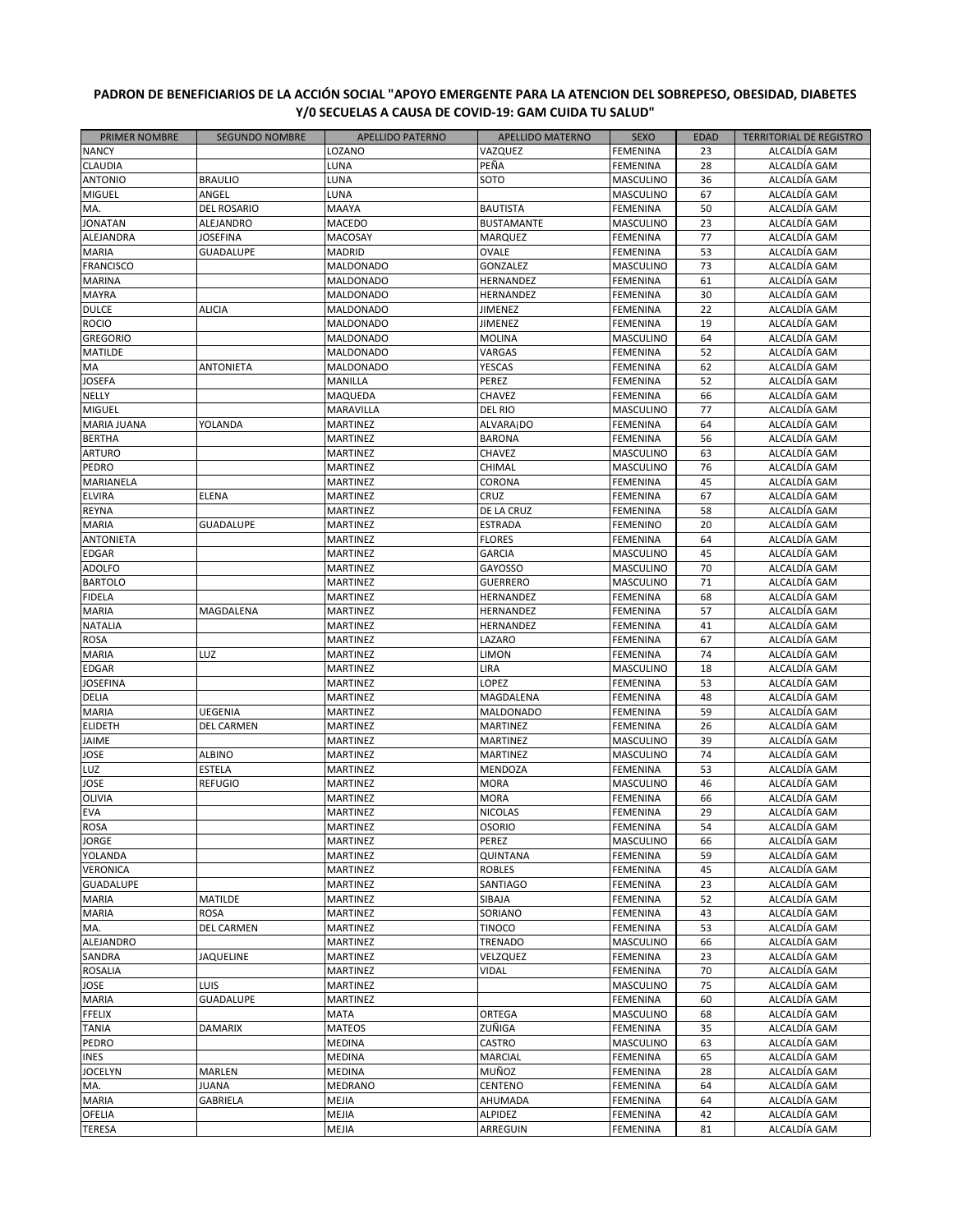**PADRON DE BENEFICIARIOS DE LA ACCIÓN SOCIAL "APOYO EMERGENTE PARA LA ATENCION DEL SOBREPESO, OBESIDAD, DIABETES Y/0 SECUELAS A CAUSA DE COVID-19: GAM CUIDA TU SALUD"**

| PRIMER NOMBRE | SEGUNDO NOMBRE | APELLIDO PATERNO | APELLIDO MATERNO | SEXO | EDAD | TERRITORIAL DE REGISTRO |
|---|---|---|---|---|---|---|
| NANCY | | LOZANO | VAZQUEZ | FEMENINA | 23 | ALCALDÍA GAM |
| CLAUDIA | | LUNA | PEÑA | FEMENINA | 28 | ALCALDÍA GAM |
| ANTONIO | BRAULIO | LUNA | SOTO | MASCULINO | 36 | ALCALDÍA GAM |
| MIGUEL | ANGEL | LUNA | | MASCULINO | 67 | ALCALDÍA GAM |
| MA. | DEL ROSARIO | MAAYA | BAUTISTA | FEMENINA | 50 | ALCALDÍA GAM |
| JONATAN | ALEJANDRO | MACEDO | BUSTAMANTE | MASCULINO | 23 | ALCALDÍA GAM |
| ALEJANDRA | JOSEFINA | MACOSAY | MARQUEZ | FEMENINA | 77 | ALCALDÍA GAM |
| MARIA | GUADALUPE | MADRID | OVALE | FEMENINA | 53 | ALCALDÍA GAM |
| FRANCISCO | | MALDONADO | GONZALEZ | MASCULINO | 73 | ALCALDÍA GAM |
| MARINA | | MALDONADO | HERNANDEZ | FEMENINA | 61 | ALCALDÍA GAM |
| MAYRA | | MALDONADO | HERNANDEZ | FEMENINA | 30 | ALCALDÍA GAM |
| DULCE | ALICIA | MALDONADO | JIMENEZ | FEMENINA | 22 | ALCALDÍA GAM |
| ROCIO | | MALDONADO | JIMENEZ | FEMENINA | 19 | ALCALDÍA GAM |
| GREGORIO | | MALDONADO | MOLINA | MASCULINO | 64 | ALCALDÍA GAM |
| MATILDE | | MALDONADO | VARGAS | FEMENINA | 52 | ALCALDÍA GAM |
| MA | ANTONIETA | MALDONADO | YESCAS | FEMENINA | 62 | ALCALDÍA GAM |
| JOSEFA | | MANILLA | PEREZ | FEMENINA | 52 | ALCALDÍA GAM |
| NELLY | | MAQUEDA | CHAVEZ | FEMENINA | 66 | ALCALDÍA GAM |
| MIGUEL | | MARAVILLA | DEL RIO | MASCULINO | 77 | ALCALDÍA GAM |
| MARIA JUANA | YOLANDA | MARTINEZ | ALVARA¡DO | FEMENINA | 64 | ALCALDÍA GAM |
| BERTHA | | MARTINEZ | BARONA | FEMENINA | 56 | ALCALDÍA GAM |
| ARTURO | | MARTINEZ | CHAVEZ | MASCULINO | 63 | ALCALDÍA GAM |
| PEDRO | | MARTINEZ | CHIMAL | MASCULINO | 76 | ALCALDÍA GAM |
| MARIANELA | | MARTINEZ | CORONA | FEMENINA | 45 | ALCALDÍA GAM |
| ELVIRA | ELENA | MARTINEZ | CRUZ | FEMENINA | 67 | ALCALDÍA GAM |
| REYNA | | MARTINEZ | DE LA CRUZ | FEMENINA | 58 | ALCALDÍA GAM |
| MARIA | GUADALUPE | MARTINEZ | ESTRADA | FEMENINO | 20 | ALCALDÍA GAM |
| ANTONIETA | | MARTINEZ | FLORES | FEMENINA | 64 | ALCALDÍA GAM |
| EDGAR | | MARTINEZ | GARCIA | MASCULINO | 45 | ALCALDÍA GAM |
| ADOLFO | | MARTINEZ | GAYOSSO | MASCULINO | 70 | ALCALDÍA GAM |
| BARTOLO | | MARTINEZ | GUERRERO | MASCULINO | 71 | ALCALDÍA GAM |
| FIDELA | | MARTINEZ | HERNANDEZ | FEMENINA | 68 | ALCALDÍA GAM |
| MARIA | MAGDALENA | MARTINEZ | HERNANDEZ | FEMENINA | 57 | ALCALDÍA GAM |
| NATALIA | | MARTINEZ | HERNANDEZ | FEMENINA | 41 | ALCALDÍA GAM |
| ROSA | | MARTINEZ | LAZARO | FEMENINA | 67 | ALCALDÍA GAM |
| MARIA | LUZ | MARTINEZ | LIMON | FEMENINA | 74 | ALCALDÍA GAM |
| EDGAR | | MARTINEZ | LIRA | MASCULINO | 18 | ALCALDÍA GAM |
| JOSEFINA | | MARTINEZ | LOPEZ | FEMENINA | 53 | ALCALDÍA GAM |
| DELIA | | MARTINEZ | MAGDALENA | FEMENINA | 48 | ALCALDÍA GAM |
| MARIA | UEGENIA | MARTINEZ | MALDONADO | FEMENINA | 59 | ALCALDÍA GAM |
| ELIDETH | DEL CARMEN | MARTINEZ | MARTINEZ | FEMENINA | 26 | ALCALDÍA GAM |
| JAIME | | MARTINEZ | MARTINEZ | MASCULINO | 39 | ALCALDÍA GAM |
| JOSE | ALBINO | MARTINEZ | MARTINEZ | MASCULINO | 74 | ALCALDÍA GAM |
| LUZ | ESTELA | MARTINEZ | MENDOZA | FEMENINA | 53 | ALCALDÍA GAM |
| JOSE | REFUGIO | MARTINEZ | MORA | MASCULINO | 46 | ALCALDÍA GAM |
| OLIVIA | | MARTINEZ | MORA | FEMENINA | 66 | ALCALDÍA GAM |
| EVA | | MARTINEZ | NICOLAS | FEMENINA | 29 | ALCALDÍA GAM |
| ROSA | | MARTINEZ | OSORIO | FEMENINA | 54 | ALCALDÍA GAM |
| JORGE | | MARTINEZ | PEREZ | MASCULINO | 66 | ALCALDÍA GAM |
| YOLANDA | | MARTINEZ | QUINTANA | FEMENINA | 59 | ALCALDÍA GAM |
| VERONICA | | MARTINEZ | ROBLES | FEMENINA | 45 | ALCALDÍA GAM |
| GUADALUPE | | MARTINEZ | SANTIAGO | FEMENINA | 23 | ALCALDÍA GAM |
| MARIA | MATILDE | MARTINEZ | SIBAJA | FEMENINA | 52 | ALCALDÍA GAM |
| MARIA | ROSA | MARTINEZ | SORIANO | FEMENINA | 43 | ALCALDÍA GAM |
| MA. | DEL CARMEN | MARTINEZ | TINOCO | FEMENINA | 53 | ALCALDÍA GAM |
| ALEJANDRO | | MARTINEZ | TRENADO | MASCULINO | 66 | ALCALDÍA GAM |
| SANDRA | JAQUELINE | MARTINEZ | VELZQUEZ | FEMENINA | 23 | ALCALDÍA GAM |
| ROSALIA | | MARTINEZ | VIDAL | FEMENINA | 70 | ALCALDÍA GAM |
| JOSE | LUIS | MARTINEZ | | MASCULINO | 75 | ALCALDÍA GAM |
| MARIA | GUADALUPE | MARTINEZ | | FEMENINA | 60 | ALCALDÍA GAM |
| FFELIX | | MATA | ORTEGA | MASCULINO | 68 | ALCALDÍA GAM |
| TANIA | DAMARIX | MATEOS | ZUÑIGA | FEMENINA | 35 | ALCALDÍA GAM |
| PEDRO | | MEDINA | CASTRO | MASCULINO | 63 | ALCALDÍA GAM |
| INES | | MEDINA | MARCIAL | FEMENINA | 65 | ALCALDÍA GAM |
| JOCELYN | MARLEN | MEDINA | MUÑOZ | FEMENINA | 28 | ALCALDÍA GAM |
| MA. | JUANA | MEDRANO | CENTENO | FEMENINA | 64 | ALCALDÍA GAM |
| MARIA | GABRIELA | MEJIA | AHUMADA | FEMENINA | 64 | ALCALDÍA GAM |
| OFELIA | | MEJIA | ALPIDEZ | FEMENINA | 42 | ALCALDÍA GAM |
| TERESA | | MEJIA | ARREGUIN | FEMENINA | 81 | ALCALDÍA GAM |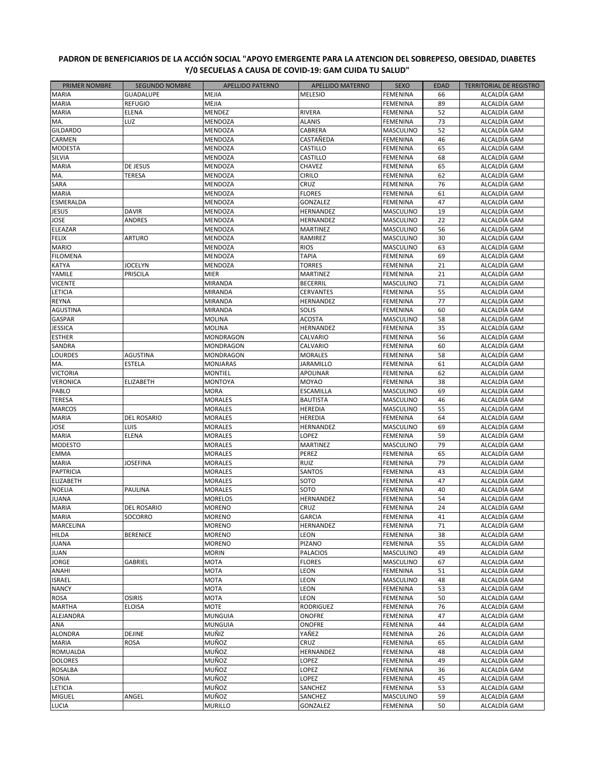**PADRON DE BENEFICIARIOS DE LA ACCIÓN SOCIAL "APOYO EMERGENTE PARA LA ATENCION DEL SOBREPESO, OBESIDAD, DIABETES Y/0 SECUELAS A CAUSA DE COVID-19: GAM CUIDA TU SALUD"**

| PRIMER NOMBRE | SEGUNDO NOMBRE | APELLIDO PATERNO | APELLIDO MATERNO | SEXO | EDAD | TERRITORIAL DE REGISTRO |
|---|---|---|---|---|---|---|
| MARIA | GUADALUPE | MEJIA | MELESIO | FEMENINA | 66 | ALCALDÍA GAM |
| MARIA | REFUGIO | MEJIA | | FEMENINA | 89 | ALCALDÍA GAM |
| MARIA | ELENA | MENDEZ | RIVERA | FEMENINA | 52 | ALCALDÍA GAM |
| MA. | LUZ | MENDOZA | ALANIS | FEMENINA | 73 | ALCALDÍA GAM |
| GILDARDO | | MENDOZA | CABRERA | MASCULINO | 52 | ALCALDÍA GAM |
| CARMEN | | MENDOZA | CASTAÑEDA | FEMENINA | 46 | ALCALDÍA GAM |
| MODESTA | | MENDOZA | CASTILLO | FEMENINA | 65 | ALCALDÍA GAM |
| SILVIA | | MENDOZA | CASTILLO | FEMENINA | 68 | ALCALDÍA GAM |
| MARIA | DE JESUS | MENDOZA | CHAVEZ | FEMENINA | 65 | ALCALDÍA GAM |
| MA. | TERESA | MENDOZA | CIRILO | FEMENINA | 62 | ALCALDÍA GAM |
| SARA | | MENDOZA | CRUZ | FEMENINA | 76 | ALCALDÍA GAM |
| MARIA | | MENDOZA | FLORES | FEMENINA | 61 | ALCALDÍA GAM |
| ESMERALDA | | MENDOZA | GONZALEZ | FEMENINA | 47 | ALCALDÍA GAM |
| JESUS | DAVIR | MENDOZA | HERNANDEZ | MASCULINO | 19 | ALCALDÍA GAM |
| JOSE | ANDRES | MENDOZA | HERNANDEZ | MASCULINO | 22 | ALCALDÍA GAM |
| ELEAZAR | | MENDOZA | MARTINEZ | MASCULINO | 56 | ALCALDÍA GAM |
| FELIX | ARTURO | MENDOZA | RAMIREZ | MASCULINO | 30 | ALCALDÍA GAM |
| MARIO | | MENDOZA | RIOS | MASCULINO | 63 | ALCALDÍA GAM |
| FILOMENA | | MENDOZA | TAPIA | FEMENINA | 69 | ALCALDÍA GAM |
| KATYA | JOCELYN | MENDOZA | TORRES | FEMENINA | 21 | ALCALDÍA GAM |
| YAMILE | PRISCILA | MIER | MARTINEZ | FEMENINA | 21 | ALCALDÍA GAM |
| VICENTE | | MIRANDA | BECERRIL | MASCULINO | 71 | ALCALDÍA GAM |
| LETICIA | | MIRANDA | CERVANTES | FEMENINA | 55 | ALCALDÍA GAM |
| REYNA | | MIRANDA | HERNANDEZ | FEMENINA | 77 | ALCALDÍA GAM |
| AGUSTINA | | MIRANDA | SOLIS | FEMENINA | 60 | ALCALDÍA GAM |
| GASPAR | | MOLINA | ACOSTA | MASCULINO | 58 | ALCALDÍA GAM |
| JESSICA | | MOLINA | HERNANDEZ | FEMENINA | 35 | ALCALDÍA GAM |
| ESTHER | | MONDRAGON | CALVARIO | FEMENINA | 56 | ALCALDÍA GAM |
| SANDRA | | MONDRAGON | CALVARIO | FEMENINA | 60 | ALCALDÍA GAM |
| LOURDES | AGUSTINA | MONDRAGON | MORALES | FEMENINA | 58 | ALCALDÍA GAM |
| MA. | ESTELA | MONJARAS | JARAMILLO | FEMENINA | 61 | ALCALDÍA GAM |
| VICTORIA | | MONTIEL | APOLINAR | FEMENINA | 62 | ALCALDÍA GAM |
| VERONICA | ELIZABETH | MONTOYA | MOYAO | FEMENINA | 38 | ALCALDÍA GAM |
| PABLO | | MORA | ESCAMILLA | MASCULINO | 69 | ALCALDÍA GAM |
| TERESA | | MORALES | BAUTISTA | MASCULINO | 46 | ALCALDÍA GAM |
| MARCOS | | MORALES | HEREDIA | MASCULINO | 55 | ALCALDÍA GAM |
| MARIA | DEL ROSARIO | MORALES | HEREDIA | FEMENINA | 64 | ALCALDÍA GAM |
| JOSE | LUIS | MORALES | HERNANDEZ | MASCULINO | 69 | ALCALDÍA GAM |
| MARIA | ELENA | MORALES | LOPEZ | FEMENINA | 59 | ALCALDÍA GAM |
| MODESTO | | MORALES | MARTINEZ | MASCULINO | 79 | ALCALDÍA GAM |
| EMMA | | MORALES | PEREZ | FEMENINA | 65 | ALCALDÍA GAM |
| MARIA | JOSEFINA | MORALES | RUIZ | FEMENINA | 79 | ALCALDÍA GAM |
| PAPTRICIA | | MORALES | SANTOS | FEMENINA | 43 | ALCALDÍA GAM |
| ELIZABETH | | MORALES | SOTO | FEMENINA | 47 | ALCALDÍA GAM |
| NOELIA | PAULINA | MORALES | SOTO | FEMENINA | 40 | ALCALDÍA GAM |
| JUANA | | MORELOS | HERNANDEZ | FEMENINA | 54 | ALCALDÍA GAM |
| MARIA | DEL ROSARIO | MORENO | CRUZ | FEMENINA | 24 | ALCALDÍA GAM |
| MARIA | SOCORRO | MORENO | GARCIA | FEMENINA | 41 | ALCALDÍA GAM |
| MARCELINA | | MORENO | HERNANDEZ | FEMENINA | 71 | ALCALDÍA GAM |
| HILDA | BERENICE | MORENO | LEON | FEMENINA | 38 | ALCALDÍA GAM |
| JUANA | | MORENO | PIZANO | FEMENINA | 55 | ALCALDÍA GAM |
| JUAN | | MORIN | PALACIOS | MASCULINO | 49 | ALCALDÍA GAM |
| JORGE | GABRIEL | MOTA | FLORES | MASCULINO | 67 | ALCALDÍA GAM |
| ANAHI | | MOTA | LEON | FEMENINA | 51 | ALCALDÍA GAM |
| ISRAEL | | MOTA | LEON | MASCULINO | 48 | ALCALDÍA GAM |
| NANCY | | MOTA | LEON | FEMENINA | 53 | ALCALDÍA GAM |
| ROSA | OSIRIS | MOTA | LEON | FEMENINA | 50 | ALCALDÍA GAM |
| MARTHA | ELOISA | MOTE | RODRIGUEZ | FEMENINA | 76 | ALCALDÍA GAM |
| ALEJANDRA | | MUNGUIA | ONOFRE | FEMENINA | 47 | ALCALDÍA GAM |
| ANA | | MUNGUIA | ONOFRE | FEMENINA | 44 | ALCALDÍA GAM |
| ALONDRA | DEJINE | MUÑIZ | YAÑEZ | FEMENINA | 26 | ALCALDÍA GAM |
| MARIA | ROSA | MUÑOZ | CRUZ | FEMENINA | 65 | ALCALDÍA GAM |
| ROMUALDA | | MUÑOZ | HERNANDEZ | FEMENINA | 48 | ALCALDÍA GAM |
| DOLORES | | MUÑOZ | LOPEZ | FEMENINA | 49 | ALCALDÍA GAM |
| ROSALBA | | MUÑOZ | LOPEZ | FEMENINA | 36 | ALCALDÍA GAM |
| SONIA | | MUÑOZ | LOPEZ | FEMENINA | 45 | ALCALDÍA GAM |
| LETICIA | | MUÑOZ | SANCHEZ | FEMENINA | 53 | ALCALDÍA GAM |
| MIGUEL | ANGEL | MUÑOZ | SANCHEZ | MASCULINO | 59 | ALCALDÍA GAM |
| LUCIA | | MURILLO | GONZALEZ | FEMENINA | 50 | ALCALDÍA GAM |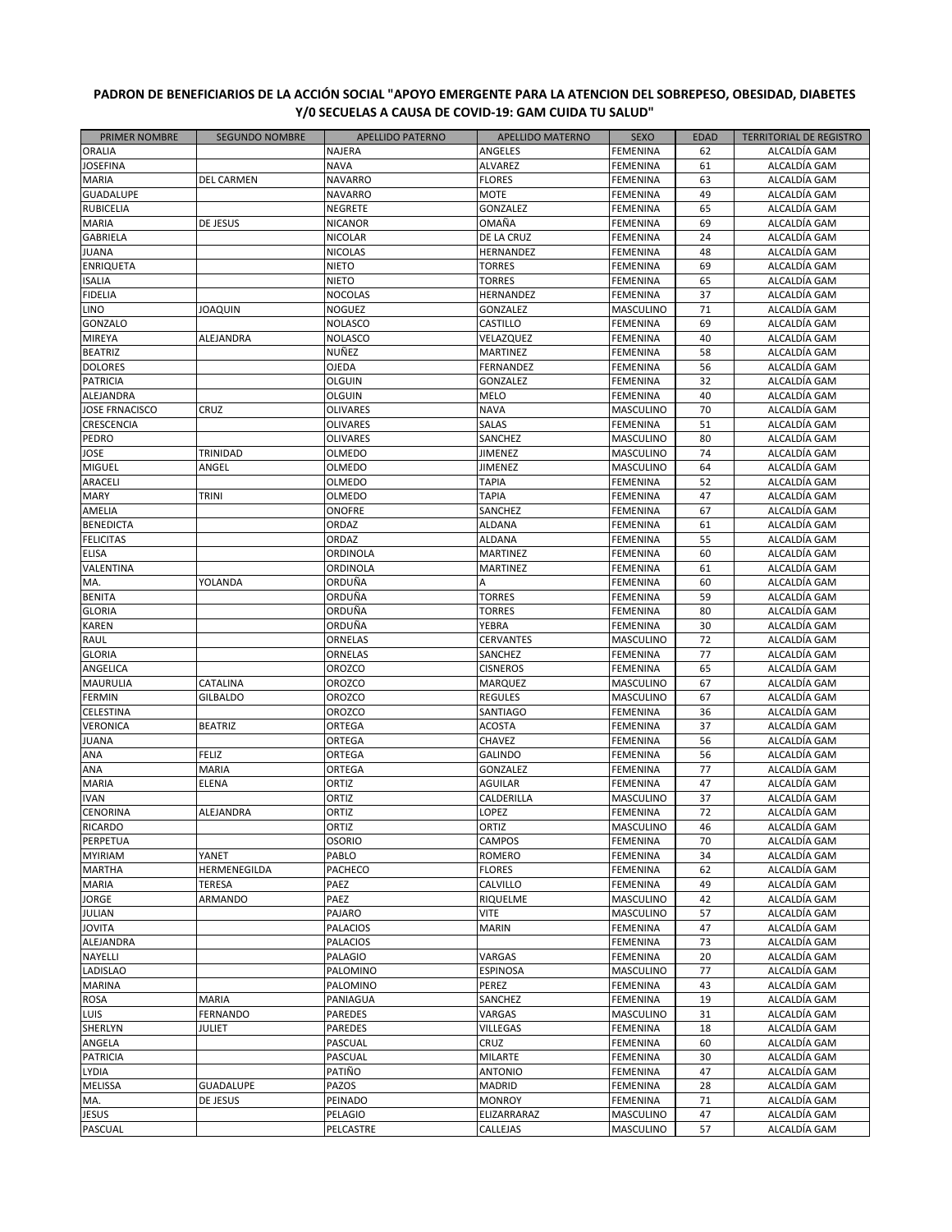**PADRON DE BENEFICIARIOS DE LA ACCIÓN SOCIAL "APOYO EMERGENTE PARA LA ATENCION DEL SOBREPESO, OBESIDAD, DIABETES Y/0 SECUELAS A CAUSA DE COVID-19: GAM CUIDA TU SALUD"**

| PRIMER NOMBRE | SEGUNDO NOMBRE | APELLIDO PATERNO | APELLIDO MATERNO | SEXO | EDAD | TERRITORIAL DE REGISTRO |
|---|---|---|---|---|---|---|
| ORALIA | | NAJERA | ANGELES | FEMENINA | 62 | ALCALDÍA GAM |
| JOSEFINA | | NAVA | ALVAREZ | FEMENINA | 61 | ALCALDÍA GAM |
| MARIA | DEL CARMEN | NAVARRO | FLORES | FEMENINA | 63 | ALCALDÍA GAM |
| GUADALUPE | | NAVARRO | MOTE | FEMENINA | 49 | ALCALDÍA GAM |
| RUBICELIA | | NEGRETE | GONZALEZ | FEMENINA | 65 | ALCALDÍA GAM |
| MARIA | DE JESUS | NICANOR | OMAÑA | FEMENINA | 69 | ALCALDÍA GAM |
| GABRIELA | | NICOLAR | DE LA CRUZ | FEMENINA | 24 | ALCALDÍA GAM |
| JUANA | | NICOLAS | HERNANDEZ | FEMENINA | 48 | ALCALDÍA GAM |
| ENRIQUETA | | NIETO | TORRES | FEMENINA | 69 | ALCALDÍA GAM |
| ISALIA | | NIETO | TORRES | FEMENINA | 65 | ALCALDÍA GAM |
| FIDELIA | | NOCOLAS | HERNANDEZ | FEMENINA | 37 | ALCALDÍA GAM |
| LINO | JOAQUIN | NOGUEZ | GONZALEZ | MASCULINO | 71 | ALCALDÍA GAM |
| GONZALO | | NOLASCO | CASTILLO | FEMENINA | 69 | ALCALDÍA GAM |
| MIREYA | ALEJANDRA | NOLASCO | VELAZQUEZ | FEMENINA | 40 | ALCALDÍA GAM |
| BEATRIZ | | NUÑEZ | MARTINEZ | FEMENINA | 58 | ALCALDÍA GAM |
| DOLORES | | OJEDA | FERNANDEZ | FEMENINA | 56 | ALCALDÍA GAM |
| PATRICIA | | OLGUIN | GONZALEZ | FEMENINA | 32 | ALCALDÍA GAM |
| ALEJANDRA | | OLGUIN | MELO | FEMENINA | 40 | ALCALDÍA GAM |
| JOSE FRNACISCO | CRUZ | OLIVARES | NAVA | MASCULINO | 70 | ALCALDÍA GAM |
| CRESCENCIA | | OLIVARES | SALAS | FEMENINA | 51 | ALCALDÍA GAM |
| PEDRO | | OLIVARES | SANCHEZ | MASCULINO | 80 | ALCALDÍA GAM |
| JOSE | TRINIDAD | OLMEDO | JIMENEZ | MASCULINO | 74 | ALCALDÍA GAM |
| MIGUEL | ANGEL | OLMEDO | JIMENEZ | MASCULINO | 64 | ALCALDÍA GAM |
| ARACELI | | OLMEDO | TAPIA | FEMENINA | 52 | ALCALDÍA GAM |
| MARY | TRINI | OLMEDO | TAPIA | FEMENINA | 47 | ALCALDÍA GAM |
| AMELIA | | ONOFRE | SANCHEZ | FEMENINA | 67 | ALCALDÍA GAM |
| BENEDICTA | | ORDAZ | ALDANA | FEMENINA | 61 | ALCALDÍA GAM |
| FELICITAS | | ORDAZ | ALDANA | FEMENINA | 55 | ALCALDÍA GAM |
| ELISA | | ORDINOLA | MARTINEZ | FEMENINA | 60 | ALCALDÍA GAM |
| VALENTINA | | ORDINOLA | MARTINEZ | FEMENINA | 61 | ALCALDÍA GAM |
| MA. | YOLANDA | ORDUÑA | A | FEMENINA | 60 | ALCALDÍA GAM |
| BENITA | | ORDUÑA | TORRES | FEMENINA | 59 | ALCALDÍA GAM |
| GLORIA | | ORDUÑA | TORRES | FEMENINA | 80 | ALCALDÍA GAM |
| KAREN | | ORDUÑA | YEBRA | FEMENINA | 30 | ALCALDÍA GAM |
| RAUL | | ORNELAS | CERVANTES | MASCULINO | 72 | ALCALDÍA GAM |
| GLORIA | | ORNELAS | SANCHEZ | FEMENINA | 77 | ALCALDÍA GAM |
| ANGELICA | | OROZCO | CISNEROS | FEMENINA | 65 | ALCALDÍA GAM |
| MAURULIA | CATALINA | OROZCO | MARQUEZ | MASCULINO | 67 | ALCALDÍA GAM |
| FERMIN | GILBALDO | OROZCO | REGULES | MASCULINO | 67 | ALCALDÍA GAM |
| CELESTINA | | OROZCO | SANTIAGO | FEMENINA | 36 | ALCALDÍA GAM |
| VERONICA | BEATRIZ | ORTEGA | ACOSTA | FEMENINA | 37 | ALCALDÍA GAM |
| JUANA | | ORTEGA | CHAVEZ | FEMENINA | 56 | ALCALDÍA GAM |
| ANA | FELIZ | ORTEGA | GALINDO | FEMENINA | 56 | ALCALDÍA GAM |
| ANA | MARIA | ORTEGA | GONZALEZ | FEMENINA | 77 | ALCALDÍA GAM |
| MARIA | ELENA | ORTIZ | AGUILAR | FEMENINA | 47 | ALCALDÍA GAM |
| IVAN | | ORTIZ | CALDERILLA | MASCULINO | 37 | ALCALDÍA GAM |
| CENORINA | ALEJANDRA | ORTIZ | LOPEZ | FEMENINA | 72 | ALCALDÍA GAM |
| RICARDO | | ORTIZ | ORTIZ | MASCULINO | 46 | ALCALDÍA GAM |
| PERPETUA | | OSORIO | CAMPOS | FEMENINA | 70 | ALCALDÍA GAM |
| MYIRIAM | YANET | PABLO | ROMERO | FEMENINA | 34 | ALCALDÍA GAM |
| MARTHA | HERMENEGILDA | PACHECO | FLORES | FEMENINA | 62 | ALCALDÍA GAM |
| MARIA | TERESA | PAEZ | CALVILLO | FEMENINA | 49 | ALCALDÍA GAM |
| JORGE | ARMANDO | PAEZ | RIQUELME | MASCULINO | 42 | ALCALDÍA GAM |
| JULIAN | | PAJARO | VITE | MASCULINO | 57 | ALCALDÍA GAM |
| JOVITA | | PALACIOS | MARIN | FEMENINA | 47 | ALCALDÍA GAM |
| ALEJANDRA | | PALACIOS | | FEMENINA | 73 | ALCALDÍA GAM |
| NAYELLI | | PALAGIO | VARGAS | FEMENINA | 20 | ALCALDÍA GAM |
| LADISLAO | | PALOMINO | ESPINOSA | MASCULINO | 77 | ALCALDÍA GAM |
| MARINA | | PALOMINO | PEREZ | FEMENINA | 43 | ALCALDÍA GAM |
| ROSA | MARIA | PANIAGUA | SANCHEZ | FEMENINA | 19 | ALCALDÍA GAM |
| LUIS | FERNANDO | PAREDES | VARGAS | MASCULINO | 31 | ALCALDÍA GAM |
| SHERLYN | JULIET | PAREDES | VILLEGAS | FEMENINA | 18 | ALCALDÍA GAM |
| ANGELA | | PASCUAL | CRUZ | FEMENINA | 60 | ALCALDÍA GAM |
| PATRICIA | | PASCUAL | MILARTE | FEMENINA | 30 | ALCALDÍA GAM |
| LYDIA | | PATIÑO | ANTONIO | FEMENINA | 47 | ALCALDÍA GAM |
| MELISSA | GUADALUPE | PAZOS | MADRID | FEMENINA | 28 | ALCALDÍA GAM |
| MA. | DE JESUS | PEINADO | MONROY | FEMENINA | 71 | ALCALDÍA GAM |
| JESUS | | PELAGIO | ELIZARRARAZ | MASCULINO | 47 | ALCALDÍA GAM |
| PASCUAL | | PELCASTRE | CALLEJAS | MASCULINO | 57 | ALCALDÍA GAM |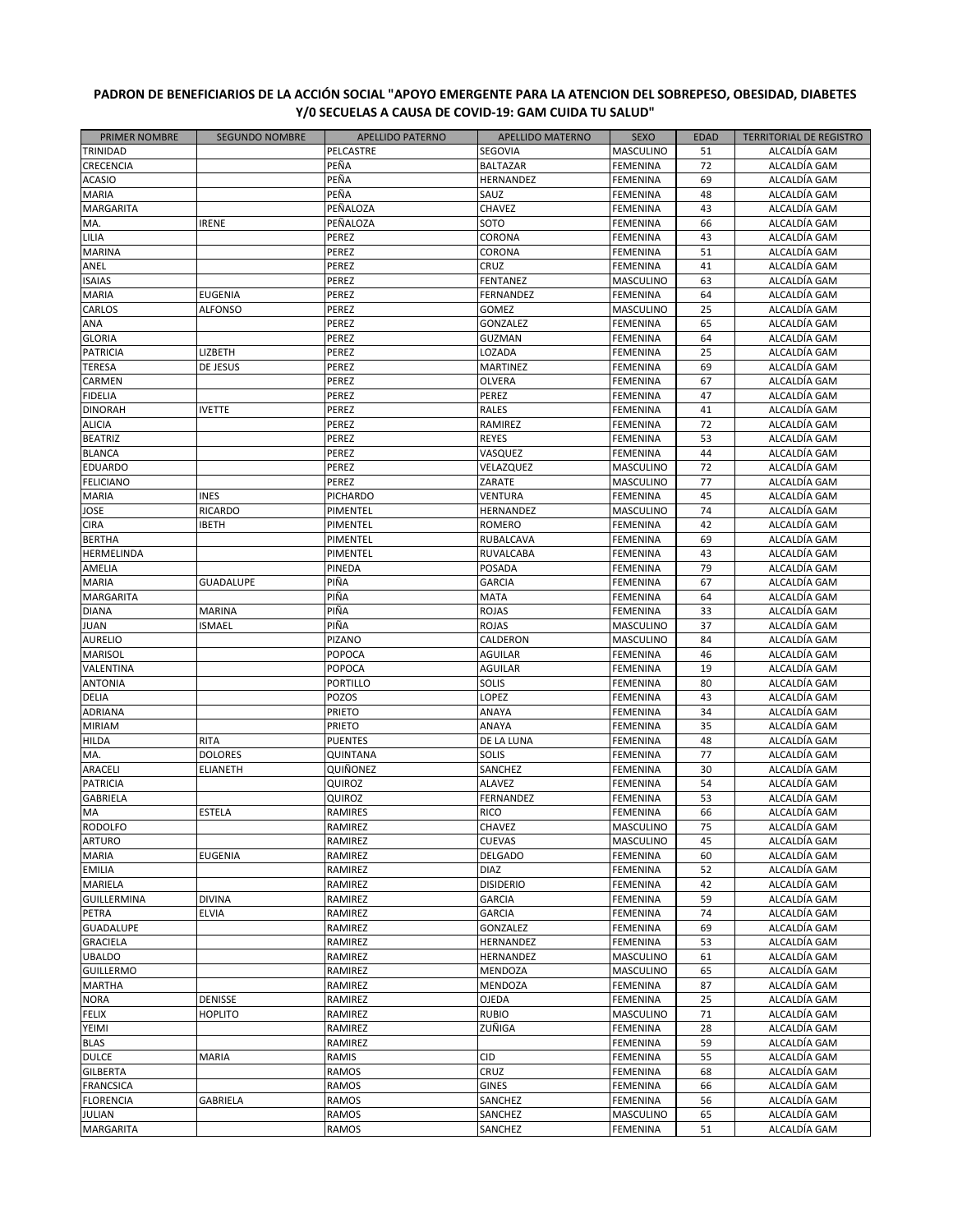**PADRON DE BENEFICIARIOS DE LA ACCIÓN SOCIAL "APOYO EMERGENTE PARA LA ATENCION DEL SOBREPESO, OBESIDAD, DIABETES Y/0 SECUELAS A CAUSA DE COVID-19: GAM CUIDA TU SALUD"**

| PRIMER NOMBRE | SEGUNDO NOMBRE | APELLIDO PATERNO | APELLIDO MATERNO | SEXO | EDAD | TERRITORIAL DE REGISTRO |
|---|---|---|---|---|---|---|
| TRINIDAD | | PELCASTRE | SEGOVIA | MASCULINO | 51 | ALCALDÍA GAM |
| CRECENCIA | | PEÑA | BALTAZAR | FEMENINA | 72 | ALCALDÍA GAM |
| ACASIO | | PEÑA | HERNANDEZ | FEMENINA | 69 | ALCALDÍA GAM |
| MARIA | | PEÑA | SAUZ | FEMENINA | 48 | ALCALDÍA GAM |
| MARGARITA | | PEÑALOZA | CHAVEZ | FEMENINA | 43 | ALCALDÍA GAM |
| MA. | IRENE | PEÑALOZA | SOTO | FEMENINA | 66 | ALCALDÍA GAM |
| LILIA | | PEREZ | CORONA | FEMENINA | 43 | ALCALDÍA GAM |
| MARINA | | PEREZ | CORONA | FEMENINA | 51 | ALCALDÍA GAM |
| ANEL | | PEREZ | CRUZ | FEMENINA | 41 | ALCALDÍA GAM |
| ISAIAS | | PEREZ | FENTANEZ | MASCULINO | 63 | ALCALDÍA GAM |
| MARIA | EUGENIA | PEREZ | FERNANDEZ | FEMENINA | 64 | ALCALDÍA GAM |
| CARLOS | ALFONSO | PEREZ | GOMEZ | MASCULINO | 25 | ALCALDÍA GAM |
| ANA | | PEREZ | GONZALEZ | FEMENINA | 65 | ALCALDÍA GAM |
| GLORIA | | PEREZ | GUZMAN | FEMENINA | 64 | ALCALDÍA GAM |
| PATRICIA | LIZBETH | PEREZ | LOZADA | FEMENINA | 25 | ALCALDÍA GAM |
| TERESA | DE JESUS | PEREZ | MARTINEZ | FEMENINA | 69 | ALCALDÍA GAM |
| CARMEN | | PEREZ | OLVERA | FEMENINA | 67 | ALCALDÍA GAM |
| FIDELIA | | PEREZ | PEREZ | FEMENINA | 47 | ALCALDÍA GAM |
| DINORAH | IVETTE | PEREZ | RALES | FEMENINA | 41 | ALCALDÍA GAM |
| ALICIA | | PEREZ | RAMIREZ | FEMENINA | 72 | ALCALDÍA GAM |
| BEATRIZ | | PEREZ | REYES | FEMENINA | 53 | ALCALDÍA GAM |
| BLANCA | | PEREZ | VASQUEZ | FEMENINA | 44 | ALCALDÍA GAM |
| EDUARDO | | PEREZ | VELAZQUEZ | MASCULINO | 72 | ALCALDÍA GAM |
| FELICIANO | | PEREZ | ZARATE | MASCULINO | 77 | ALCALDÍA GAM |
| MARIA | INES | PICHARDO | VENTURA | FEMENINA | 45 | ALCALDÍA GAM |
| JOSE | RICARDO | PIMENTEL | HERNANDEZ | MASCULINO | 74 | ALCALDÍA GAM |
| CIRA | IBETH | PIMENTEL | ROMERO | FEMENINA | 42 | ALCALDÍA GAM |
| BERTHA | | PIMENTEL | RUBALCAVA | FEMENINA | 69 | ALCALDÍA GAM |
| HERMELINDA | | PIMENTEL | RUVALCABA | FEMENINA | 43 | ALCALDÍA GAM |
| AMELIA | | PINEDA | POSADA | FEMENINA | 79 | ALCALDÍA GAM |
| MARIA | GUADALUPE | PIÑA | GARCIA | FEMENINA | 67 | ALCALDÍA GAM |
| MARGARITA | | PIÑA | MATA | FEMENINA | 64 | ALCALDÍA GAM |
| DIANA | MARINA | PIÑA | ROJAS | FEMENINA | 33 | ALCALDÍA GAM |
| JUAN | ISMAEL | PIÑA | ROJAS | MASCULINO | 37 | ALCALDÍA GAM |
| AURELIO | | PIZANO | CALDERON | MASCULINO | 84 | ALCALDÍA GAM |
| MARISOL | | POPOCA | AGUILAR | FEMENINA | 46 | ALCALDÍA GAM |
| VALENTINA | | POPOCA | AGUILAR | FEMENINA | 19 | ALCALDÍA GAM |
| ANTONIA | | PORTILLO | SOLIS | FEMENINA | 80 | ALCALDÍA GAM |
| DELIA | | POZOS | LOPEZ | FEMENINA | 43 | ALCALDÍA GAM |
| ADRIANA | | PRIETO | ANAYA | FEMENINA | 34 | ALCALDÍA GAM |
| MIRIAM | | PRIETO | ANAYA | FEMENINA | 35 | ALCALDÍA GAM |
| HILDA | RITA | PUENTES | DE LA LUNA | FEMENINA | 48 | ALCALDÍA GAM |
| MA. | DOLORES | QUINTANA | SOLIS | FEMENINA | 77 | ALCALDÍA GAM |
| ARACELI | ELIANETH | QUIÑONEZ | SANCHEZ | FEMENINA | 30 | ALCALDÍA GAM |
| PATRICIA | | QUIROZ | ALAVEZ | FEMENINA | 54 | ALCALDÍA GAM |
| GABRIELA | | QUIROZ | FERNANDEZ | FEMENINA | 53 | ALCALDÍA GAM |
| MA | ESTELA | RAMIRES | RICO | FEMENINA | 66 | ALCALDÍA GAM |
| RODOLFO | | RAMIREZ | CHAVEZ | MASCULINO | 75 | ALCALDÍA GAM |
| ARTURO | | RAMIREZ | CUEVAS | MASCULINO | 45 | ALCALDÍA GAM |
| MARIA | EUGENIA | RAMIREZ | DELGADO | FEMENINA | 60 | ALCALDÍA GAM |
| EMILIA | | RAMIREZ | DIAZ | FEMENINA | 52 | ALCALDÍA GAM |
| MARIELA | | RAMIREZ | DISIDERIO | FEMENINA | 42 | ALCALDÍA GAM |
| GUILLERMINA | DIVINA | RAMIREZ | GARCIA | FEMENINA | 59 | ALCALDÍA GAM |
| PETRA | ELVIA | RAMIREZ | GARCIA | FEMENINA | 74 | ALCALDÍA GAM |
| GUADALUPE | | RAMIREZ | GONZALEZ | FEMENINA | 69 | ALCALDÍA GAM |
| GRACIELA | | RAMIREZ | HERNANDEZ | FEMENINA | 53 | ALCALDÍA GAM |
| UBALDO | | RAMIREZ | HERNANDEZ | MASCULINO | 61 | ALCALDÍA GAM |
| GUILLERMO | | RAMIREZ | MENDOZA | MASCULINO | 65 | ALCALDÍA GAM |
| MARTHA | | RAMIREZ | MENDOZA | FEMENINA | 87 | ALCALDÍA GAM |
| NORA | DENISSE | RAMIREZ | OJEDA | FEMENINA | 25 | ALCALDÍA GAM |
| FELIX | HOPLITO | RAMIREZ | RUBIO | MASCULINO | 71 | ALCALDÍA GAM |
| YEIMI | | RAMIREZ | ZUÑIGA | FEMENINA | 28 | ALCALDÍA GAM |
| BLAS | | RAMIREZ | | FEMENINA | 59 | ALCALDÍA GAM |
| DULCE | MARIA | RAMIS | CID | FEMENINA | 55 | ALCALDÍA GAM |
| GILBERTA | | RAMOS | CRUZ | FEMENINA | 68 | ALCALDÍA GAM |
| FRANCSICA | | RAMOS | GINES | FEMENINA | 66 | ALCALDÍA GAM |
| FLORENCIA | GABRIELA | RAMOS | SANCHEZ | FEMENINA | 56 | ALCALDÍA GAM |
| JULIAN | | RAMOS | SANCHEZ | MASCULINO | 65 | ALCALDÍA GAM |
| MARGARITA | | RAMOS | SANCHEZ | FEMENINA | 51 | ALCALDÍA GAM |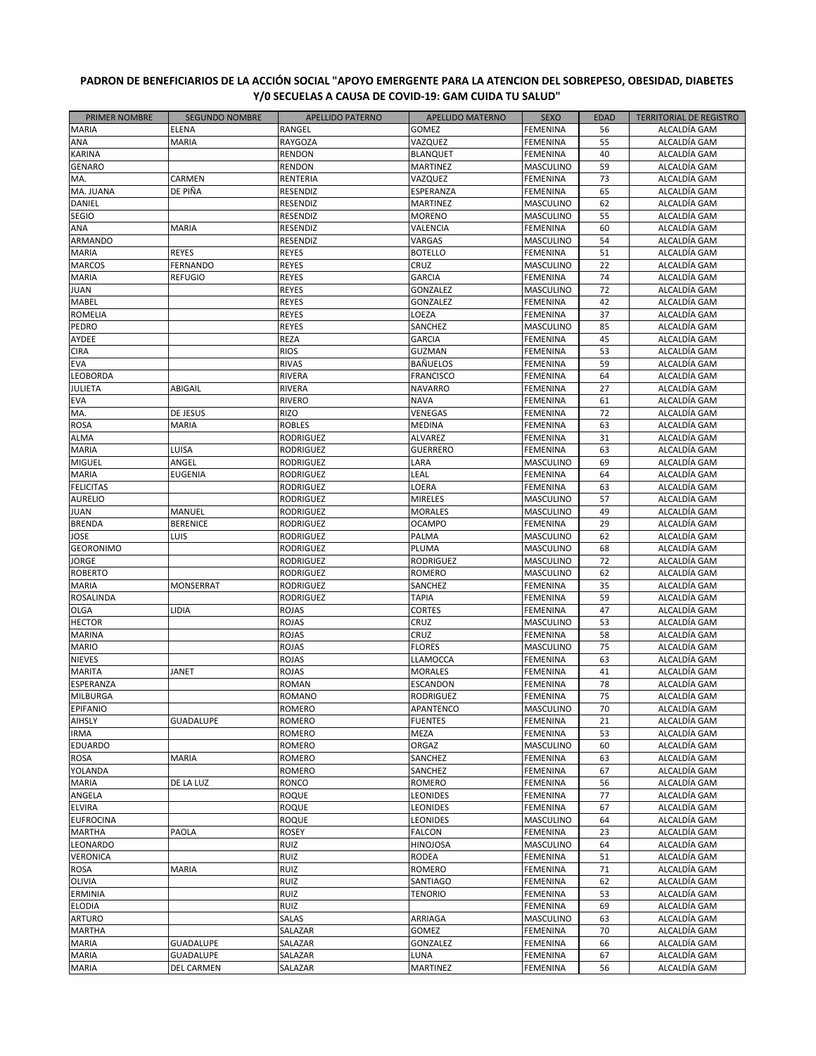**PADRON DE BENEFICIARIOS DE LA ACCIÓN SOCIAL "APOYO EMERGENTE PARA LA ATENCION DEL SOBREPESO, OBESIDAD, DIABETES Y/0 SECUELAS A CAUSA DE COVID-19: GAM CUIDA TU SALUD"**

| PRIMER NOMBRE | SEGUNDO NOMBRE | APELLIDO PATERNO | APELLIDO MATERNO | SEXO | EDAD | TERRITORIAL DE REGISTRO |
|---|---|---|---|---|---|---|
| MARIA | ELENA | RANGEL | GOMEZ | FEMENINA | 56 | ALCALDÍA GAM |
| ANA | MARIA | RAYGOZA | VAZQUEZ | FEMENINA | 55 | ALCALDÍA GAM |
| KARINA | | RENDON | BLANQUET | FEMENINA | 40 | ALCALDÍA GAM |
| GENARO | | RENDON | MARTINEZ | MASCULINO | 59 | ALCALDÍA GAM |
| MA. | CARMEN | RENTERIA | VAZQUEZ | FEMENINA | 73 | ALCALDÍA GAM |
| MA. JUANA | DE PIÑA | RESENDIZ | ESPERANZA | FEMENINA | 65 | ALCALDÍA GAM |
| DANIEL | | RESENDIZ | MARTINEZ | MASCULINO | 62 | ALCALDÍA GAM |
| SEGIO | | RESENDIZ | MORENO | MASCULINO | 55 | ALCALDÍA GAM |
| ANA | MARIA | RESENDIZ | VALENCIA | FEMENINA | 60 | ALCALDÍA GAM |
| ARMANDO | | RESENDIZ | VARGAS | MASCULINO | 54 | ALCALDÍA GAM |
| MARIA | REYES | REYES | BOTELLO | FEMENINA | 51 | ALCALDÍA GAM |
| MARCOS | FERNANDO | REYES | CRUZ | MASCULINO | 22 | ALCALDÍA GAM |
| MARIA | REFUGIO | REYES | GARCIA | FEMENINA | 74 | ALCALDÍA GAM |
| JUAN | | REYES | GONZALEZ | MASCULINO | 72 | ALCALDÍA GAM |
| MABEL | | REYES | GONZALEZ | FEMENINA | 42 | ALCALDÍA GAM |
| ROMELIA | | REYES | LOEZA | FEMENINA | 37 | ALCALDÍA GAM |
| PEDRO | | REYES | SANCHEZ | MASCULINO | 85 | ALCALDÍA GAM |
| AYDEE | | REZA | GARCIA | FEMENINA | 45 | ALCALDÍA GAM |
| CIRA | | RIOS | GUZMAN | FEMENINA | 53 | ALCALDÍA GAM |
| EVA | | RIVAS | BAÑUELOS | FEMENINA | 59 | ALCALDÍA GAM |
| LEOBORDA | | RIVERA | FRANCISCO | FEMENINA | 64 | ALCALDÍA GAM |
| JULIETA | ABIGAIL | RIVERA | NAVARRO | FEMENINA | 27 | ALCALDÍA GAM |
| EVA | | RIVERO | NAVA | FEMENINA | 61 | ALCALDÍA GAM |
| MA. | DE JESUS | RIZO | VENEGAS | FEMENINA | 72 | ALCALDÍA GAM |
| ROSA | MARIA | ROBLES | MEDINA | FEMENINA | 63 | ALCALDÍA GAM |
| ALMA | | RODRIGUEZ | ALVAREZ | FEMENINA | 31 | ALCALDÍA GAM |
| MARIA | LUISA | RODRIGUEZ | GUERRERO | FEMENINA | 63 | ALCALDÍA GAM |
| MIGUEL | ANGEL | RODRIGUEZ | LARA | MASCULINO | 69 | ALCALDÍA GAM |
| MARIA | EUGENIA | RODRIGUEZ | LEAL | FEMENINA | 64 | ALCALDÍA GAM |
| FELICITAS | | RODRIGUEZ | LOERA | FEMENINA | 63 | ALCALDÍA GAM |
| AURELIO | | RODRIGUEZ | MIRELES | MASCULINO | 57 | ALCALDÍA GAM |
| JUAN | MANUEL | RODRIGUEZ | MORALES | MASCULINO | 49 | ALCALDÍA GAM |
| BRENDA | BERENICE | RODRIGUEZ | OCAMPO | FEMENINA | 29 | ALCALDÍA GAM |
| JOSE | LUIS | RODRIGUEZ | PALMA | MASCULINO | 62 | ALCALDÍA GAM |
| GEORONIMO | | RODRIGUEZ | PLUMA | MASCULINO | 68 | ALCALDÍA GAM |
| JORGE | | RODRIGUEZ | RODRIGUEZ | MASCULINO | 72 | ALCALDÍA GAM |
| ROBERTO | | RODRIGUEZ | ROMERO | MASCULINO | 62 | ALCALDÍA GAM |
| MARIA | MONSERRAT | RODRIGUEZ | SANCHEZ | FEMENINA | 35 | ALCALDÍA GAM |
| ROSALINDA | | RODRIGUEZ | TAPIA | FEMENINA | 59 | ALCALDÍA GAM |
| OLGA | LIDIA | ROJAS | CORTES | FEMENINA | 47 | ALCALDÍA GAM |
| HECTOR | | ROJAS | CRUZ | MASCULINO | 53 | ALCALDÍA GAM |
| MARINA | | ROJAS | CRUZ | FEMENINA | 58 | ALCALDÍA GAM |
| MARIO | | ROJAS | FLORES | MASCULINO | 75 | ALCALDÍA GAM |
| NIEVES | | ROJAS | LLAMOCCA | FEMENINA | 63 | ALCALDÍA GAM |
| MARITA | JANET | ROJAS | MORALES | FEMENINA | 41 | ALCALDÍA GAM |
| ESPERANZA | | ROMAN | ESCANDON | FEMENINA | 78 | ALCALDÍA GAM |
| MILBURGA | | ROMANO | RODRIGUEZ | FEMENINA | 75 | ALCALDÍA GAM |
| EPIFANIO | | ROMERO | APANTENCO | MASCULINO | 70 | ALCALDÍA GAM |
| AIHSLY | GUADALUPE | ROMERO | FUENTES | FEMENINA | 21 | ALCALDÍA GAM |
| IRMA | | ROMERO | MEZA | FEMENINA | 53 | ALCALDÍA GAM |
| EDUARDO | | ROMERO | ORGAZ | MASCULINO | 60 | ALCALDÍA GAM |
| ROSA | MARIA | ROMERO | SANCHEZ | FEMENINA | 63 | ALCALDÍA GAM |
| YOLANDA | | ROMERO | SANCHEZ | FEMENINA | 67 | ALCALDÍA GAM |
| MARIA | DE LA LUZ | RONCO | ROMERO | FEMENINA | 56 | ALCALDÍA GAM |
| ANGELA | | ROQUE | LEONIDES | FEMENINA | 77 | ALCALDÍA GAM |
| ELVIRA | | ROQUE | LEONIDES | FEMENINA | 67 | ALCALDÍA GAM |
| EUFROCINA | | ROQUE | LEONIDES | MASCULINO | 64 | ALCALDÍA GAM |
| MARTHA | PAOLA | ROSEY | FALCON | FEMENINA | 23 | ALCALDÍA GAM |
| LEONARDO | | RUIZ | HINOJOSA | MASCULINO | 64 | ALCALDÍA GAM |
| VERONICA | | RUIZ | RODEA | FEMENINA | 51 | ALCALDÍA GAM |
| ROSA | MARIA | RUIZ | ROMERO | FEMENINA | 71 | ALCALDÍA GAM |
| OLIVIA | | RUIZ | SANTIAGO | FEMENINA | 62 | ALCALDÍA GAM |
| ERMINIA | | RUIZ | TENORIO | FEMENINA | 53 | ALCALDÍA GAM |
| ELODIA | | RUIZ | | FEMENINA | 69 | ALCALDÍA GAM |
| ARTURO | | SALAS | ARRIAGA | MASCULINO | 63 | ALCALDÍA GAM |
| MARTHA | | SALAZAR | GOMEZ | FEMENINA | 70 | ALCALDÍA GAM |
| MARIA | GUADALUPE | SALAZAR | GONZALEZ | FEMENINA | 66 | ALCALDÍA GAM |
| MARIA | GUADALUPE | SALAZAR | LUNA | FEMENINA | 67 | ALCALDÍA GAM |
| MARIA | DEL CARMEN | SALAZAR | MARTINEZ | FEMENINA | 56 | ALCALDÍA GAM |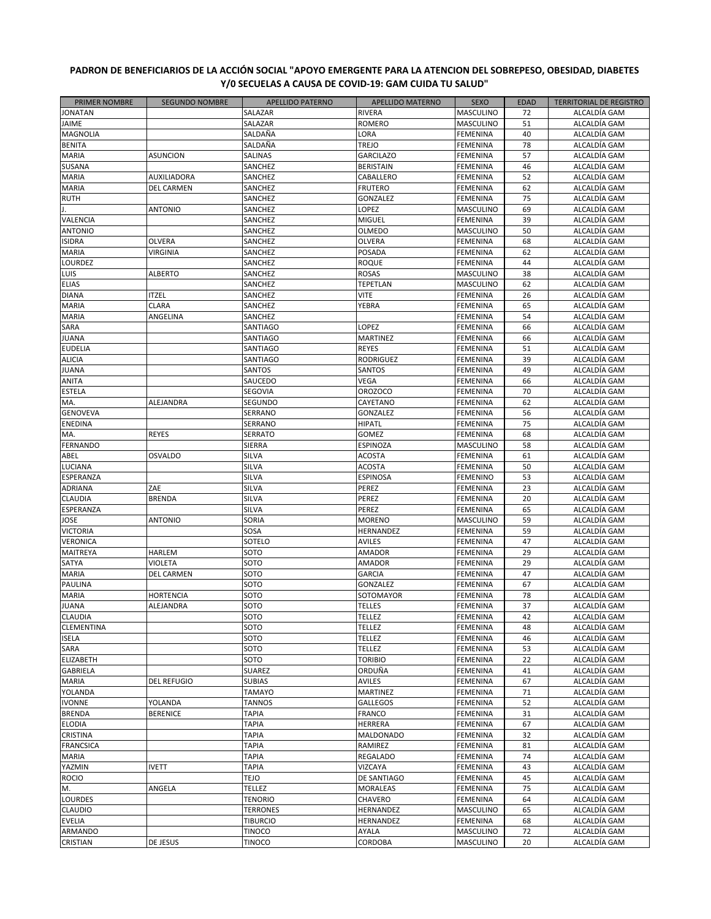**PADRON DE BENEFICIARIOS DE LA ACCIÓN SOCIAL "APOYO EMERGENTE PARA LA ATENCION DEL SOBREPESO, OBESIDAD, DIABETES Y/0 SECUELAS A CAUSA DE COVID-19: GAM CUIDA TU SALUD"**

| PRIMER NOMBRE | SEGUNDO NOMBRE | APELLIDO PATERNO | APELLIDO MATERNO | SEXO | EDAD | TERRITORIAL DE REGISTRO |
|---|---|---|---|---|---|---|
| JONATAN | | SALAZAR | RIVERA | MASCULINO | 72 | ALCALDÍA GAM |
| JAIME | | SALAZAR | ROMERO | MASCULINO | 51 | ALCALDÍA GAM |
| MAGNOLIA | | SALDAÑA | LORA | FEMENINA | 40 | ALCALDÍA GAM |
| BENITA | | SALDAÑA | TREJO | FEMENINA | 78 | ALCALDÍA GAM |
| MARIA | ASUNCION | SALINAS | GARCILAZO | FEMENINA | 57 | ALCALDÍA GAM |
| SUSANA | | SANCHEZ | BERISTAIN | FEMENINA | 46 | ALCALDÍA GAM |
| MARIA | AUXILIADORA | SANCHEZ | CABALLERO | FEMENINA | 52 | ALCALDÍA GAM |
| MARIA | DEL CARMEN | SANCHEZ | FRUTERO | FEMENINA | 62 | ALCALDÍA GAM |
| RUTH | | SANCHEZ | GONZALEZ | FEMENINA | 75 | ALCALDÍA GAM |
| J. | ANTONIO | SANCHEZ | LOPEZ | MASCULINO | 69 | ALCALDÍA GAM |
| VALENCIA | | SANCHEZ | MIGUEL | FEMENINA | 39 | ALCALDÍA GAM |
| ANTONIO | | SANCHEZ | OLMEDO | MASCULINO | 50 | ALCALDÍA GAM |
| ISIDRA | OLVERA | SANCHEZ | OLVERA | FEMENINA | 68 | ALCALDÍA GAM |
| MARIA | VIRGINIA | SANCHEZ | POSADA | FEMENINA | 62 | ALCALDÍA GAM |
| LOURDEZ | | SANCHEZ | ROQUE | FEMENINA | 44 | ALCALDÍA GAM |
| LUIS | ALBERTO | SANCHEZ | ROSAS | MASCULINO | 38 | ALCALDÍA GAM |
| ELIAS | | SANCHEZ | TEPETLAN | MASCULINO | 62 | ALCALDÍA GAM |
| DIANA | ITZEL | SANCHEZ | VITE | FEMENINA | 26 | ALCALDÍA GAM |
| MARIA | CLARA | SANCHEZ | YEBRA | FEMENINA | 65 | ALCALDÍA GAM |
| MARIA | ANGELINA | SANCHEZ | | FEMENINA | 54 | ALCALDÍA GAM |
| SARA | | SANTIAGO | LOPEZ | FEMENINA | 66 | ALCALDÍA GAM |
| JUANA | | SANTIAGO | MARTINEZ | FEMENINA | 66 | ALCALDÍA GAM |
| EUDELIA | | SANTIAGO | REYES | FEMENINA | 51 | ALCALDÍA GAM |
| ALICIA | | SANTIAGO | RODRIGUEZ | FEMENINA | 39 | ALCALDÍA GAM |
| JUANA | | SANTOS | SANTOS | FEMENINA | 49 | ALCALDÍA GAM |
| ANITA | | SAUCEDO | VEGA | FEMENINA | 66 | ALCALDÍA GAM |
| ESTELA | | SEGOVIA | OROZOCO | FEMENINA | 70 | ALCALDÍA GAM |
| MA. | ALEJANDRA | SEGUNDO | CAYETANO | FEMENINA | 62 | ALCALDÍA GAM |
| GENOVEVA | | SERRANO | GONZALEZ | FEMENINA | 56 | ALCALDÍA GAM |
| ENEDINA | | SERRANO | HIPATL | FEMENINA | 75 | ALCALDÍA GAM |
| MA. | REYES | SERRATO | GOMEZ | FEMENINA | 68 | ALCALDÍA GAM |
| FERNANDO | | SIERRA | ESPINOZA | MASCULINO | 58 | ALCALDÍA GAM |
| ABEL | OSVALDO | SILVA | ACOSTA | FEMENINA | 61 | ALCALDÍA GAM |
| LUCIANA | | SILVA | ACOSTA | FEMENINA | 50 | ALCALDÍA GAM |
| ESPERANZA | | SILVA | ESPINOSA | FEMENINO | 53 | ALCALDÍA GAM |
| ADRIANA | ZAE | SILVA | PEREZ | FEMENINA | 23 | ALCALDÍA GAM |
| CLAUDIA | BRENDA | SILVA | PEREZ | FEMENINA | 20 | ALCALDÍA GAM |
| ESPERANZA | | SILVA | PEREZ | FEMENINA | 65 | ALCALDÍA GAM |
| JOSE | ANTONIO | SORIA | MORENO | MASCULINO | 59 | ALCALDÍA GAM |
| VICTORIA | | SOSA | HERNANDEZ | FEMENINA | 59 | ALCALDÍA GAM |
| VERONICA | | SOTELO | AVILES | FEMENINA | 47 | ALCALDÍA GAM |
| MAITREYA | HARLEM | SOTO | AMADOR | FEMENINA | 29 | ALCALDÍA GAM |
| SATYA | VIOLETA | SOTO | AMADOR | FEMENINA | 29 | ALCALDÍA GAM |
| MARIA | DEL CARMEN | SOTO | GARCIA | FEMENINA | 47 | ALCALDÍA GAM |
| PAULINA | | SOTO | GONZALEZ | FEMENINA | 67 | ALCALDÍA GAM |
| MARIA | HORTENCIA | SOTO | SOTOMAYOR | FEMENINA | 78 | ALCALDÍA GAM |
| JUANA | ALEJANDRA | SOTO | TELLES | FEMENINA | 37 | ALCALDÍA GAM |
| CLAUDIA | | SOTO | TELLEZ | FEMENINA | 42 | ALCALDÍA GAM |
| CLEMENTINA | | SOTO | TELLEZ | FEMENINA | 48 | ALCALDÍA GAM |
| ISELA | | SOTO | TELLEZ | FEMENINA | 46 | ALCALDÍA GAM |
| SARA | | SOTO | TELLEZ | FEMENINA | 53 | ALCALDÍA GAM |
| ELIZABETH | | SOTO | TORIBIO | FEMENINA | 22 | ALCALDÍA GAM |
| GABRIELA | | SUAREZ | ORDUÑA | FEMENINA | 41 | ALCALDÍA GAM |
| MARIA | DEL REFUGIO | SUBIAS | AVILES | FEMENINA | 67 | ALCALDÍA GAM |
| YOLANDA | | TAMAYO | MARTINEZ | FEMENINA | 71 | ALCALDÍA GAM |
| IVONNE | YOLANDA | TANNOS | GALLEGOS | FEMENINA | 52 | ALCALDÍA GAM |
| BRENDA | BERENICE | TAPIA | FRANCO | FEMENINA | 31 | ALCALDÍA GAM |
| ELODIA | | TAPIA | HERRERA | FEMENINA | 67 | ALCALDÍA GAM |
| CRISTINA | | TAPIA | MALDONADO | FEMENINA | 32 | ALCALDÍA GAM |
| FRANCSICA | | TAPIA | RAMIREZ | FEMENINA | 81 | ALCALDÍA GAM |
| MARIA | | TAPIA | REGALADO | FEMENINA | 74 | ALCALDÍA GAM |
| YAZMIN | IVETT | TAPIA | VIZCAYA | FEMENINA | 43 | ALCALDÍA GAM |
| ROCIO | | TEJO | DE SANTIAGO | FEMENINA | 45 | ALCALDÍA GAM |
| M. | ANGELA | TELLEZ | MORALEAS | FEMENINA | 75 | ALCALDÍA GAM |
| LOURDES | | TENORIO | CHAVERO | FEMENINA | 64 | ALCALDÍA GAM |
| CLAUDIO | | TERRONES | HERNANDEZ | MASCULINO | 65 | ALCALDÍA GAM |
| EVELIA | | TIBURCIO | HERNANDEZ | FEMENINA | 68 | ALCALDÍA GAM |
| ARMANDO | | TINOCO | AYALA | MASCULINO | 72 | ALCALDÍA GAM |
| CRISTIAN | DE JESUS | TINOCO | CORDOBA | MASCULINO | 20 | ALCALDÍA GAM |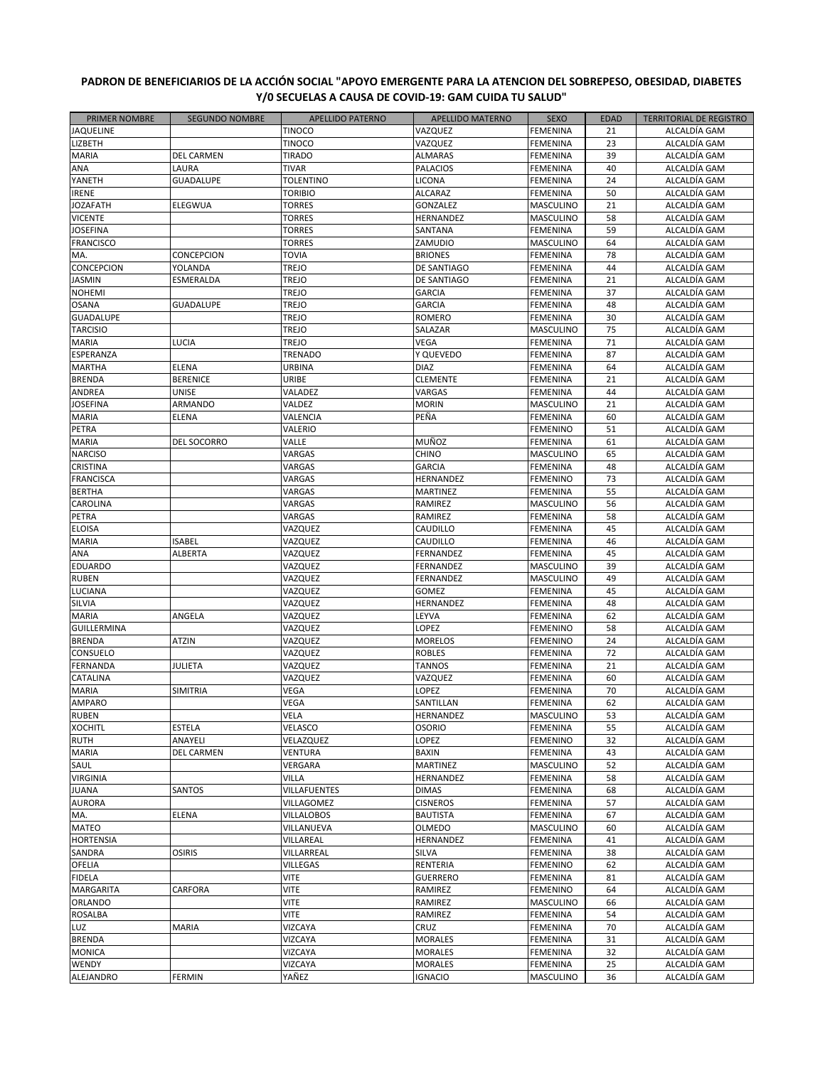**PADRON DE BENEFICIARIOS DE LA ACCIÓN SOCIAL "APOYO EMERGENTE PARA LA ATENCION DEL SOBREPESO, OBESIDAD, DIABETES Y/0 SECUELAS A CAUSA DE COVID-19: GAM CUIDA TU SALUD"**

| PRIMER NOMBRE | SEGUNDO NOMBRE | APELLIDO PATERNO | APELLIDO MATERNO | SEXO | EDAD | TERRITORIAL DE REGISTRO |
|---|---|---|---|---|---|---|
| JAQUELINE | | TINOCO | VAZQUEZ | FEMENINA | 21 | ALCALDÍA GAM |
| LIZBETH | | TINOCO | VAZQUEZ | FEMENINA | 23 | ALCALDÍA GAM |
| MARIA | DEL CARMEN | TIRADO | ALMARAS | FEMENINA | 39 | ALCALDÍA GAM |
| ANA | LAURA | TIVAR | PALACIOS | FEMENINA | 40 | ALCALDÍA GAM |
| YANETH | GUADALUPE | TOLENTINO | LICONA | FEMENINA | 24 | ALCALDÍA GAM |
| IRENE | | TORIBIO | ALCARAZ | FEMENINA | 50 | ALCALDÍA GAM |
| JOZAFATH | ELEGWUA | TORRES | GONZALEZ | MASCULINO | 21 | ALCALDÍA GAM |
| VICENTE | | TORRES | HERNANDEZ | MASCULINO | 58 | ALCALDÍA GAM |
| JOSEFINA | | TORRES | SANTANA | FEMENINA | 59 | ALCALDÍA GAM |
| FRANCISCO | | TORRES | ZAMUDIO | MASCULINO | 64 | ALCALDÍA GAM |
| MA. | CONCEPCION | TOVIA | BRIONES | FEMENINA | 78 | ALCALDÍA GAM |
| CONCEPCION | YOLANDA | TREJO | DE SANTIAGO | FEMENINA | 44 | ALCALDÍA GAM |
| JASMIN | ESMERALDA | TREJO | DE SANTIAGO | FEMENINA | 21 | ALCALDÍA GAM |
| NOHEMI | | TREJO | GARCIA | FEMENINA | 37 | ALCALDÍA GAM |
| OSANA | GUADALUPE | TREJO | GARCIA | FEMENINA | 48 | ALCALDÍA GAM |
| GUADALUPE | | TREJO | ROMERO | FEMENINA | 30 | ALCALDÍA GAM |
| TARCISIO | | TREJO | SALAZAR | MASCULINO | 75 | ALCALDÍA GAM |
| MARIA | LUCIA | TREJO | VEGA | FEMENINA | 71 | ALCALDÍA GAM |
| ESPERANZA | | TRENADO | Y QUEVEDO | FEMENINA | 87 | ALCALDÍA GAM |
| MARTHA | ELENA | URBINA | DIAZ | FEMENINA | 64 | ALCALDÍA GAM |
| BRENDA | BERENICE | URIBE | CLEMENTE | FEMENINA | 21 | ALCALDÍA GAM |
| ANDREA | UNISE | VALADEZ | VARGAS | FEMENINA | 44 | ALCALDÍA GAM |
| JOSEFINA | ARMANDO | VALDEZ | MORIN | MASCULINO | 21 | ALCALDÍA GAM |
| MARIA | ELENA | VALENCIA | PEÑA | FEMENINA | 60 | ALCALDÍA GAM |
| PETRA | | VALERIO | | FEMENINO | 51 | ALCALDÍA GAM |
| MARIA | DEL SOCORRO | VALLE | MUÑOZ | FEMENINA | 61 | ALCALDÍA GAM |
| NARCISO | | VARGAS | CHINO | MASCULINO | 65 | ALCALDÍA GAM |
| CRISTINA | | VARGAS | GARCIA | FEMENINA | 48 | ALCALDÍA GAM |
| FRANCISCA | | VARGAS | HERNANDEZ | FEMENINO | 73 | ALCALDÍA GAM |
| BERTHA | | VARGAS | MARTINEZ | FEMENINA | 55 | ALCALDÍA GAM |
| CAROLINA | | VARGAS | RAMIREZ | MASCULINO | 56 | ALCALDÍA GAM |
| PETRA | | VARGAS | RAMIREZ | FEMENINA | 58 | ALCALDÍA GAM |
| ELOISA | | VAZQUEZ | CAUDILLO | FEMENINA | 45 | ALCALDÍA GAM |
| MARIA | ISABEL | VAZQUEZ | CAUDILLO | FEMENINA | 46 | ALCALDÍA GAM |
| ANA | ALBERTA | VAZQUEZ | FERNANDEZ | FEMENINA | 45 | ALCALDÍA GAM |
| EDUARDO | | VAZQUEZ | FERNANDEZ | MASCULINO | 39 | ALCALDÍA GAM |
| RUBEN | | VAZQUEZ | FERNANDEZ | MASCULINO | 49 | ALCALDÍA GAM |
| LUCIANA | | VAZQUEZ | GOMEZ | FEMENINA | 45 | ALCALDÍA GAM |
| SILVIA | | VAZQUEZ | HERNANDEZ | FEMENINA | 48 | ALCALDÍA GAM |
| MARIA | ANGELA | VAZQUEZ | LEYVA | FEMENINA | 62 | ALCALDÍA GAM |
| GUILLERMINA | | VAZQUEZ | LOPEZ | FEMENINO | 58 | ALCALDÍA GAM |
| BRENDA | ATZIN | VAZQUEZ | MORELOS | FEMENINO | 24 | ALCALDÍA GAM |
| CONSUELO | | VAZQUEZ | ROBLES | FEMENINA | 72 | ALCALDÍA GAM |
| FERNANDA | JULIETA | VAZQUEZ | TANNOS | FEMENINA | 21 | ALCALDÍA GAM |
| CATALINA | | VAZQUEZ | VAZQUEZ | FEMENINA | 60 | ALCALDÍA GAM |
| MARIA | SIMITRIA | VEGA | LOPEZ | FEMENINA | 70 | ALCALDÍA GAM |
| AMPARO | | VEGA | SANTILLAN | FEMENINA | 62 | ALCALDÍA GAM |
| RUBEN | | VELA | HERNANDEZ | MASCULINO | 53 | ALCALDÍA GAM |
| XOCHITL | ESTELA | VELASCO | OSORIO | FEMENINA | 55 | ALCALDÍA GAM |
| RUTH | ANAYELI | VELAZQUEZ | LOPEZ | FEMENINO | 32 | ALCALDÍA GAM |
| MARIA | DEL CARMEN | VENTURA | BAXIN | FEMENINA | 43 | ALCALDÍA GAM |
| SAUL | | VERGARA | MARTINEZ | MASCULINO | 52 | ALCALDÍA GAM |
| VIRGINIA | | VILLA | HERNANDEZ | FEMENINA | 58 | ALCALDÍA GAM |
| JUANA | SANTOS | VILLAFUENTES | DIMAS | FEMENINA | 68 | ALCALDÍA GAM |
| AURORA | | VILLAGOMEZ | CISNEROS | FEMENINA | 57 | ALCALDÍA GAM |
| MA. | ELENA | VILLALOBOS | BAUTISTA | FEMENINA | 67 | ALCALDÍA GAM |
| MATEO | | VILLANUEVA | OLMEDO | MASCULINO | 60 | ALCALDÍA GAM |
| HORTENSIA | | VILLAREAL | HERNANDEZ | FEMENINA | 41 | ALCALDÍA GAM |
| SANDRA | OSIRIS | VILLARREAL | SILVA | FEMENINA | 38 | ALCALDÍA GAM |
| OFELIA | | VILLEGAS | RENTERIA | FEMENINO | 62 | ALCALDÍA GAM |
| FIDELA | | VITE | GUERRERO | FEMENINA | 81 | ALCALDÍA GAM |
| MARGARITA | CARFORA | VITE | RAMIREZ | FEMENINO | 64 | ALCALDÍA GAM |
| ORLANDO | | VITE | RAMIREZ | MASCULINO | 66 | ALCALDÍA GAM |
| ROSALBA | | VITE | RAMIREZ | FEMENINA | 54 | ALCALDÍA GAM |
| LUZ | MARIA | VIZCAYA | CRUZ | FEMENINA | 70 | ALCALDÍA GAM |
| BRENDA | | VIZCAYA | MORALES | FEMENINA | 31 | ALCALDÍA GAM |
| MONICA | | VIZCAYA | MORALES | FEMENINA | 32 | ALCALDÍA GAM |
| WENDY | | VIZCAYA | MORALES | FEMENINA | 25 | ALCALDÍA GAM |
| ALEJANDRO | FERMIN | YAÑEZ | IGNACIO | MASCULINO | 36 | ALCALDÍA GAM |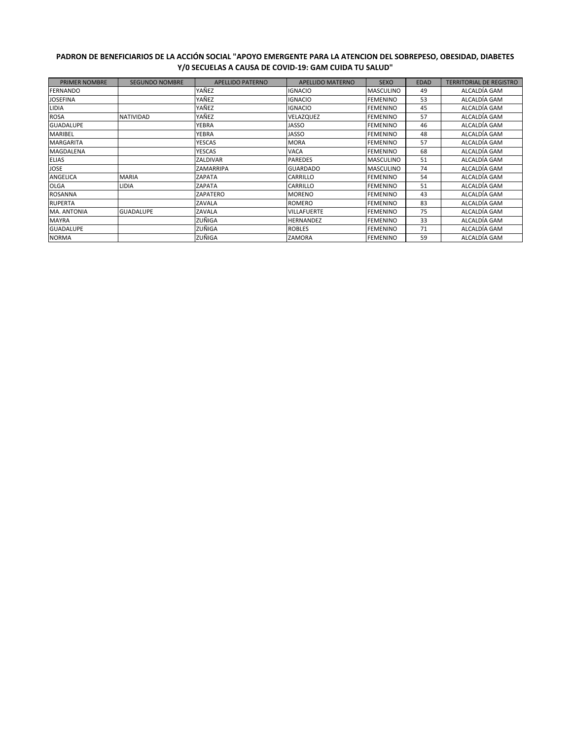**PADRON DE BENEFICIARIOS DE LA ACCIÓN SOCIAL "APOYO EMERGENTE PARA LA ATENCION DEL SOBREPESO, OBESIDAD, DIABETES Y/0 SECUELAS A CAUSA DE COVID-19: GAM CUIDA TU SALUD"**

| PRIMER NOMBRE | SEGUNDO NOMBRE | APELLIDO PATERNO | APELLIDO MATERNO | SEXO | EDAD | TERRITORIAL DE REGISTRO |
|---|---|---|---|---|---|---|
| FERNANDO | | YAÑEZ | IGNACIO | MASCULINO | 49 | ALCALDÍA GAM |
| JOSEFINA | | YAÑEZ | IGNACIO | FEMENINO | 53 | ALCALDÍA GAM |
| LIDIA | | YAÑEZ | IGNACIO | FEMENINO | 45 | ALCALDÍA GAM |
| ROSA | NATIVIDAD | YAÑEZ | VELAZQUEZ | FEMENINO | 57 | ALCALDÍA GAM |
| GUADALUPE | | YEBRA | JASSO | FEMENINO | 46 | ALCALDÍA GAM |
| MARIBEL | | YEBRA | JASSO | FEMENINO | 48 | ALCALDÍA GAM |
| MARGARITA | | YESCAS | MORA | FEMENINO | 57 | ALCALDÍA GAM |
| MAGDALENA | | YESCAS | VACA | FEMENINO | 68 | ALCALDÍA GAM |
| ELIAS | | ZALDIVAR | PAREDES | MASCULINO | 51 | ALCALDÍA GAM |
| JOSE | | ZAMARRIPA | GUARDADO | MASCULINO | 74 | ALCALDÍA GAM |
| ANGELICA | MARIA | ZAPATA | CARRILLO | FEMENINO | 54 | ALCALDÍA GAM |
| OLGA | LIDIA | ZAPATA | CARRILLO | FEMENINO | 51 | ALCALDÍA GAM |
| ROSANNA | | ZAPATERO | MORENO | FEMENINO | 43 | ALCALDÍA GAM |
| RUPERTA | | ZAVALA | ROMERO | FEMENINO | 83 | ALCALDÍA GAM |
| MA. ANTONIA | GUADALUPE | ZAVALA | VILLAFUERTE | FEMENINO | 75 | ALCALDÍA GAM |
| MAYRA | | ZUÑIGA | HERNANDEZ | FEMENINO | 33 | ALCALDÍA GAM |
| GUADALUPE | | ZUÑIGA | ROBLES | FEMENINO | 71 | ALCALDÍA GAM |
| NORMA | | ZUÑIGA | ZAMORA | FEMENINO | 59 | ALCALDÍA GAM |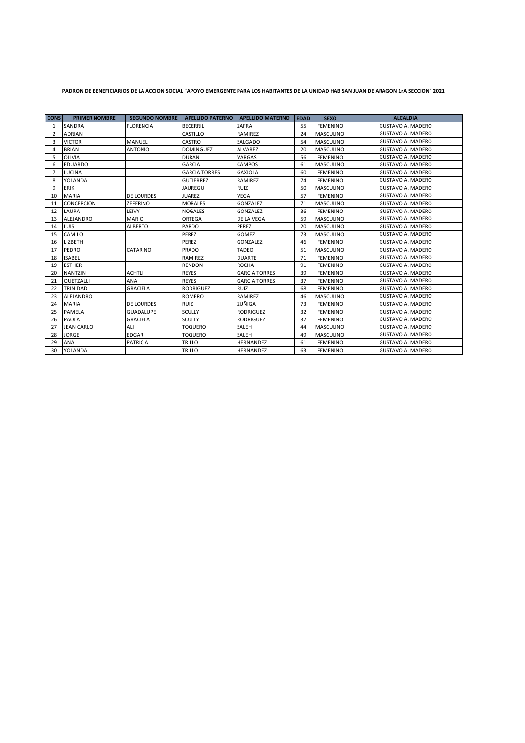**PADRON DE BENEFICIARIOS DE LA ACCION SOCIAL "APOYO EMERGENTE PARA LOS HABITANTES DE LA UNIDAD HAB SAN JUAN DE ARAGON 1rA SECCION" 2021**

| CONS | PRIMER NOMBRE | SEGUNDO NOMBRE | APELLIDO PATERNO | APELLIDO MATERNO | EDAD | SEXO | ALCALDIA |
|---|---|---|---|---|---|---|---|
| 1 | SANDRA | FLORENCIA | BECERRIL | ZAFRA | 55 | FEMENINO | GUSTAVO A. MADERO |
| 2 | ADRIAN | | CASTILLO | RAMIREZ | 24 | MASCULINO | GUSTAVO A. MADERO |
| 3 | VICTOR | MANUEL | CASTRO | SALGADO | 54 | MASCULINO | GUSTAVO A. MADERO |
| 4 | BRIAN | ANTONIO | DOMINGUEZ | ALVAREZ | 20 | MASCULINO | GUSTAVO A. MADERO |
| 5 | OLIVIA | | DURAN | VARGAS | 56 | FEMENINO | GUSTAVO A. MADERO |
| 6 | EDUARDO | | GARCIA | CAMPOS | 61 | MASCULINO | GUSTAVO A. MADERO |
| 7 | LUCINA | | GARCIA TORRES | GAXIOLA | 60 | FEMENINO | GUSTAVO A. MADERO |
| 8 | YOLANDA | | GUTIERREZ | RAMIREZ | 74 | FEMENINO | GUSTAVO A. MADERO |
| 9 | ERIK | | JAUREGUI | RUIZ | 50 | MASCULINO | GUSTAVO A. MADERO |
| 10 | MARIA | DE LOURDES | JUAREZ | VEGA | 57 | FEMENINO | GUSTAVO A. MADERO |
| 11 | CONCEPCION | ZEFERINO | MORALES | GONZALEZ | 71 | MASCULINO | GUSTAVO A. MADERO |
| 12 | LAURA | LEIVY | NOGALES | GONZALEZ | 36 | FEMENINO | GUSTAVO A. MADERO |
| 13 | ALEJANDRO | MARIO | ORTEGA | DE LA VEGA | 59 | MASCULINO | GUSTAVO A. MADERO |
| 14 | LUIS | ALBERTO | PARDO | PEREZ | 20 | MASCULINO | GUSTAVO A. MADERO |
| 15 | CAMILO | | PEREZ | GOMEZ | 73 | MASCULINO | GUSTAVO A. MADERO |
| 16 | LIZBETH | | PEREZ | GONZALEZ | 46 | FEMENINO | GUSTAVO A. MADERO |
| 17 | PEDRO | CATARINO | PRADO | TADEO | 51 | MASCULINO | GUSTAVO A. MADERO |
| 18 | ISABEL | | RAMIREZ | DUARTE | 71 | FEMENINO | GUSTAVO A. MADERO |
| 19 | ESTHER | | RENDON | ROCHA | 91 | FEMENINO | GUSTAVO A. MADERO |
| 20 | NANTZIN | ACHTLI | REYES | GARCIA TORRES | 39 | FEMENINO | GUSTAVO A. MADERO |
| 21 | QUETZALLI | ANAI | REYES | GARCIA TORRES | 37 | FEMENINO | GUSTAVO A. MADERO |
| 22 | TRINIDAD | GRACIELA | RODRIGUEZ | RUIZ | 68 | FEMENINO | GUSTAVO A. MADERO |
| 23 | ALEJANDRO | | ROMERO | RAMIREZ | 46 | MASCULINO | GUSTAVO A. MADERO |
| 24 | MARIA | DE LOURDES | RUIZ | ZUÑIGA | 73 | FEMENINO | GUSTAVO A. MADERO |
| 25 | PAMELA | GUADALUPE | SCULLY | RODRIGUEZ | 32 | FEMENINO | GUSTAVO A. MADERO |
| 26 | PAOLA | GRACIELA | SCULLY | RODRIGUEZ | 37 | FEMENINO | GUSTAVO A. MADERO |
| 27 | JEAN CARLO | ALI | TOQUERO | SALEH | 44 | MASCULINO | GUSTAVO A. MADERO |
| 28 | JORGE | EDGAR | TOQUERO | SALEH | 49 | MASCULINO | GUSTAVO A. MADERO |
| 29 | ANA | PATRICIA | TRILLO | HERNANDEZ | 61 | FEMENINO | GUSTAVO A. MADERO |
| 30 | YOLANDA | | TRILLO | HERNANDEZ | 63 | FEMENINO | GUSTAVO A. MADERO |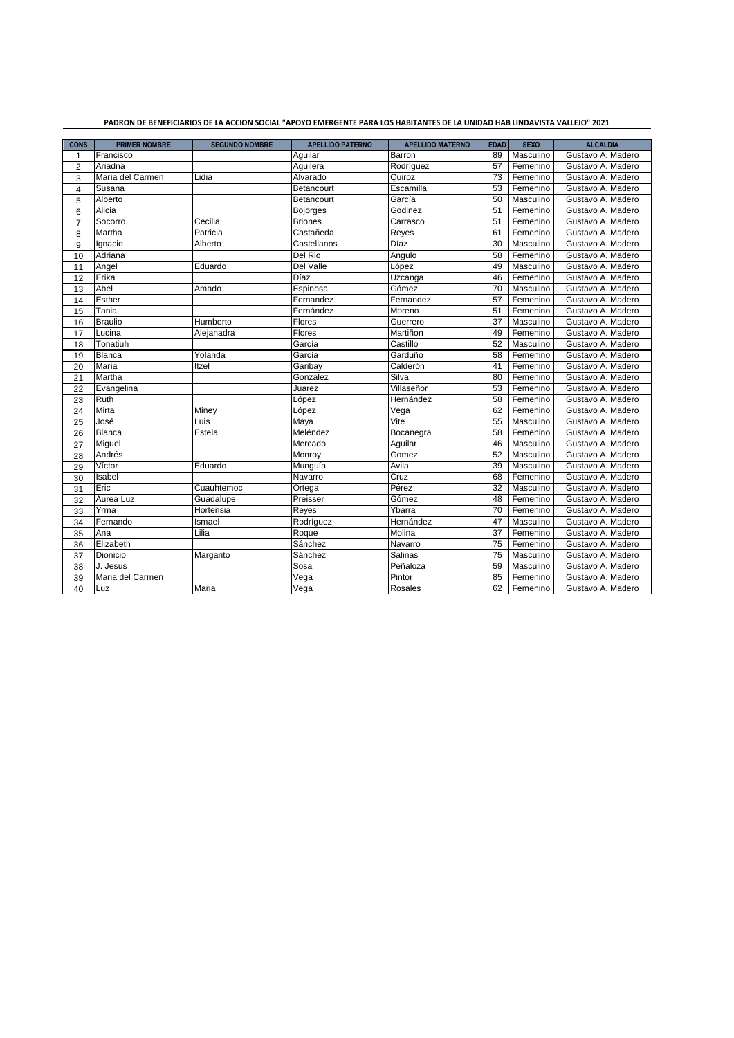**PADRON DE BENEFICIARIOS DE LA ACCION SOCIAL "APOYO EMERGENTE PARA LOS HABITANTES DE LA UNIDAD HAB LINDAVISTA VALLEJO" 2021**

| CONS | PRIMER NOMBRE | SEGUNDO NOMBRE | APELLIDO PATERNO | APELLIDO MATERNO | EDAD | SEXO | ALCALDIA |
|---|---|---|---|---|---|---|---|
| 1 | Francisco | | Aguilar | Barron | 89 | Masculino | Gustavo A. Madero |
| 2 | Ariadna | | Aguilera | Rodríguez | 57 | Femenino | Gustavo A. Madero |
| 3 | María del Carmen | Lidia | Alvarado | Quiroz | 73 | Femenino | Gustavo A. Madero |
| 4 | Susana | | Betancourt | Escamilla | 53 | Femenino | Gustavo A. Madero |
| 5 | Alberto | | Betancourt | García | 50 | Masculino | Gustavo A. Madero |
| 6 | Alicia | | Bojorges | Godinez | 51 | Femenino | Gustavo A. Madero |
| 7 | Socorro | Cecilia | Briones | Carrasco | 51 | Femenino | Gustavo A. Madero |
| 8 | Martha | Patricia | Castañeda | Reyes | 61 | Femenino | Gustavo A. Madero |
| 9 | Ignacio | Alberto | Castellanos | Díaz | 30 | Masculino | Gustavo A. Madero |
| 10 | Adriana | | Del Rio | Angulo | 58 | Femenino | Gustavo A. Madero |
| 11 | Angel | Eduardo | Del Valle | López | 49 | Masculino | Gustavo A. Madero |
| 12 | Erika | | Díaz | Uzcanga | 46 | Femenino | Gustavo A. Madero |
| 13 | Abel | Amado | Espinosa | Gómez | 70 | Masculino | Gustavo A. Madero |
| 14 | Esther | | Fernandez | Fernandez | 57 | Femenino | Gustavo A. Madero |
| 15 | Tania | | Fernández | Moreno | 51 | Femenino | Gustavo A. Madero |
| 16 | Braulio | Humberto | Flores | Guerrero | 37 | Masculino | Gustavo A. Madero |
| 17 | Lucina | Alejanadra | Flores | Martiñon | 49 | Femenino | Gustavo A. Madero |
| 18 | Tonatiuh | | García | Castillo | 52 | Masculino | Gustavo A. Madero |
| 19 | Blanca | Yolanda | García | Garduño | 58 | Femenino | Gustavo A. Madero |
| 20 | María | Itzel | Garibay | Calderón | 41 | Femenino | Gustavo A. Madero |
| 21 | Martha | | Gonzalez | Silva | 80 | Femenino | Gustavo A. Madero |
| 22 | Evangelina | | Juarez | Villaseñor | 53 | Femenino | Gustavo A. Madero |
| 23 | Ruth | | López | Hernández | 58 | Femenino | Gustavo A. Madero |
| 24 | Mirta | Miney | López | Vega | 62 | Femenino | Gustavo A. Madero |
| 25 | José | Luis | Maya | Vite | 55 | Masculino | Gustavo A. Madero |
| 26 | Blanca | Estela | Meléndez | Bocanegra | 58 | Femenino | Gustavo A. Madero |
| 27 | Miguel | | Mercado | Aguilar | 46 | Masculino | Gustavo A. Madero |
| 28 | Andrés | | Monroy | Gomez | 52 | Masculino | Gustavo A. Madero |
| 29 | Víctor | Eduardo | Munguía | Ávila | 39 | Masculino | Gustavo A. Madero |
| 30 | Isabel | | Navarro | Cruz | 68 | Femenino | Gustavo A. Madero |
| 31 | Eric | Cuauhtemoc | Ortega | Pérez | 32 | Masculino | Gustavo A. Madero |
| 32 | Aurea Luz | Guadalupe | Preisser | Gómez | 48 | Femenino | Gustavo A. Madero |
| 33 | Yrma | Hortensia | Reyes | Ybarra | 70 | Femenino | Gustavo A. Madero |
| 34 | Fernando | Ismael | Rodríguez | Hernández | 47 | Masculino | Gustavo A. Madero |
| 35 | Ana | Lilia | Roque | Molina | 37 | Femenino | Gustavo A. Madero |
| 36 | Elizabeth | | Sánchez | Navarro | 75 | Femenino | Gustavo A. Madero |
| 37 | Dionicio | Margarito | Sánchez | Salinas | 75 | Masculino | Gustavo A. Madero |
| 38 | J. Jesus | | Sosa | Peñaloza | 59 | Masculino | Gustavo A. Madero |
| 39 | Maria del Carmen | | Vega | Pintor | 85 | Femenino | Gustavo A. Madero |
| 40 | Luz | Maria | Vega | Rosales | 62 | Femenino | Gustavo A. Madero |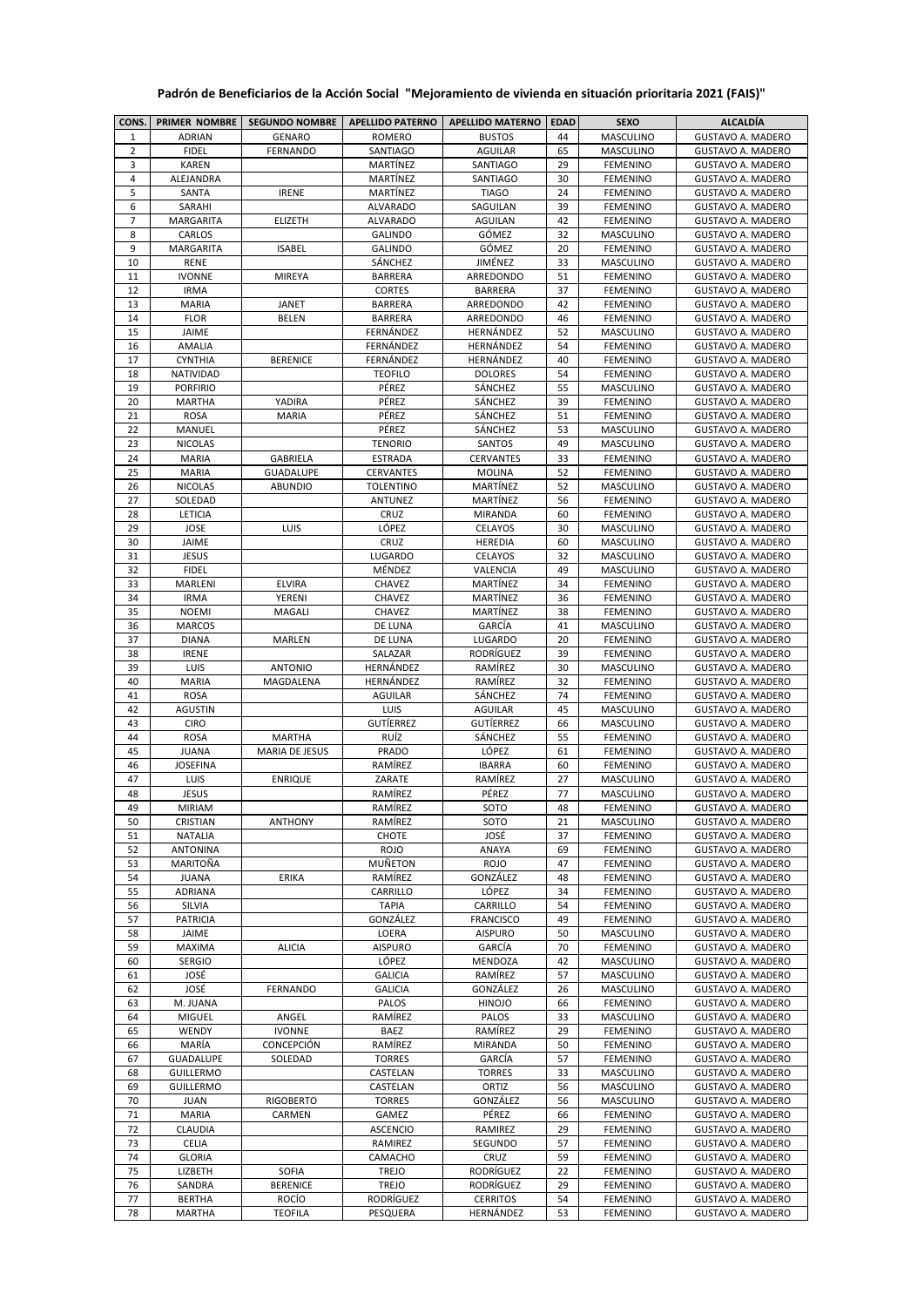**Padrón de Beneficiarios de la Acción Social "Mejoramiento de vivienda en situación prioritaria 2021 (FAIS)"**

| CONS. | PRIMER NOMBRE | SEGUNDO NOMBRE | APELLIDO PATERNO | APELLIDO MATERNO | EDAD | SEXO | ALCALDÍA |
|---|---|---|---|---|---|---|---|
| 1 | ADRIAN | GENARO | ROMERO | BUSTOS | 44 | MASCULINO | GUSTAVO A. MADERO |
| 2 | FIDEL | FERNANDO | SANTIAGO | AGUILAR | 65 | MASCULINO | GUSTAVO A. MADERO |
| 3 | KAREN | | MARTÍNEZ | SANTIAGO | 29 | FEMENINO | GUSTAVO A. MADERO |
| 4 | ALEJANDRA | | MARTÍNEZ | SANTIAGO | 30 | FEMENINO | GUSTAVO A. MADERO |
| 5 | SANTA | IRENE | MARTÍNEZ | TIAGO | 24 | FEMENINO | GUSTAVO A. MADERO |
| 6 | SARAHI | | ALVARADO | SAGUILAN | 39 | FEMENINO | GUSTAVO A. MADERO |
| 7 | MARGARITA | ELIZETH | ALVARADO | AGUILAN | 42 | FEMENINO | GUSTAVO A. MADERO |
| 8 | CARLOS | | GALINDO | GÓMEZ | 32 | MASCULINO | GUSTAVO A. MADERO |
| 9 | MARGARITA | ISABEL | GALINDO | GÓMEZ | 20 | FEMENINO | GUSTAVO A. MADERO |
| 10 | RENE | | SÁNCHEZ | JIMÉNEZ | 33 | MASCULINO | GUSTAVO A. MADERO |
| 11 | IVONNE | MIREYA | BARRERA | ARREDONDO | 51 | FEMENINO | GUSTAVO A. MADERO |
| 12 | IRMA | | CORTES | BARRERA | 37 | FEMENINO | GUSTAVO A. MADERO |
| 13 | MARIA | JANET | BARRERA | ARREDONDO | 42 | FEMENINO | GUSTAVO A. MADERO |
| 14 | FLOR | BELEN | BARRERA | ARREDONDO | 46 | FEMENINO | GUSTAVO A. MADERO |
| 15 | JAIME | | FERNÁNDEZ | HERNÁNDEZ | 52 | MASCULINO | GUSTAVO A. MADERO |
| 16 | AMALIA | | FERNÁNDEZ | HERNÁNDEZ | 54 | FEMENINO | GUSTAVO A. MADERO |
| 17 | CYNTHIA | BERENICE | FERNÁNDEZ | HERNÁNDEZ | 40 | FEMENINO | GUSTAVO A. MADERO |
| 18 | NATIVIDAD | | TEOFILO | DOLORES | 54 | FEMENINO | GUSTAVO A. MADERO |
| 19 | PORFIRIO | | PÉREZ | SÁNCHEZ | 55 | MASCULINO | GUSTAVO A. MADERO |
| 20 | MARTHA | YADIRA | PÉREZ | SÁNCHEZ | 39 | FEMENINO | GUSTAVO A. MADERO |
| 21 | ROSA | MARIA | PÉREZ | SÁNCHEZ | 51 | FEMENINO | GUSTAVO A. MADERO |
| 22 | MANUEL | | PÉREZ | SÁNCHEZ | 53 | MASCULINO | GUSTAVO A. MADERO |
| 23 | NICOLAS | | TENORIO | SANTOS | 49 | MASCULINO | GUSTAVO A. MADERO |
| 24 | MARIA | GABRIELA | ESTRADA | CERVANTES | 33 | FEMENINO | GUSTAVO A. MADERO |
| 25 | MARIA | GUADALUPE | CERVANTES | MOLINA | 52 | FEMENINO | GUSTAVO A. MADERO |
| 26 | NICOLAS | ABUNDIO | TOLENTINO | MARTÍNEZ | 52 | MASCULINO | GUSTAVO A. MADERO |
| 27 | SOLEDAD | | ANTUNEZ | MARTÍNEZ | 56 | FEMENINO | GUSTAVO A. MADERO |
| 28 | LETICIA | | CRUZ | MIRANDA | 60 | FEMENINO | GUSTAVO A. MADERO |
| 29 | JOSE | LUIS | LÓPEZ | CELAYOS | 30 | MASCULINO | GUSTAVO A. MADERO |
| 30 | JAIME | | CRUZ | HEREDIA | 60 | MASCULINO | GUSTAVO A. MADERO |
| 31 | JESUS | | LUGARDO | CELAYOS | 32 | MASCULINO | GUSTAVO A. MADERO |
| 32 | FIDEL | | MÉNDEZ | VALENCIA | 49 | MASCULINO | GUSTAVO A. MADERO |
| 33 | MARLENI | ELVIRA | CHAVEZ | MARTÍNEZ | 34 | FEMENINO | GUSTAVO A. MADERO |
| 34 | IRMA | YERENI | CHAVEZ | MARTÍNEZ | 36 | FEMENINO | GUSTAVO A. MADERO |
| 35 | NOEMI | MAGALI | CHAVEZ | MARTÍNEZ | 38 | FEMENINO | GUSTAVO A. MADERO |
| 36 | MARCOS | | DE LUNA | GARCÍA | 41 | MASCULINO | GUSTAVO A. MADERO |
| 37 | DIANA | MARLEN | DE LUNA | LUGARDO | 20 | FEMENINO | GUSTAVO A. MADERO |
| 38 | IRENE | | SALAZAR | RODRÍGUEZ | 39 | FEMENINO | GUSTAVO A. MADERO |
| 39 | LUIS | ANTONIO | HERNÁNDEZ | RAMÍREZ | 30 | MASCULINO | GUSTAVO A. MADERO |
| 40 | MARIA | MAGDALENA | HERNÁNDEZ | RAMÍREZ | 32 | FEMENINO | GUSTAVO A. MADERO |
| 41 | ROSA | | AGUILAR | SÁNCHEZ | 74 | FEMENINO | GUSTAVO A. MADERO |
| 42 | AGUSTIN | | LUIS | AGUILAR | 45 | MASCULINO | GUSTAVO A. MADERO |
| 43 | CIRO | | GUTÍERREZ | GUTÍERREZ | 66 | MASCULINO | GUSTAVO A. MADERO |
| 44 | ROSA | MARTHA | RUÍZ | SÁNCHEZ | 55 | FEMENINO | GUSTAVO A. MADERO |
| 45 | JUANA | MARIA DE JESUS | PRADO | LÓPEZ | 61 | FEMENINO | GUSTAVO A. MADERO |
| 46 | JOSEFINA | | RAMÍREZ | IBARRA | 60 | FEMENINO | GUSTAVO A. MADERO |
| 47 | LUIS | ENRIQUE | ZARATE | RAMÍREZ | 27 | MASCULINO | GUSTAVO A. MADERO |
| 48 | JESUS | | RAMÍREZ | PÉREZ | 77 | MASCULINO | GUSTAVO A. MADERO |
| 49 | MIRIAM | | RAMÍREZ | SOTO | 48 | FEMENINO | GUSTAVO A. MADERO |
| 50 | CRISTIAN | ANTHONY | RAMÍREZ | SOTO | 21 | MASCULINO | GUSTAVO A. MADERO |
| 51 | NATALIA | | CHOTE | JOSÉ | 37 | FEMENINO | GUSTAVO A. MADERO |
| 52 | ANTONINA | | ROJO | ANAYA | 69 | FEMENINO | GUSTAVO A. MADERO |
| 53 | MARITOÑA | | MUÑETON | ROJO | 47 | FEMENINO | GUSTAVO A. MADERO |
| 54 | JUANA | ERIKA | RAMÍREZ | GONZÁLEZ | 48 | FEMENINO | GUSTAVO A. MADERO |
| 55 | ADRIANA | | CARRILLO | LÓPEZ | 34 | FEMENINO | GUSTAVO A. MADERO |
| 56 | SILVIA | | TAPIA | CARRILLO | 54 | FEMENINO | GUSTAVO A. MADERO |
| 57 | PATRICIA | | GONZÁLEZ | FRANCISCO | 49 | FEMENINO | GUSTAVO A. MADERO |
| 58 | JAIME | | LOERA | AISPURO | 50 | MASCULINO | GUSTAVO A. MADERO |
| 59 | MAXIMA | ALICIA | AISPURO | GARCÍA | 70 | FEMENINO | GUSTAVO A. MADERO |
| 60 | SERGIO | | LÓPEZ | MENDOZA | 42 | MASCULINO | GUSTAVO A. MADERO |
| 61 | JOSÉ | | GALICIA | RAMÍREZ | 57 | MASCULINO | GUSTAVO A. MADERO |
| 62 | JOSÉ | FERNANDO | GALICIA | GONZÁLEZ | 26 | MASCULINO | GUSTAVO A. MADERO |
| 63 | M. JUANA | | PALOS | HINOJO | 66 | FEMENINO | GUSTAVO A. MADERO |
| 64 | MIGUEL | ANGEL | RAMÍREZ | PALOS | 33 | MASCULINO | GUSTAVO A. MADERO |
| 65 | WENDY | IVONNE | BAEZ | RAMÍREZ | 29 | FEMENINO | GUSTAVO A. MADERO |
| 66 | MARÍA | CONCEPCIÓN | RAMÍREZ | MIRANDA | 50 | FEMENINO | GUSTAVO A. MADERO |
| 67 | GUADALUPE | SOLEDAD | TORRES | GARCÍA | 57 | FEMENINO | GUSTAVO A. MADERO |
| 68 | GUILLERMO | | CASTELAN | TORRES | 33 | MASCULINO | GUSTAVO A. MADERO |
| 69 | GUILLERMO | | CASTELAN | ORTIZ | 56 | MASCULINO | GUSTAVO A. MADERO |
| 70 | JUAN | RIGOBERTO | TORRES | GONZÁLEZ | 56 | MASCULINO | GUSTAVO A. MADERO |
| 71 | MARIA | CARMEN | GAMEZ | PÉREZ | 66 | FEMENINO | GUSTAVO A. MADERO |
| 72 | CLAUDIA | | ASCENCIO | RAMIREZ | 29 | FEMENINO | GUSTAVO A. MADERO |
| 73 | CELIA | | RAMIREZ | SEGUNDO | 57 | FEMENINO | GUSTAVO A. MADERO |
| 74 | GLORIA | | CAMACHO | CRUZ | 59 | FEMENINO | GUSTAVO A. MADERO |
| 75 | LIZBETH | SOFIA | TREJO | RODRÍGUEZ | 22 | FEMENINO | GUSTAVO A. MADERO |
| 76 | SANDRA | BERENICE | TREJO | RODRÍGUEZ | 29 | FEMENINO | GUSTAVO A. MADERO |
| 77 | BERTHA | ROCÍO | RODRÍGUEZ | CERRITOS | 54 | FEMENINO | GUSTAVO A. MADERO |
| 78 | MARTHA | TEOFILA | PESQUERA | HERNÁNDEZ | 53 | FEMENINO | GUSTAVO A. MADERO |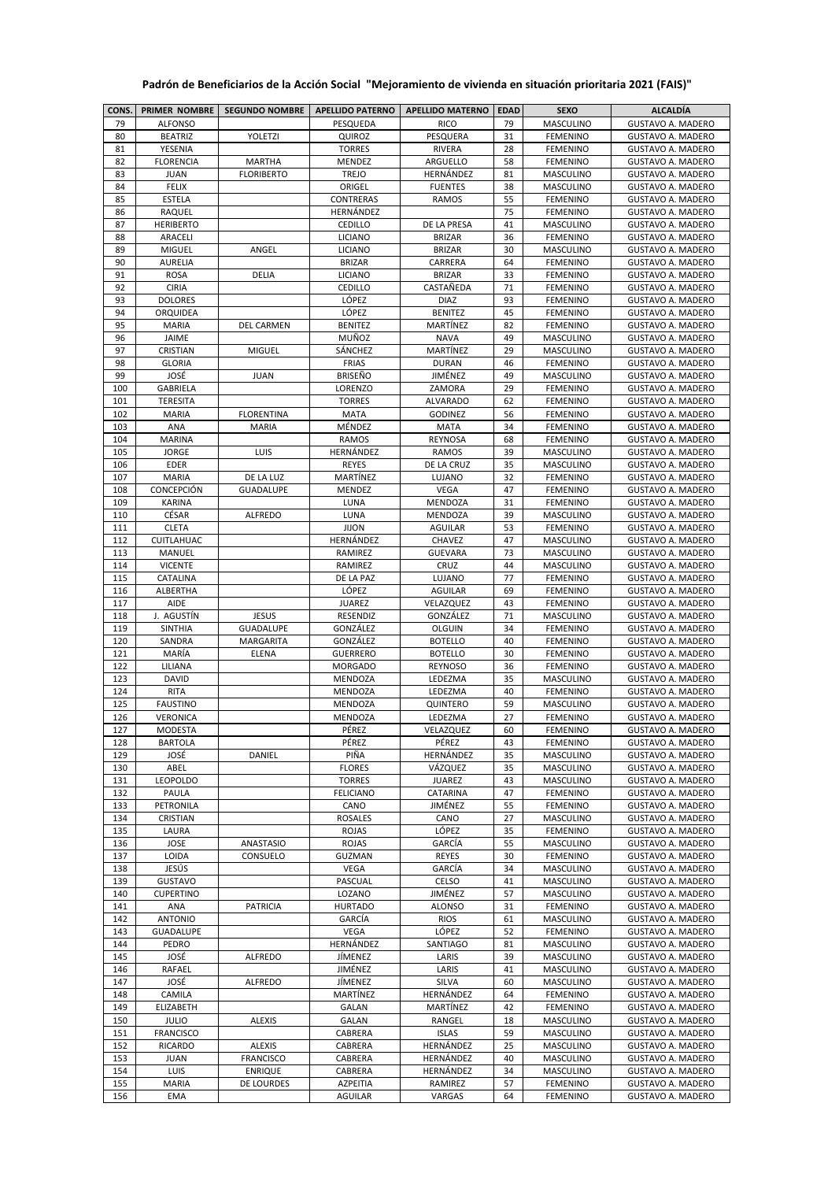**Padrón de Beneficiarios de la Acción Social "Mejoramiento de vivienda en situación prioritaria 2021 (FAIS)"**

| CONS. | PRIMER NOMBRE | SEGUNDO NOMBRE | APELLIDO PATERNO | APELLIDO MATERNO | EDAD | SEXO | ALCALDÍA |
|---|---|---|---|---|---|---|---|
| 79 | ALFONSO | | PESQUEDA | RICO | 79 | MASCULINO | GUSTAVO A. MADERO |
| 80 | BEATRIZ | YOLETZI | QUIROZ | PESQUERA | 31 | FEMENINO | GUSTAVO A. MADERO |
| 81 | YESENIA | | TORRES | RIVERA | 28 | FEMENINO | GUSTAVO A. MADERO |
| 82 | FLORENCIA | MARTHA | MENDEZ | ARGUELLO | 58 | FEMENINO | GUSTAVO A. MADERO |
| 83 | JUAN | FLORIBERTO | TREJO | HERNÁNDEZ | 81 | MASCULINO | GUSTAVO A. MADERO |
| 84 | FELIX | | ORIGEL | FUENTES | 38 | MASCULINO | GUSTAVO A. MADERO |
| 85 | ESTELA | | CONTRERAS | RAMOS | 55 | FEMENINO | GUSTAVO A. MADERO |
| 86 | RAQUEL | | HERNÁNDEZ | | 75 | FEMENINO | GUSTAVO A. MADERO |
| 87 | HERIBERTO | | CEDILLO | DE LA PRESA | 41 | MASCULINO | GUSTAVO A. MADERO |
| 88 | ARACELI | | LICIANO | BRIZAR | 36 | FEMENINO | GUSTAVO A. MADERO |
| 89 | MIGUEL | ANGEL | LICIANO | BRIZAR | 30 | MASCULINO | GUSTAVO A. MADERO |
| 90 | AURELIA | | BRIZAR | CARRERA | 64 | FEMENINO | GUSTAVO A. MADERO |
| 91 | ROSA | DELIA | LICIANO | BRIZAR | 33 | FEMENINO | GUSTAVO A. MADERO |
| 92 | CIRIA | | CEDILLO | CASTAÑEDA | 71 | FEMENINO | GUSTAVO A. MADERO |
| 93 | DOLORES | | LÓPEZ | DIAZ | 93 | FEMENINO | GUSTAVO A. MADERO |
| 94 | ORQUIDEA | | LÓPEZ | BENITEZ | 45 | FEMENINO | GUSTAVO A. MADERO |
| 95 | MARIA | DEL CARMEN | BENITEZ | MARTÍNEZ | 82 | FEMENINO | GUSTAVO A. MADERO |
| 96 | JAIME | | MUÑOZ | NAVA | 49 | MASCULINO | GUSTAVO A. MADERO |
| 97 | CRISTIAN | MIGUEL | SÁNCHEZ | MARTÍNEZ | 29 | MASCULINO | GUSTAVO A. MADERO |
| 98 | GLORIA | | FRIAS | DURAN | 46 | FEMENINO | GUSTAVO A. MADERO |
| 99 | JOSÉ | JUAN | BRISEÑO | JIMÉNEZ | 49 | MASCULINO | GUSTAVO A. MADERO |
| 100 | GABRIELA | | LORENZO | ZAMORA | 29 | FEMENINO | GUSTAVO A. MADERO |
| 101 | TERESITA | | TORRES | ALVARADO | 62 | FEMENINO | GUSTAVO A. MADERO |
| 102 | MARIA | FLORENTINA | MATA | GODINEZ | 56 | FEMENINO | GUSTAVO A. MADERO |
| 103 | ANA | MARIA | MÉNDEZ | MATA | 34 | FEMENINO | GUSTAVO A. MADERO |
| 104 | MARINA | | RAMOS | REYNOSA | 68 | FEMENINO | GUSTAVO A. MADERO |
| 105 | JORGE | LUIS | HERNÁNDEZ | RAMOS | 39 | MASCULINO | GUSTAVO A. MADERO |
| 106 | EDER | | REYES | DE LA CRUZ | 35 | MASCULINO | GUSTAVO A. MADERO |
| 107 | MARIA | DE LA LUZ | MARTÍNEZ | LUJANO | 32 | FEMENINO | GUSTAVO A. MADERO |
| 108 | CONCEPCIÓN | GUADALUPE | MENDEZ | VEGA | 47 | FEMENINO | GUSTAVO A. MADERO |
| 109 | KARINA | | LUNA | MENDOZA | 31 | FEMENINO | GUSTAVO A. MADERO |
| 110 | CÉSAR | ALFREDO | LUNA | MENDOZA | 39 | MASCULINO | GUSTAVO A. MADERO |
| 111 | CLETA | | JIJON | AGUILAR | 53 | FEMENINO | GUSTAVO A. MADERO |
| 112 | CUITLAHUAC | | HERNÁNDEZ | CHAVEZ | 47 | MASCULINO | GUSTAVO A. MADERO |
| 113 | MANUEL | | RAMIREZ | GUEVARA | 73 | MASCULINO | GUSTAVO A. MADERO |
| 114 | VICENTE | | RAMIREZ | CRUZ | 44 | MASCULINO | GUSTAVO A. MADERO |
| 115 | CATALINA | | DE LA PAZ | LUJANO | 77 | FEMENINO | GUSTAVO A. MADERO |
| 116 | ALBERTHA | | LÓPEZ | AGUILAR | 69 | FEMENINO | GUSTAVO A. MADERO |
| 117 | AIDE | | JUAREZ | VELAZQUEZ | 43 | FEMENINO | GUSTAVO A. MADERO |
| 118 | J. AGUSTÍN | JESUS | RESENDIZ | GONZÁLEZ | 71 | MASCULINO | GUSTAVO A. MADERO |
| 119 | SINTHIA | GUADALUPE | GONZÁLEZ | OLGUIN | 34 | FEMENINO | GUSTAVO A. MADERO |
| 120 | SANDRA | MARGARITA | GONZÁLEZ | BOTELLO | 40 | FEMENINO | GUSTAVO A. MADERO |
| 121 | MARÍA | ELENA | GUERRERO | BOTELLO | 30 | FEMENINO | GUSTAVO A. MADERO |
| 122 | LILIANA | | MORGADO | REYNOSO | 36 | FEMENINO | GUSTAVO A. MADERO |
| 123 | DAVID | | MENDOZA | LEDEZMA | 35 | MASCULINO | GUSTAVO A. MADERO |
| 124 | RITA | | MENDOZA | LEDEZMA | 40 | FEMENINO | GUSTAVO A. MADERO |
| 125 | FAUSTINO | | MENDOZA | QUINTERO | 59 | MASCULINO | GUSTAVO A. MADERO |
| 126 | VERONICA | | MENDOZA | LEDEZMA | 27 | FEMENINO | GUSTAVO A. MADERO |
| 127 | MODESTA | | PÉREZ | VELAZQUEZ | 60 | FEMENINO | GUSTAVO A. MADERO |
| 128 | BARTOLA | | PÉREZ | PÉREZ | 43 | FEMENINO | GUSTAVO A. MADERO |
| 129 | JOSÉ | DANIEL | PIÑA | HERNÁNDEZ | 35 | MASCULINO | GUSTAVO A. MADERO |
| 130 | ABEL | | FLORES | VÁZQUEZ | 35 | MASCULINO | GUSTAVO A. MADERO |
| 131 | LEOPOLDO | | TORRES | JUAREZ | 43 | MASCULINO | GUSTAVO A. MADERO |
| 132 | PAULA | | FELICIANO | CATARINA | 47 | FEMENINO | GUSTAVO A. MADERO |
| 133 | PETRONILA | | CANO | JIMÉNEZ | 55 | FEMENINO | GUSTAVO A. MADERO |
| 134 | CRISTIAN | | ROSALES | CANO | 27 | MASCULINO | GUSTAVO A. MADERO |
| 135 | LAURA | | ROJAS | LÓPEZ | 35 | FEMENINO | GUSTAVO A. MADERO |
| 136 | JOSE | ANASTASIO | ROJAS | GARCÍA | 55 | MASCULINO | GUSTAVO A. MADERO |
| 137 | LOIDA | CONSUELO | GUZMAN | REYES | 30 | FEMENINO | GUSTAVO A. MADERO |
| 138 | JESÚS | | VEGA | GARCÍA | 34 | MASCULINO | GUSTAVO A. MADERO |
| 139 | GUSTAVO | | PASCUAL | CELSO | 41 | MASCULINO | GUSTAVO A. MADERO |
| 140 | CUPERTINO | | LOZANO | JIMÉNEZ | 57 | MASCULINO | GUSTAVO A. MADERO |
| 141 | ANA | PATRICIA | HURTADO | ALONSO | 31 | FEMENINO | GUSTAVO A. MADERO |
| 142 | ANTONIO | | GARCÍA | RIOS | 61 | MASCULINO | GUSTAVO A. MADERO |
| 143 | GUADALUPE | | VEGA | LÓPEZ | 52 | FEMENINO | GUSTAVO A. MADERO |
| 144 | PEDRO | | HERNÁNDEZ | SANTIAGO | 81 | MASCULINO | GUSTAVO A. MADERO |
| 145 | JOSÉ | ALFREDO | JÍMENEZ | LARIS | 39 | MASCULINO | GUSTAVO A. MADERO |
| 146 | RAFAEL | | JIMÉNEZ | LARIS | 41 | MASCULINO | GUSTAVO A. MADERO |
| 147 | JOSÉ | ALFREDO | JÍMENEZ | SILVA | 60 | MASCULINO | GUSTAVO A. MADERO |
| 148 | CAMILA | | MARTÍNEZ | HERNÁNDEZ | 64 | FEMENINO | GUSTAVO A. MADERO |
| 149 | ELIZABETH | | GALAN | MARTÍNEZ | 42 | FEMENINO | GUSTAVO A. MADERO |
| 150 | JULIO | ALEXIS | GALAN | RANGEL | 18 | MASCULINO | GUSTAVO A. MADERO |
| 151 | FRANCISCO | | CABRERA | ISLAS | 59 | MASCULINO | GUSTAVO A. MADERO |
| 152 | RICARDO | ALEXIS | CABRERA | HERNÁNDEZ | 25 | MASCULINO | GUSTAVO A. MADERO |
| 153 | JUAN | FRANCISCO | CABRERA | HERNÁNDEZ | 40 | MASCULINO | GUSTAVO A. MADERO |
| 154 | LUIS | ENRIQUE | CABRERA | HERNÁNDEZ | 34 | MASCULINO | GUSTAVO A. MADERO |
| 155 | MARIA | DE LOURDES | AZPEITIA | RAMIREZ | 57 | FEMENINO | GUSTAVO A. MADERO |
| 156 | EMA | | AGUILAR | VARGAS | 64 | FEMENINO | GUSTAVO A. MADERO |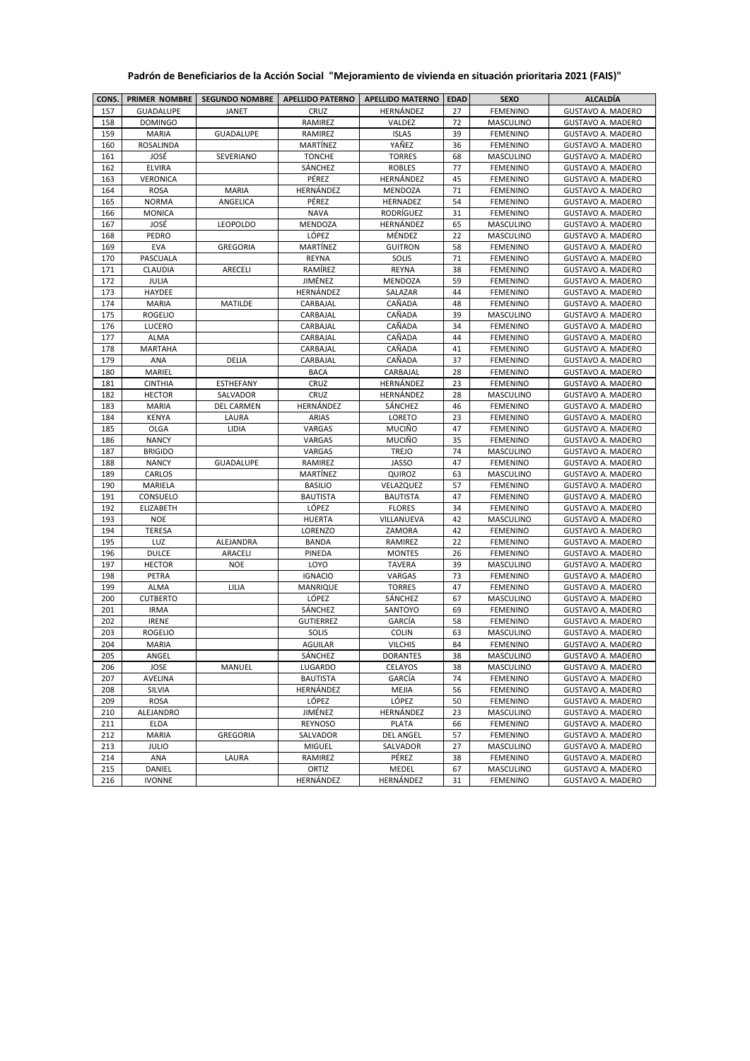**Padrón de Beneficiarios de la Acción Social "Mejoramiento de vivienda en situación prioritaria 2021 (FAIS)"**

| CONS. | PRIMER NOMBRE | SEGUNDO NOMBRE | APELLIDO PATERNO | APELLIDO MATERNO | EDAD | SEXO | ALCALDÍA |
|---|---|---|---|---|---|---|---|
| 157 | GUADALUPE | JANET | CRUZ | HERNÁNDEZ | 27 | FEMENINO | GUSTAVO A. MADERO |
| 158 | DOMINGO | | RAMIREZ | VALDEZ | 72 | MASCULINO | GUSTAVO A. MADERO |
| 159 | MARIA | GUADALUPE | RAMIREZ | ISLAS | 39 | FEMENINO | GUSTAVO A. MADERO |
| 160 | ROSALINDA | | MARTÍNEZ | YAÑEZ | 36 | FEMENINO | GUSTAVO A. MADERO |
| 161 | JOSÉ | SEVERIANO | TONCHE | TORRES | 68 | MASCULINO | GUSTAVO A. MADERO |
| 162 | ELVIRA | | SÁNCHEZ | ROBLES | 77 | FEMENINO | GUSTAVO A. MADERO |
| 163 | VERONICA | | PÉREZ | HERNÁNDEZ | 45 | FEMENINO | GUSTAVO A. MADERO |
| 164 | ROSA | MARIA | HERNÁNDEZ | MENDOZA | 71 | FEMENINO | GUSTAVO A. MADERO |
| 165 | NORMA | ANGELICA | PÉREZ | HERNADEZ | 54 | FEMENINO | GUSTAVO A. MADERO |
| 166 | MONICA | | NAVA | RODRÍGUEZ | 31 | FEMENINO | GUSTAVO A. MADERO |
| 167 | JOSÉ | LEOPOLDO | MENDOZA | HERNÁNDEZ | 65 | MASCULINO | GUSTAVO A. MADERO |
| 168 | PEDRO | | LÓPEZ | MÉNDEZ | 22 | MASCULINO | GUSTAVO A. MADERO |
| 169 | EVA | GREGORIA | MARTÍNEZ | GUITRON | 58 | FEMENINO | GUSTAVO A. MADERO |
| 170 | PASCUALA | | REYNA | SOLIS | 71 | FEMENINO | GUSTAVO A. MADERO |
| 171 | CLAUDIA | ARECELI | RAMÍREZ | REYNA | 38 | FEMENINO | GUSTAVO A. MADERO |
| 172 | JULIA | | JIMÉNEZ | MENDOZA | 59 | FEMENINO | GUSTAVO A. MADERO |
| 173 | HAYDEE | | HERNÁNDEZ | SALAZAR | 44 | FEMENINO | GUSTAVO A. MADERO |
| 174 | MARIA | MATILDE | CARBAJAL | CAÑADA | 48 | FEMENINO | GUSTAVO A. MADERO |
| 175 | ROGELIO | | CARBAJAL | CAÑADA | 39 | MASCULINO | GUSTAVO A. MADERO |
| 176 | LUCERO | | CARBAJAL | CAÑADA | 34 | FEMENINO | GUSTAVO A. MADERO |
| 177 | ALMA | | CARBAJAL | CAÑADA | 44 | FEMENINO | GUSTAVO A. MADERO |
| 178 | MARTAHA | | CARBAJAL | CAÑADA | 41 | FEMENINO | GUSTAVO A. MADERO |
| 179 | ANA | DELIA | CARBAJAL | CAÑADA | 37 | FEMENINO | GUSTAVO A. MADERO |
| 180 | MARIEL | | BACA | CARBAJAL | 28 | FEMENINO | GUSTAVO A. MADERO |
| 181 | CINTHIA | ESTHEFANY | CRUZ | HERNÁNDEZ | 23 | FEMENINO | GUSTAVO A. MADERO |
| 182 | HECTOR | SALVADOR | CRUZ | HERNÁNDEZ | 28 | MASCULINO | GUSTAVO A. MADERO |
| 183 | MARIA | DEL CARMEN | HERNÁNDEZ | SÁNCHEZ | 46 | FEMENINO | GUSTAVO A. MADERO |
| 184 | KENYA | LAURA | ARIAS | LORETO | 23 | FEMENINO | GUSTAVO A. MADERO |
| 185 | OLGA | LIDIA | VARGAS | MUCIÑO | 47 | FEMENINO | GUSTAVO A. MADERO |
| 186 | NANCY | | VARGAS | MUCIÑO | 35 | FEMENINO | GUSTAVO A. MADERO |
| 187 | BRIGIDO | | VARGAS | TREJO | 74 | MASCULINO | GUSTAVO A. MADERO |
| 188 | NANCY | GUADALUPE | RAMIREZ | JASSO | 47 | FEMENINO | GUSTAVO A. MADERO |
| 189 | CARLOS | | MARTÍNEZ | QUIROZ | 63 | MASCULINO | GUSTAVO A. MADERO |
| 190 | MARIELA | | BASILIO | VELAZQUEZ | 57 | FEMENINO | GUSTAVO A. MADERO |
| 191 | CONSUELO | | BAUTISTA | BAUTISTA | 47 | FEMENINO | GUSTAVO A. MADERO |
| 192 | ELIZABETH | | LÓPEZ | FLORES | 34 | FEMENINO | GUSTAVO A. MADERO |
| 193 | NOE | | HUERTA | VILLANUEVA | 42 | MASCULINO | GUSTAVO A. MADERO |
| 194 | TERESA | | LORENZO | ZAMORA | 42 | FEMENINO | GUSTAVO A. MADERO |
| 195 | LUZ | ALEJANDRA | BANDA | RAMIREZ | 22 | FEMENINO | GUSTAVO A. MADERO |
| 196 | DULCE | ARACELI | PINEDA | MONTES | 26 | FEMENINO | GUSTAVO A. MADERO |
| 197 | HECTOR | NOE | LOYO | TAVERA | 39 | MASCULINO | GUSTAVO A. MADERO |
| 198 | PETRA | | IGNACIO | VARGAS | 73 | FEMENINO | GUSTAVO A. MADERO |
| 199 | ALMA | LILIA | MANRIQUE | TORRES | 47 | FEMENINO | GUSTAVO A. MADERO |
| 200 | CUTBERTO | | LÓPEZ | SÁNCHEZ | 67 | MASCULINO | GUSTAVO A. MADERO |
| 201 | IRMA | | SÁNCHEZ | SANTOYO | 69 | FEMENINO | GUSTAVO A. MADERO |
| 202 | IRENE | | GUTIERREZ | GARCÍA | 58 | FEMENINO | GUSTAVO A. MADERO |
| 203 | ROGELIO | | SOLIS | COLIN | 63 | MASCULINO | GUSTAVO A. MADERO |
| 204 | MARIA | | AGUILAR | VILCHIS | 84 | FEMENINO | GUSTAVO A. MADERO |
| 205 | ANGEL | | SÁNCHEZ | DORANTES | 38 | MASCULINO | GUSTAVO A. MADERO |
| 206 | JOSE | MANUEL | LUGARDO | CELAYOS | 38 | MASCULINO | GUSTAVO A. MADERO |
| 207 | AVELINA | | BAUTISTA | GARCÍA | 74 | FEMENINO | GUSTAVO A. MADERO |
| 208 | SILVIA | | HERNÁNDEZ | MEJIA | 56 | FEMENINO | GUSTAVO A. MADERO |
| 209 | ROSA | | LÓPEZ | LÓPEZ | 50 | FEMENINO | GUSTAVO A. MADERO |
| 210 | ALEJANDRO | | JIMÉNEZ | HERNÁNDEZ | 23 | MASCULINO | GUSTAVO A. MADERO |
| 211 | ELDA | | REYNOSO | PLATA | 66 | FEMENINO | GUSTAVO A. MADERO |
| 212 | MARIA | GREGORIA | SALVADOR | DEL ANGEL | 57 | FEMENINO | GUSTAVO A. MADERO |
| 213 | JULIO | | MIGUEL | SALVADOR | 27 | MASCULINO | GUSTAVO A. MADERO |
| 214 | ANA | LAURA | RAMIREZ | PÉREZ | 38 | FEMENINO | GUSTAVO A. MADERO |
| 215 | DANIEL | | ORTIZ | MEDEL | 67 | MASCULINO | GUSTAVO A. MADERO |
| 216 | IVONNE | | HERNÁNDEZ | HERNÁNDEZ | 31 | FEMENINO | GUSTAVO A. MADERO |